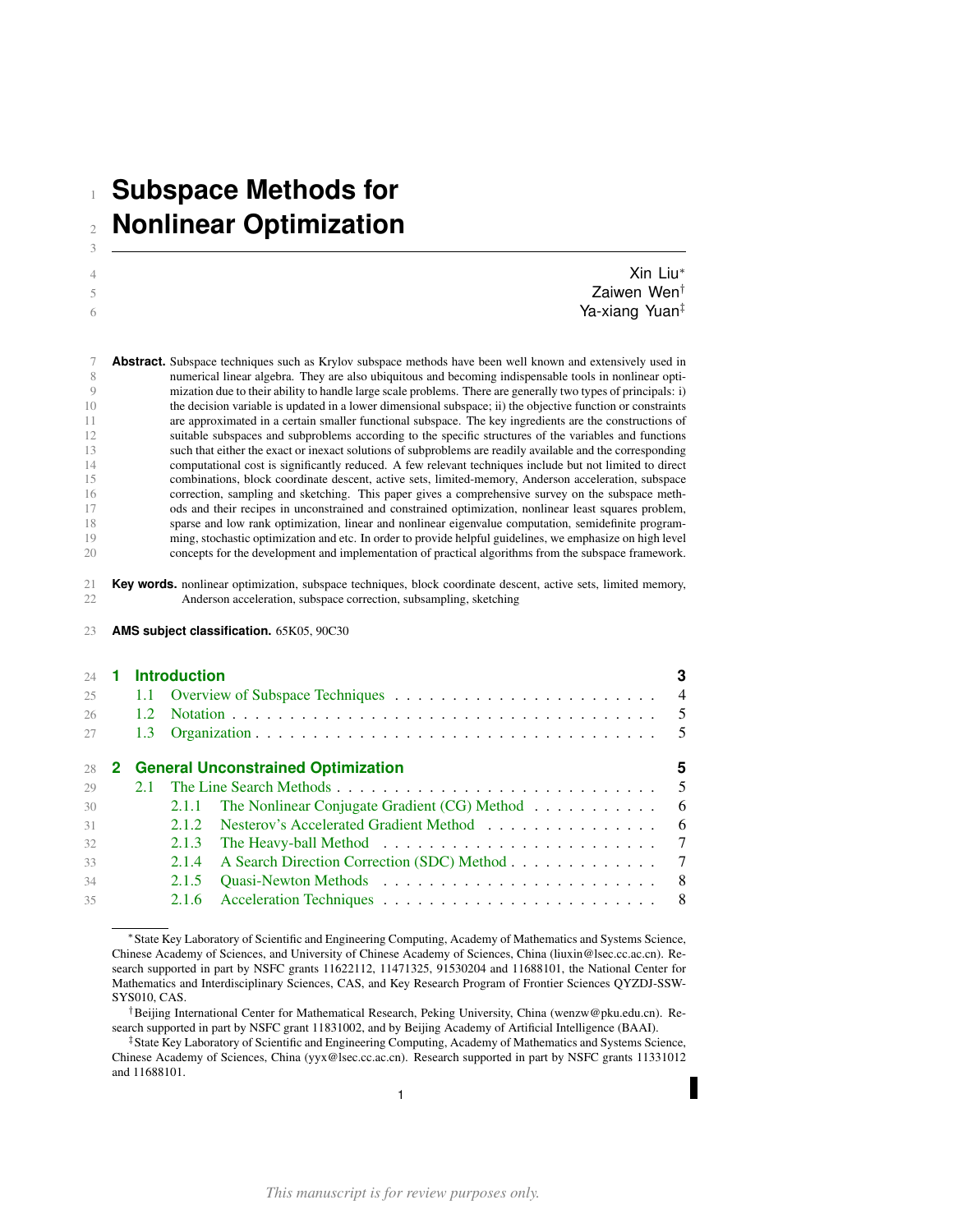# Subspace Methods for Nonlinear Optimization

Xin Liu*
Zaiwen Wen†
Ya-xiang Yuan‡

**Abstract.** Subspace techniques such as Krylov subspace methods have been well known and extensively used in numerical linear algebra. They are also ubiquitous and becoming indispensable tools in nonlinear optimization due to their ability to handle large scale problems. There are generally two types of principals: i) the decision variable is updated in a lower dimensional subspace; ii) the objective function or constraints are approximated in a certain smaller functional subspace. The key ingredients are the constructions of suitable subspaces and subproblems according to the specific structures of the variables and functions such that either the exact or inexact solutions of subproblems are readily available and the corresponding computational cost is significantly reduced. A few relevant techniques include but not limited to direct combinations, block coordinate descent, active sets, limited-memory, Anderson acceleration, subspace correction, sampling and sketching. This paper gives a comprehensive survey on the subspace methods and their recipes in unconstrained and constrained optimization, nonlinear least squares problem, sparse and low rank optimization, linear and nonlinear eigenvalue computation, semidefinite programming, stochastic optimization and etc. In order to provide helpful guidelines, we emphasize on high level concepts for the development and implementation of practical algorithms from the subspace framework.

**Key words.** nonlinear optimization, subspace techniques, block coordinate descent, active sets, limited memory, Anderson acceleration, subspace correction, subsampling, sketching

**AMS subject classification.** 65K05, 90C30

**1 Introduction** ... 3
- 1.1 Overview of Subspace Techniques ... 4
- 1.2 Notation ... 5
- 1.3 Organization ... 5

**2 General Unconstrained Optimization** ... 5
- 2.1 The Line Search Methods ... 5
  - 2.1.1 The Nonlinear Conjugate Gradient (CG) Method ... 6
  - 2.1.2 Nesterov's Accelerated Gradient Method ... 6
  - 2.1.3 The Heavy-ball Method ... 7
  - 2.1.4 A Search Direction Correction (SDC) Method ... 7
  - 2.1.5 Quasi-Newton Methods ... 8
  - 2.1.6 Acceleration Techniques ... 8

*State Key Laboratory of Scientific and Engineering Computing, Academy of Mathematics and Systems Science, Chinese Academy of Sciences, and University of Chinese Academy of Sciences, China (liuxin@lsec.cc.ac.cn). Research supported in part by NSFC grants 11622112, 11471325, 91530204 and 11688101, the National Center for Mathematics and Interdisciplinary Sciences, CAS, and Key Research Program of Frontier Sciences QYZDJ-SSW-SYS010, CAS.

†Beijing International Center for Mathematical Research, Peking University, China (wenzw@pku.edu.cn). Research supported in part by NSFC grant 11831002, and by Beijing Academy of Artificial Intelligence (BAAI).

‡State Key Laboratory of Scientific and Engineering Computing, Academy of Mathematics and Systems Science, Chinese Academy of Sciences, China (yyx@lsec.cc.ac.cn). Research supported in part by NSFC grants 11331012 and 11688101.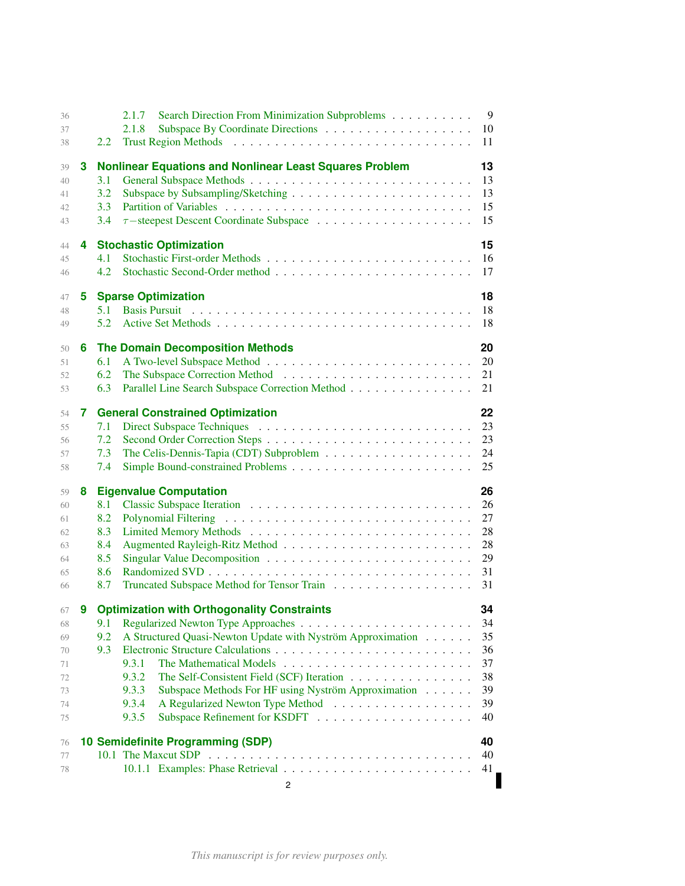- 2.1.7 Search Direction From Minimization Subproblems . . . . . . . . . . 9
- 2.1.8 Subspace By Coordinate Directions . . . . . . . . . . . . . . . . . . 10
- 2.2 Trust Region Methods . . . . . . . . . . . . . . . . . . . . . . . . . . . 11

**3 Nonlinear Equations and Nonlinear Least Squares Problem** **13**
- 3.1 General Subspace Methods . . . . . . . . . . . . . . . . . . . . . . . . . 13
- 3.2 Subspace by Subsampling/Sketching . . . . . . . . . . . . . . . . . . . . 13
- 3.3 Partition of Variables . . . . . . . . . . . . . . . . . . . . . . . . . . . 15
- 3.4 $\tau-$steepest Descent Coordinate Subspace . . . . . . . . . . . . . . . . 15

**4 Stochastic Optimization** **15**
- 4.1 Stochastic First-order Methods . . . . . . . . . . . . . . . . . . . . . . 16
- 4.2 Stochastic Second-Order method . . . . . . . . . . . . . . . . . . . . . . 17

**5 Sparse Optimization** **18**
- 5.1 Basis Pursuit . . . . . . . . . . . . . . . . . . . . . . . . . . . . . . . 18
- 5.2 Active Set Methods . . . . . . . . . . . . . . . . . . . . . . . . . . . . 18

**6 The Domain Decomposition Methods** **20**
- 6.1 A Two-level Subspace Method . . . . . . . . . . . . . . . . . . . . . . . 20
- 6.2 The Subspace Correction Method . . . . . . . . . . . . . . . . . . . . . 21
- 6.3 Parallel Line Search Subspace Correction Method . . . . . . . . . . . . . 21

**7 General Constrained Optimization** **22**
- 7.1 Direct Subspace Techniques . . . . . . . . . . . . . . . . . . . . . . . . 23
- 7.2 Second Order Correction Steps . . . . . . . . . . . . . . . . . . . . . . 23
- 7.3 The Celis-Dennis-Tapia (CDT) Subproblem . . . . . . . . . . . . . . . . 24
- 7.4 Simple Bound-constrained Problems . . . . . . . . . . . . . . . . . . . . 25

**8 Eigenvalue Computation** **26**
- 8.1 Classic Subspace Iteration . . . . . . . . . . . . . . . . . . . . . . . . 26
- 8.2 Polynomial Filtering . . . . . . . . . . . . . . . . . . . . . . . . . . . 27
- 8.3 Limited Memory Methods . . . . . . . . . . . . . . . . . . . . . . . . . 28
- 8.4 Augmented Rayleigh-Ritz Method . . . . . . . . . . . . . . . . . . . . . 28
- 8.5 Singular Value Decomposition . . . . . . . . . . . . . . . . . . . . . . . 29
- 8.6 Randomized SVD . . . . . . . . . . . . . . . . . . . . . . . . . . . . . . 31
- 8.7 Truncated Subspace Method for Tensor Train . . . . . . . . . . . . . . . 31

**9 Optimization with Orthogonality Constraints** **34**
- 9.1 Regularized Newton Type Approaches . . . . . . . . . . . . . . . . . . . 34
- 9.2 A Structured Quasi-Newton Update with Nyström Approximation . . . . . . 35
- 9.3 Electronic Structure Calculations . . . . . . . . . . . . . . . . . . . . . 36
  - 9.3.1 The Mathematical Models . . . . . . . . . . . . . . . . . . . . . . 37
  - 9.3.2 The Self-Consistent Field (SCF) Iteration . . . . . . . . . . . . . . 38
  - 9.3.3 Subspace Methods For HF using Nyström Approximation . . . . . . 39
  - 9.3.4 A Regularized Newton Type Method . . . . . . . . . . . . . . . . . 39
  - 9.3.5 Subspace Refinement for KSDFT . . . . . . . . . . . . . . . . . . . 40

**10 Semidefinite Programming (SDP)** **40**
- 10.1 The Maxcut SDP . . . . . . . . . . . . . . . . . . . . . . . . . . . . . 40
  - 10.1.1 Examples: Phase Retrieval . . . . . . . . . . . . . . . . . . . . . . 41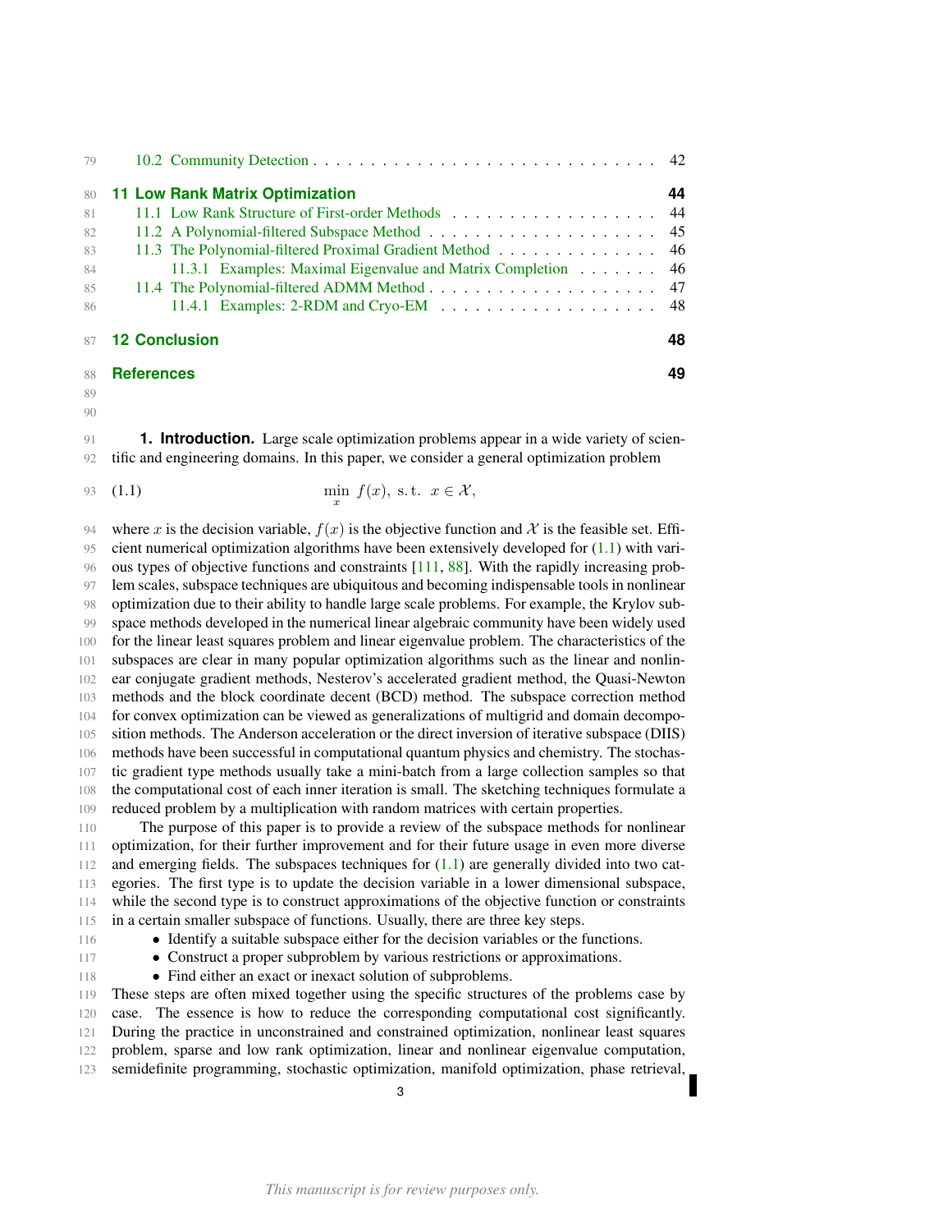10.2 Community Detection . . . . . . . . . . . . . . . . . . . . . . . . . . . . . 42

**11 Low Rank Matrix Optimization** **44**

11.1 Low Rank Structure of First-order Methods . . . . . . . . . . . . . . . . . . . 44

11.2 A Polynomial-filtered Subspace Method . . . . . . . . . . . . . . . . . . . . 45

11.3 The Polynomial-filtered Proximal Gradient Method . . . . . . . . . . . . . . 46

11.3.1 Examples: Maximal Eigenvalue and Matrix Completion . . . . . . . 46

11.4 The Polynomial-filtered ADMM Method . . . . . . . . . . . . . . . . . . . . 47

11.4.1 Examples: 2-RDM and Cryo-EM . . . . . . . . . . . . . . . . . . . 48

**12 Conclusion** **48**

**References** **49**

## 1. Introduction.

Large scale optimization problems appear in a wide variety of scientific and engineering domains. In this paper, we consider a general optimization problem

$$\min_{x} \ f(x), \ \text{s.t.} \ \ x \in \mathcal{X}, \tag{1.1}$$

where $x$ is the decision variable, $f(x)$ is the objective function and $\mathcal{X}$ is the feasible set. Efficient numerical optimization algorithms have been extensively developed for (1.1) with various types of objective functions and constraints [111, 88]. With the rapidly increasing problem scales, subspace techniques are ubiquitous and becoming indispensable tools in nonlinear optimization due to their ability to handle large scale problems. For example, the Krylov subspace methods developed in the numerical linear algebraic community have been widely used for the linear least squares problem and linear eigenvalue problem. The characteristics of the subspaces are clear in many popular optimization algorithms such as the linear and nonlinear conjugate gradient methods, Nesterov's accelerated gradient method, the Quasi-Newton methods and the block coordinate decent (BCD) method. The subspace correction method for convex optimization can be viewed as generalizations of multigrid and domain decomposition methods. The Anderson acceleration or the direct inversion of iterative subspace (DIIS) methods have been successful in computational quantum physics and chemistry. The stochastic gradient type methods usually take a mini-batch from a large collection samples so that the computational cost of each inner iteration is small. The sketching techniques formulate a reduced problem by a multiplication with random matrices with certain properties.

The purpose of this paper is to provide a review of the subspace methods for nonlinear optimization, for their further improvement and for their future usage in even more diverse and emerging fields. The subspaces techniques for (1.1) are generally divided into two categories. The first type is to update the decision variable in a lower dimensional subspace, while the second type is to construct approximations of the objective function or constraints in a certain smaller subspace of functions. Usually, there are three key steps.

- Identify a suitable subspace either for the decision variables or the functions.
- Construct a proper subproblem by various restrictions or approximations.
- Find either an exact or inexact solution of subproblems.

These steps are often mixed together using the specific structures of the problems case by case. The essence is how to reduce the corresponding computational cost significantly. During the practice in unconstrained and constrained optimization, nonlinear least squares problem, sparse and low rank optimization, linear and nonlinear eigenvalue computation, semidefinite programming, stochastic optimization, manifold optimization, phase retrieval,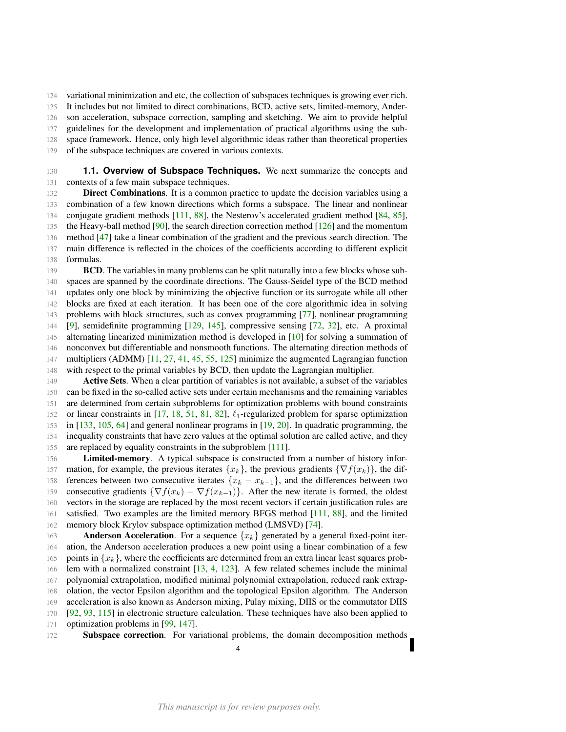variational minimization and etc, the collection of subspaces techniques is growing ever rich. It includes but not limited to direct combinations, BCD, active sets, limited-memory, Anderson acceleration, subspace correction, sampling and sketching. We aim to provide helpful guidelines for the development and implementation of practical algorithms using the subspace framework. Hence, only high level algorithmic ideas rather than theoretical properties of the subspace techniques are covered in various contexts.

### 1.1. Overview of Subspace Techniques.

We next summarize the concepts and contexts of a few main subspace techniques.

**Direct Combinations**. It is a common practice to update the decision variables using a combination of a few known directions which forms a subspace. The linear and nonlinear conjugate gradient methods [111, 88], the Nesterov's accelerated gradient method [84, 85], the Heavy-ball method [90], the search direction correction method [126] and the momentum method [47] take a linear combination of the gradient and the previous search direction. The main difference is reflected in the choices of the coefficients according to different explicit formulas.

**BCD**. The variables in many problems can be split naturally into a few blocks whose subspaces are spanned by the coordinate directions. The Gauss-Seidel type of the BCD method updates only one block by minimizing the objective function or its surrogate while all other blocks are fixed at each iteration. It has been one of the core algorithmic idea in solving problems with block structures, such as convex programming [77], nonlinear programming [9], semidefinite programming [129, 145], compressive sensing [72, 32], etc. A proximal alternating linearized minimization method is developed in [10] for solving a summation of nonconvex but differentiable and nonsmooth functions. The alternating direction methods of multipliers (ADMM) [11, 27, 41, 45, 55, 125] minimize the augmented Lagrangian function with respect to the primal variables by BCD, then update the Lagrangian multiplier.

**Active Sets**. When a clear partition of variables is not available, a subset of the variables can be fixed in the so-called active sets under certain mechanisms and the remaining variables are determined from certain subproblems for optimization problems with bound constraints or linear constraints in [17, 18, 51, 81, 82], $\ell_1$-regularized problem for sparse optimization in [133, 105, 64] and general nonlinear programs in [19, 20]. In quadratic programming, the inequality constraints that have zero values at the optimal solution are called active, and they are replaced by equality constraints in the subproblem [111].

**Limited-memory**. A typical subspace is constructed from a number of history information, for example, the previous iterates $\{x_k\}$, the previous gradients $\{\nabla f(x_k)\}$, the differences between two consecutive iterates $\{x_k - x_{k-1}\}$, and the differences between two consecutive gradients $\{\nabla f(x_k) - \nabla f(x_{k-1})\}$. After the new iterate is formed, the oldest vectors in the storage are replaced by the most recent vectors if certain justification rules are satisfied. Two examples are the limited memory BFGS method [111, 88], and the limited memory block Krylov subspace optimization method (LMSVD) [74].

**Anderson Acceleration**. For a sequence $\{x_k\}$ generated by a general fixed-point iteration, the Anderson acceleration produces a new point using a linear combination of a few points in $\{x_k\}$, where the coefficients are determined from an extra linear least squares problem with a normalized constraint [13, 4, 123]. A few related schemes include the minimal polynomial extrapolation, modified minimal polynomial extrapolation, reduced rank extrapolation, the vector Epsilon algorithm and the topological Epsilon algorithm. The Anderson acceleration is also known as Anderson mixing, Pulay mixing, DIIS or the commutator DIIS [92, 93, 115] in electronic structure calculation. These techniques have also been applied to optimization problems in [99, 147].

**Subspace correction**. For variational problems, the domain decomposition methods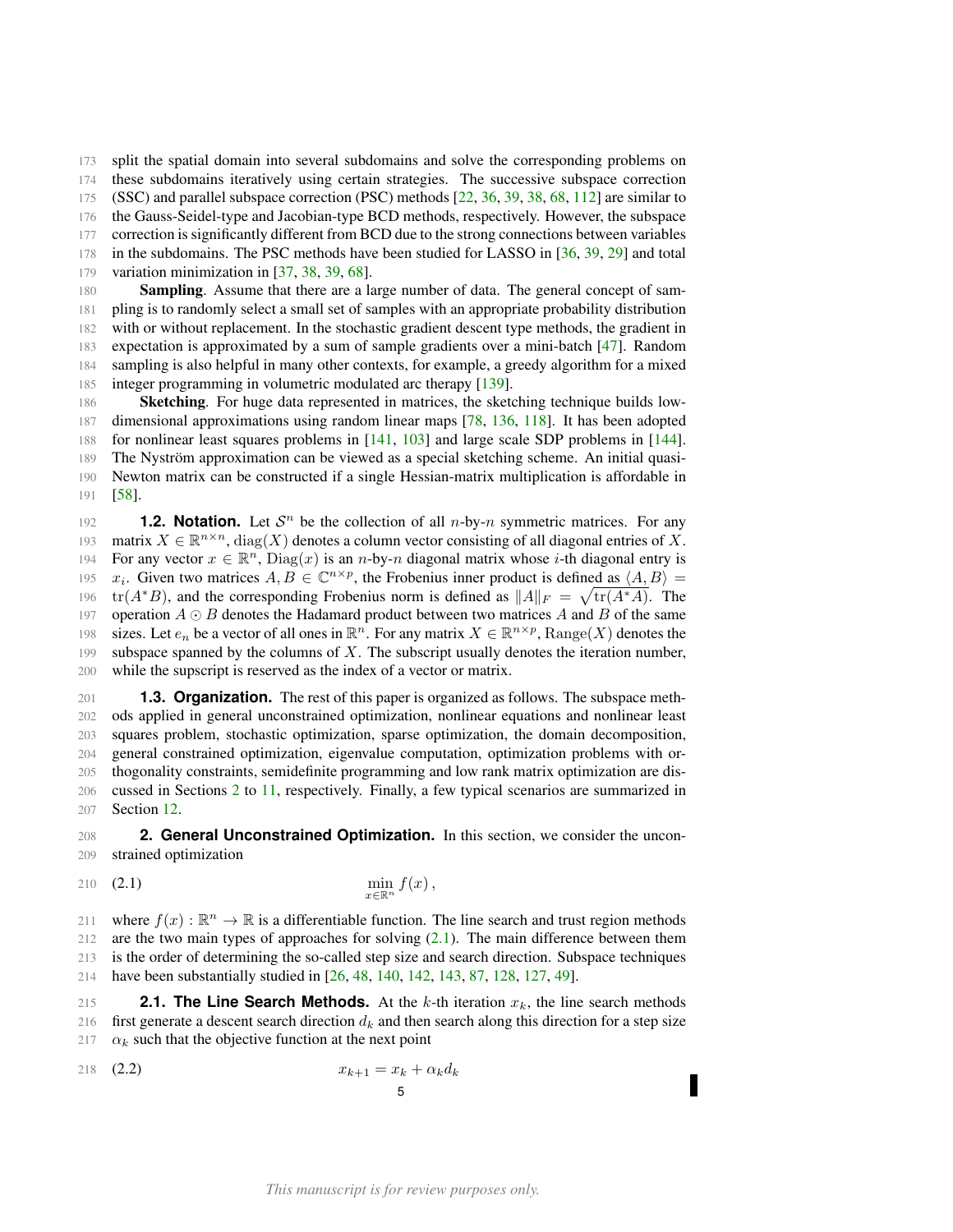split the spatial domain into several subdomains and solve the corresponding problems on these subdomains iteratively using certain strategies. The successive subspace correction (SSC) and parallel subspace correction (PSC) methods [22, 36, 39, 38, 68, 112] are similar to the Gauss-Seidel-type and Jacobian-type BCD methods, respectively. However, the subspace correction is significantly different from BCD due to the strong connections between variables in the subdomains. The PSC methods have been studied for LASSO in [36, 39, 29] and total variation minimization in [37, 38, 39, 68].

**Sampling**. Assume that there are a large number of data. The general concept of sampling is to randomly select a small set of samples with an appropriate probability distribution with or without replacement. In the stochastic gradient descent type methods, the gradient in expectation is approximated by a sum of sample gradients over a mini-batch [47]. Random sampling is also helpful in many other contexts, for example, a greedy algorithm for a mixed integer programming in volumetric modulated arc therapy [139].

**Sketching**. For huge data represented in matrices, the sketching technique builds low-dimensional approximations using random linear maps [78, 136, 118]. It has been adopted for nonlinear least squares problems in [141, 103] and large scale SDP problems in [144]. The Nyström approximation can be viewed as a special sketching scheme. An initial quasi-Newton matrix can be constructed if a single Hessian-matrix multiplication is affordable in [58].

### 1.2. Notation.

Let $\mathcal{S}^n$ be the collection of all $n$-by-$n$ symmetric matrices. For any matrix $X \in \mathbb{R}^{n\times n}$, $\mathrm{diag}(X)$ denotes a column vector consisting of all diagonal entries of $X$. For any vector $x \in \mathbb{R}^n$, $\mathrm{Diag}(x)$ is an $n$-by-$n$ diagonal matrix whose $i$-th diagonal entry is $x_i$. Given two matrices $A, B \in \mathbb{C}^{n\times p}$, the Frobenius inner product is defined as $\langle A, B\rangle = \mathrm{tr}(A^*B)$, and the corresponding Frobenius norm is defined as $\|A\|_F = \sqrt{\mathrm{tr}(A^*A)}$. The operation $A \odot B$ denotes the Hadamard product between two matrices $A$ and $B$ of the same sizes. Let $e_n$ be a vector of all ones in $\mathbb{R}^n$. For any matrix $X \in \mathbb{R}^{n\times p}$, $\mathrm{Range}(X)$ denotes the subspace spanned by the columns of $X$. The subscript usually denotes the iteration number, while the supscript is reserved as the index of a vector or matrix.

### 1.3. Organization.

The rest of this paper is organized as follows. The subspace methods applied in general unconstrained optimization, nonlinear equations and nonlinear least squares problem, stochastic optimization, sparse optimization, the domain decomposition, general constrained optimization, eigenvalue computation, optimization problems with orthogonality constraints, semidefinite programming and low rank matrix optimization are discussed in Sections 2 to 11, respectively. Finally, a few typical scenarios are summarized in Section 12.

## 2. General Unconstrained Optimization.

In this section, we consider the unconstrained optimization

$$\min_{x\in\mathbb{R}^n} f(x)\,, \tag{2.1}$$

where $f(x) : \mathbb{R}^n \to \mathbb{R}$ is a differentiable function. The line search and trust region methods are the two main types of approaches for solving (2.1). The main difference between them is the order of determining the so-called step size and search direction. Subspace techniques have been substantially studied in [26, 48, 140, 142, 143, 87, 128, 127, 49].

### 2.1. The Line Search Methods.

At the $k$-th iteration $x_k$, the line search methods first generate a descent search direction $d_k$ and then search along this direction for a step size $\alpha_k$ such that the objective function at the next point

$$x_{k+1} = x_k + \alpha_k d_k \tag{2.2}$$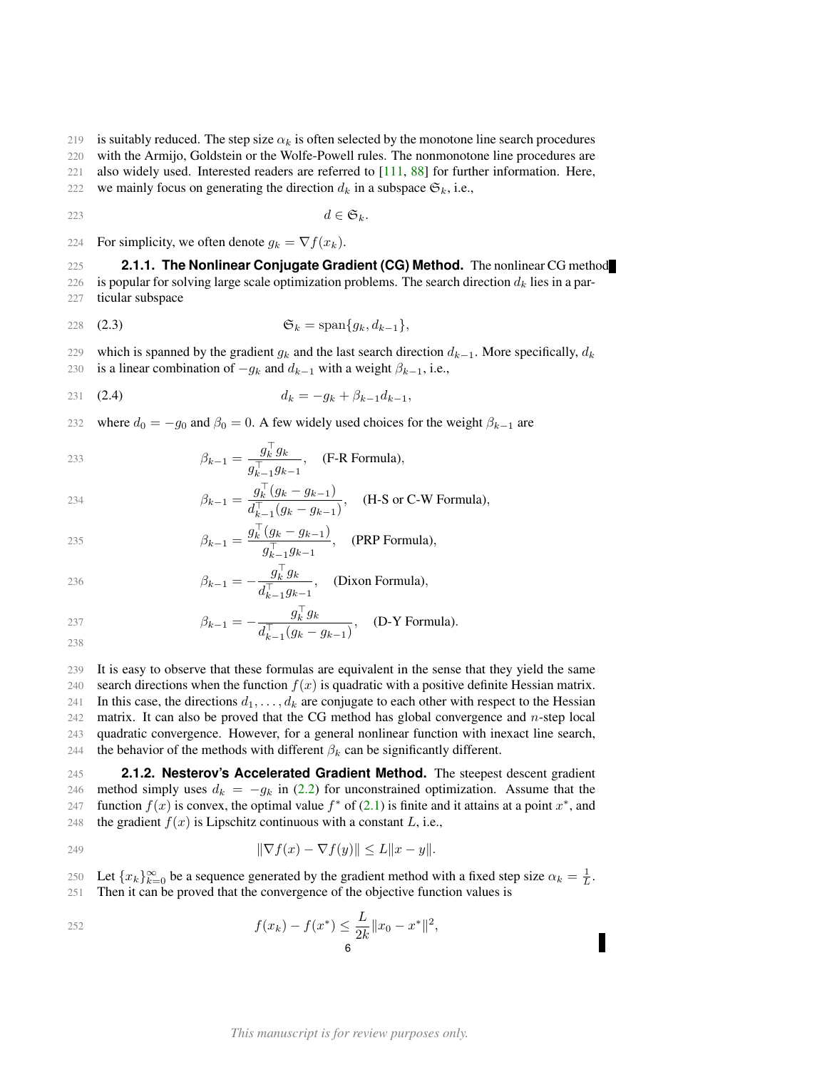is suitably reduced. The step size $\alpha_k$ is often selected by the monotone line search procedures with the Armijo, Goldstein or the Wolfe-Powell rules. The nonmonotone line procedures are also widely used. Interested readers are referred to [111, 88] for further information. Here, we mainly focus on generating the direction $d_k$ in a subspace $\mathfrak{S}_k$, i.e.,

$$d \in \mathfrak{S}_k.$$

For simplicity, we often denote $g_k = \nabla f(x_k)$.

#### 2.1.1. The Nonlinear Conjugate Gradient (CG) Method.

The nonlinear CG method is popular for solving large scale optimization problems. The search direction $d_k$ lies in a particular subspace

$$\mathfrak{S}_k = \operatorname{span}\{g_k, d_{k-1}\}, \tag{2.3}$$

which is spanned by the gradient $g_k$ and the last search direction $d_{k-1}$. More specifically, $d_k$ is a linear combination of $-g_k$ and $d_{k-1}$ with a weight $\beta_{k-1}$, i.e.,

$$d_k = -g_k + \beta_{k-1} d_{k-1}, \tag{2.4}$$

where $d_0 = -g_0$ and $\beta_0 = 0$. A few widely used choices for the weight $\beta_{k-1}$ are

$$\beta_{k-1} = \frac{g_k^\top g_k}{g_{k-1}^\top g_{k-1}}, \quad \text{(F-R Formula)},$$

$$\beta_{k-1} = \frac{g_k^\top (g_k - g_{k-1})}{d_{k-1}^\top (g_k - g_{k-1})}, \quad \text{(H-S or C-W Formula)},$$

$$\beta_{k-1} = \frac{g_k^\top (g_k - g_{k-1})}{g_{k-1}^\top g_{k-1}}, \quad \text{(PRP Formula)},$$

$$\beta_{k-1} = -\frac{g_k^\top g_k}{d_{k-1}^\top g_{k-1}}, \quad \text{(Dixon Formula)},$$

$$\beta_{k-1} = -\frac{g_k^\top g_k}{d_{k-1}^\top (g_k - g_{k-1})}, \quad \text{(D-Y Formula)}.$$

It is easy to observe that these formulas are equivalent in the sense that they yield the same search directions when the function $f(x)$ is quadratic with a positive definite Hessian matrix. In this case, the directions $d_1, \ldots, d_k$ are conjugate to each other with respect to the Hessian matrix. It can also be proved that the CG method has global convergence and $n$-step local quadratic convergence. However, for a general nonlinear function with inexact line search, the behavior of the methods with different $\beta_k$ can be significantly different.

#### 2.1.2. Nesterov's Accelerated Gradient Method.

The steepest descent gradient method simply uses $d_k = -g_k$ in (2.2) for unconstrained optimization. Assume that the function $f(x)$ is convex, the optimal value $f^*$ of (2.1) is finite and it attains at a point $x^*$, and the gradient $f(x)$ is Lipschitz continuous with a constant $L$, i.e.,

$$\|\nabla f(x) - \nabla f(y)\| \leq L\|x - y\|.$$

Let $\{x_k\}_{k=0}^\infty$ be a sequence generated by the gradient method with a fixed step size $\alpha_k = \frac{1}{L}$. Then it can be proved that the convergence of the objective function values is

$$f(x_k) - f(x^*) \leq \frac{L}{2k}\|x_0 - x^*\|^2,$$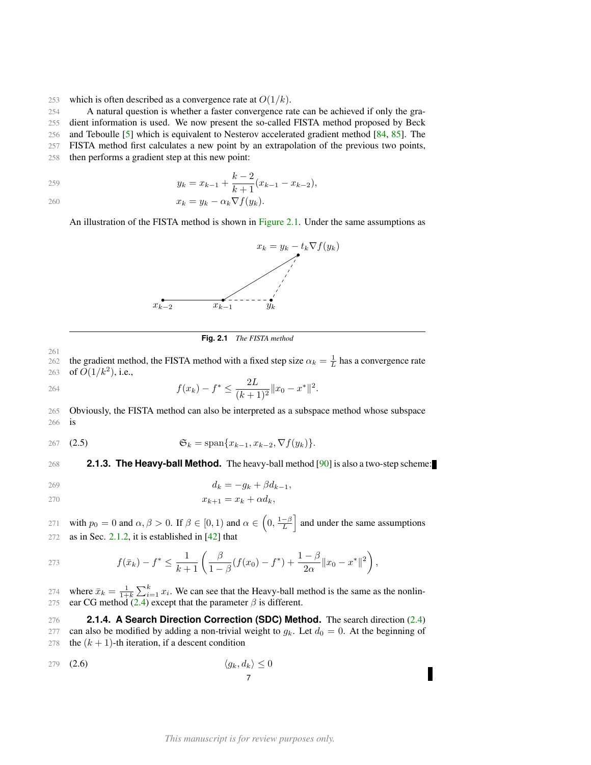which is often described as a convergence rate at $O(1/k)$.

A natural question is whether a faster convergence rate can be achieved if only the gradient information is used. We now present the so-called FISTA method proposed by Beck and Teboulle [5] which is equivalent to Nesterov accelerated gradient method [84, 85]. The FISTA method first calculates a new point by an extrapolation of the previous two points, then performs a gradient step at this new point:

$$
\begin{aligned}
y_k &= x_{k-1} + \frac{k-2}{k+1}(x_{k-1} - x_{k-2}), \\
x_k &= y_k - \alpha_k \nabla f(y_k).
\end{aligned}
$$

An illustration of the FISTA method is shown in Figure 2.1. Under the same assumptions as the gradient method, the FISTA method with a fixed step size $\alpha_k = \frac{1}{L}$ has a convergence rate of $O(1/k^2)$, i.e.,

$x_k = y_k - t_k \nabla f(y_k)$

$x_{k-2}$ $x_{k-1}$ $y_k$

**Fig. 2.1** *The FISTA method*

$$
f(x_k) - f^* \le \frac{2L}{(k+1)^2}\|x_0 - x^*\|^2.
$$

Obviously, the FISTA method can also be interpreted as a subspace method whose subspace is

$$
\mathfrak{S}_k = \operatorname{span}\{x_{k-1}, x_{k-2}, \nabla f(y_k)\}. \tag{2.5}
$$

### 2.1.3. The Heavy-ball Method.

The heavy-ball method [90] is also a two-step scheme:

$$
\begin{aligned}
d_k &= -g_k + \beta d_{k-1}, \\
x_{k+1} &= x_k + \alpha d_k,
\end{aligned}
$$

with $p_0 = 0$ and $\alpha, \beta > 0$. If $\beta \in [0, 1)$ and $\alpha \in \left(0, \frac{1-\beta}{L}\right]$ and under the same assumptions as in Sec. 2.1.2, it is established in [42] that

$$
f(\bar{x}_k) - f^* \le \frac{1}{k+1}\left(\frac{\beta}{1-\beta}(f(x_0) - f^*) + \frac{1-\beta}{2\alpha}\|x_0 - x^*\|^2\right),
$$

where $\bar{x}_k = \frac{1}{1+k}\sum_{i=1}^{k} x_i$. We can see that the Heavy-ball method is the same as the nonlinear CG method (2.4) except that the parameter $\beta$ is different.

### 2.1.4. A Search Direction Correction (SDC) Method.

The search direction (2.4) can also be modified by adding a non-trivial weight to $g_k$. Let $d_0 = 0$. At the beginning of the $(k + 1)$-th iteration, if a descent condition

$$
\langle g_k, d_k \rangle \le 0 \tag{2.6}
$$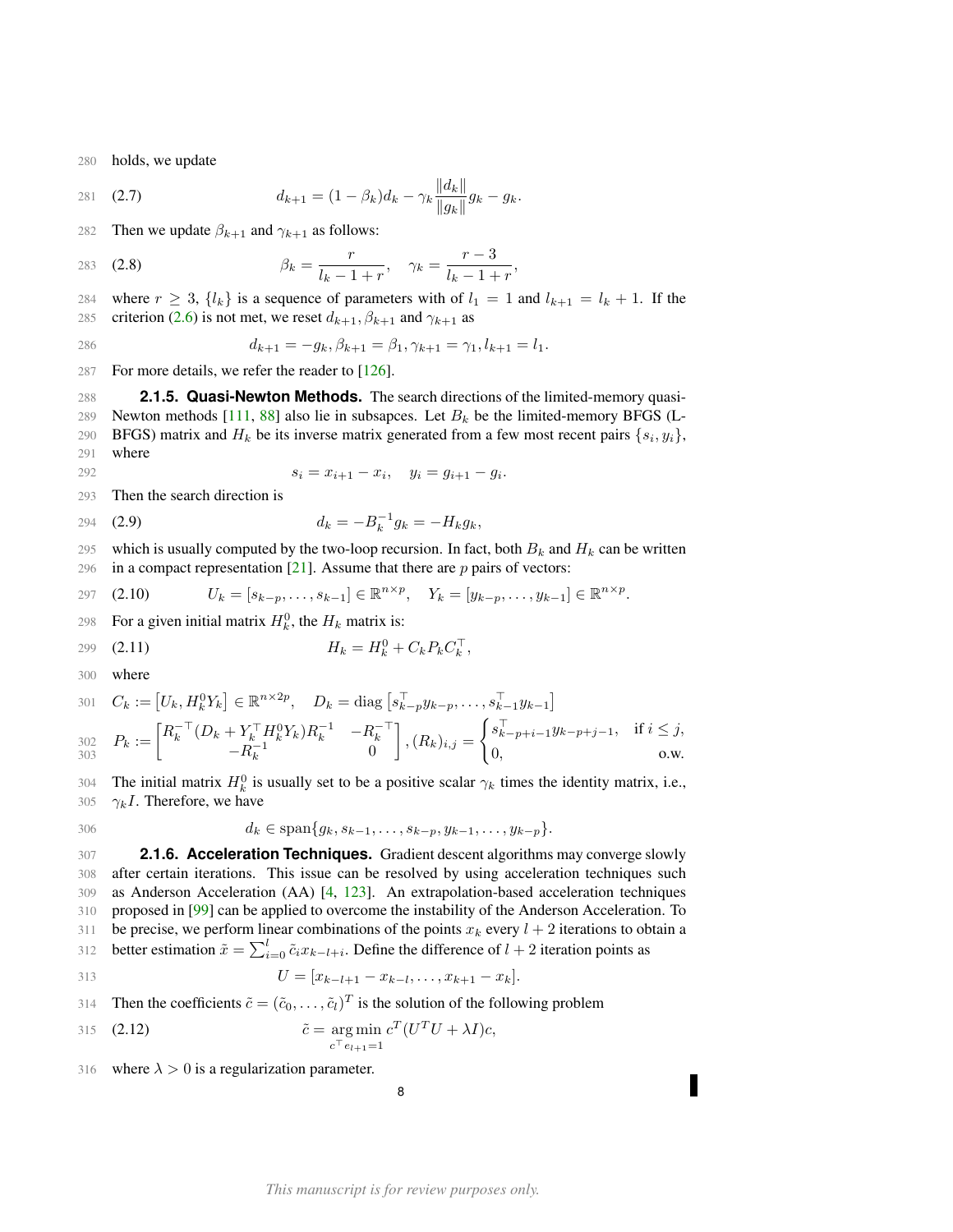holds, we update

$$d_{k+1} = (1 - \beta_k) d_k - \gamma_k \frac{\|d_k\|}{\|g_k\|} g_k - g_k. \tag{2.7}$$

Then we update $\beta_{k+1}$ and $\gamma_{k+1}$ as follows:

$$\beta_k = \frac{r}{l_k - 1 + r}, \quad \gamma_k = \frac{r-3}{l_k - 1 + r}, \tag{2.8}$$

where $r \geq 3$, $\{l_k\}$ is a sequence of parameters with of $l_1 = 1$ and $l_{k+1} = l_k + 1$. If the criterion (2.6) is not met, we reset $d_{k+1}, \beta_{k+1}$ and $\gamma_{k+1}$ as

$$d_{k+1} = -g_k, \beta_{k+1} = \beta_1, \gamma_{k+1} = \gamma_1, l_{k+1} = l_1.$$

For more details, we refer the reader to [126].

**2.1.5. Quasi-Newton Methods.** The search directions of the limited-memory quasi-Newton methods [111, 88] also lie in subpsaces. Let $B_k$ be the limited-memory BFGS (L-BFGS) matrix and $H_k$ be its inverse matrix generated from a few most recent pairs $\{s_i, y_i\}$, where

$$s_i = x_{i+1} - x_i, \quad y_i = g_{i+1} - g_i.$$

Then the search direction is

$$d_k = -B_k^{-1} g_k = -H_k g_k, \tag{2.9}$$

which is usually computed by the two-loop recursion. In fact, both $B_k$ and $H_k$ can be written in a compact representation [21]. Assume that there are $p$ pairs of vectors:

$$U_k = [s_{k-p}, \ldots, s_{k-1}] \in \mathbb{R}^{n \times p}, \quad Y_k = [y_{k-p}, \ldots, y_{k-1}] \in \mathbb{R}^{n \times p}. \tag{2.10}$$

For a given initial matrix $H_k^0$, the $H_k$ matrix is:

$$H_k = H_k^0 + C_k P_k C_k^\top, \tag{2.11}$$

where

$$C_k := \left[U_k, H_k^0 Y_k\right] \in \mathbb{R}^{n \times 2p}, \quad D_k = \operatorname{diag}\left[s_{k-p}^\top y_{k-p}, \ldots, s_{k-1}^\top y_{k-1}\right]$$

$$P_k := \begin{bmatrix} R_k^{-\top}(D_k + Y_k^\top H_k^0 Y_k) R_k^{-1} & -R_k^{-\top} \\ -R_k^{-1} & 0 \end{bmatrix}, (R_k)_{i,j} = \begin{cases} s_{k-p+i-1}^\top y_{k-p+j-1}, & \text{if } i \leq j, \\ 0, & \text{o.w.} \end{cases}$$

The initial matrix $H_k^0$ is usually set to be a positive scalar $\gamma_k$ times the identity matrix, i.e., $\gamma_k I$. Therefore, we have

$$d_k \in \operatorname{span}\{g_k, s_{k-1}, \ldots, s_{k-p}, y_{k-1}, \ldots, y_{k-p}\}.$$

**2.1.6. Acceleration Techniques.** Gradient descent algorithms may converge slowly after certain iterations. This issue can be resolved by using acceleration techniques such as Anderson Acceleration (AA) [4, 123]. An extrapolation-based acceleration techniques proposed in [99] can be applied to overcome the instability of the Anderson Acceleration. To be precise, we perform linear combinations of the points $x_k$ every $l + 2$ iterations to obtain a better estimation $\tilde{x} = \sum_{i=0}^{l} \tilde{c}_i x_{k-l+i}$. Define the difference of $l + 2$ iteration points as

$$U = [x_{k-l+1} - x_{k-l}, \ldots, x_{k+1} - x_k].$$

Then the coefficients $\tilde{c} = (\tilde{c}_0, \ldots, \tilde{c}_l)^T$ is the solution of the following problem

$$\tilde{c} = \underset{c^\top e_{l+1} = 1}{\arg\min}\; c^T (U^T U + \lambda I) c, \tag{2.12}$$

where $\lambda > 0$ is a regularization parameter.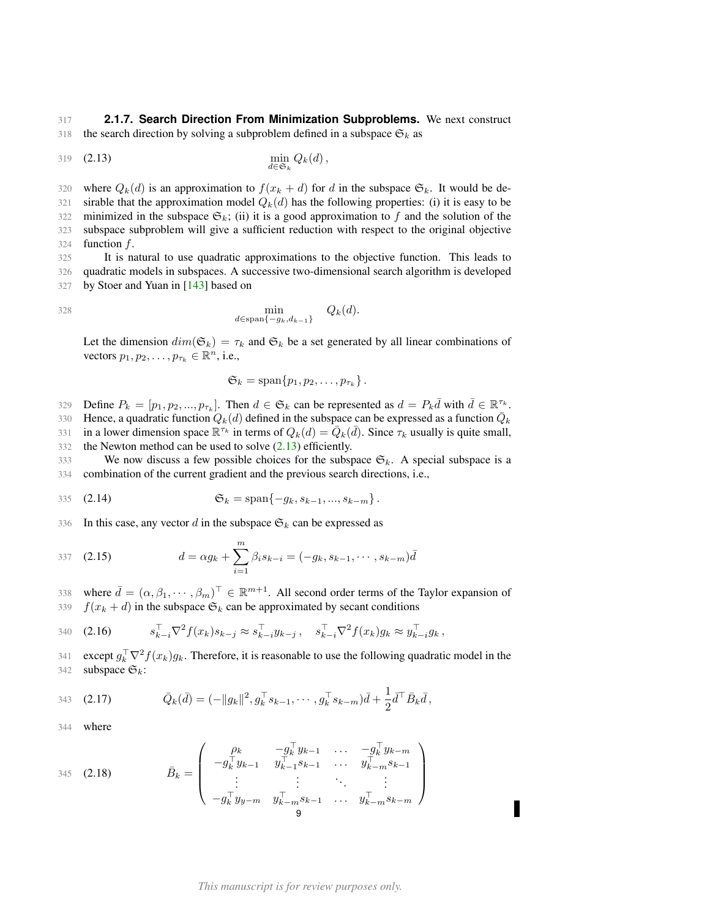#### 2.1.7. Search Direction From Minimization Subproblems.

We next construct the search direction by solving a subproblem defined in a subspace $\mathfrak{S}_k$ as

$$\min_{d\in\mathfrak{S}_k} Q_k(d)\,, \tag{2.13}$$

where $Q_k(d)$ is an approximation to $f(x_k+d)$ for $d$ in the subspace $\mathfrak{S}_k$. It would be desirable that the approximation model $Q_k(d)$ has the following properties: (i) it is easy to be minimized in the subspace $\mathfrak{S}_k$; (ii) it is a good approximation to $f$ and the solution of the subspace subproblem will give a sufficient reduction with respect to the original objective function $f$.

It is natural to use quadratic approximations to the objective function. This leads to quadratic models in subspaces. A successive two-dimensional search algorithm is developed by Stoer and Yuan in [143] based on

$$\min_{d\in\text{span}\{-g_k,d_{k-1}\}} \quad Q_k(d).$$

Let the dimension $dim(\mathfrak{S}_k)=\tau_k$ and $\mathfrak{S}_k$ be a set generated by all linear combinations of vectors $p_1,p_2,\dots,p_{\tau_k}\in\mathbb{R}^n$, i.e.,

$$\mathfrak{S}_k=\text{span}\{p_1,p_2,\dots,p_{\tau_k}\}\,.$$

Define $P_k=[p_1,p_2,...,p_{\tau_k}]$. Then $d\in\mathfrak{S}_k$ can be represented as $d=P_k\bar{d}$ with $\bar{d}\in\mathbb{R}^{\tau_k}$. Hence, a quadratic function $Q_k(d)$ defined in the subspace can be expressed as a function $\bar{Q}_k$ in a lower dimension space $\mathbb{R}^{\tau_k}$ in terms of $Q_k(d)=\bar{Q}_k(\bar{d})$. Since $\tau_k$ usually is quite small, the Newton method can be used to solve (2.13) efficiently.

We now discuss a few possible choices for the subspace $\mathfrak{S}_k$. A special subspace is a combination of the current gradient and the previous search directions, i.e.,

$$\mathfrak{S}_k=\text{span}\{-g_k,s_{k-1},...,s_{k-m}\}\,. \tag{2.14}$$

In this case, any vector $d$ in the subspace $\mathfrak{S}_k$ can be expressed as

$$d=\alpha g_k+\sum_{i=1}^{m}\beta_i s_{k-i}=(-g_k,s_{k-1},\cdots,s_{k-m})\bar{d} \tag{2.15}$$

where $\bar{d}=(\alpha,\beta_1,\cdots,\beta_m)^\top\in\mathbb{R}^{m+1}$. All second order terms of the Taylor expansion of $f(x_k+d)$ in the subspace $\mathfrak{S}_k$ can be approximated by secant conditions

$$s_{k-i}^\top\nabla^2 f(x_k)s_{k-j}\approx s_{k-i}^\top y_{k-j}\,,\quad s_{k-i}^\top\nabla^2 f(x_k)g_k\approx y_{k-i}^\top g_k\,, \tag{2.16}$$

except $g_k^\top\nabla^2 f(x_k)g_k$. Therefore, it is reasonable to use the following quadratic model in the subspace $\mathfrak{S}_k$:

$$\bar{Q}_k(\bar{d})=(-\|g_k\|^2,g_k^\top s_{k-1},\cdots,g_k^\top s_{k-m})\bar{d}+\frac{1}{2}\bar{d}^\top\bar{B}_k\bar{d}\,, \tag{2.17}$$

where

$$\bar{B}_k=\begin{pmatrix}\rho_k & -g_k^\top y_{k-1} & \dots & -g_k^\top y_{k-m}\\ -g_k^\top y_{k-1} & y_{k-1}^\top s_{k-1} & \dots & y_{k-m}^\top s_{k-1}\\ \vdots & \vdots & \ddots & \vdots\\ -g_k^\top y_{y-m} & y_{k-m}^\top s_{k-1} & \dots & y_{k-m}^\top s_{k-m}\end{pmatrix} \tag{2.18}$$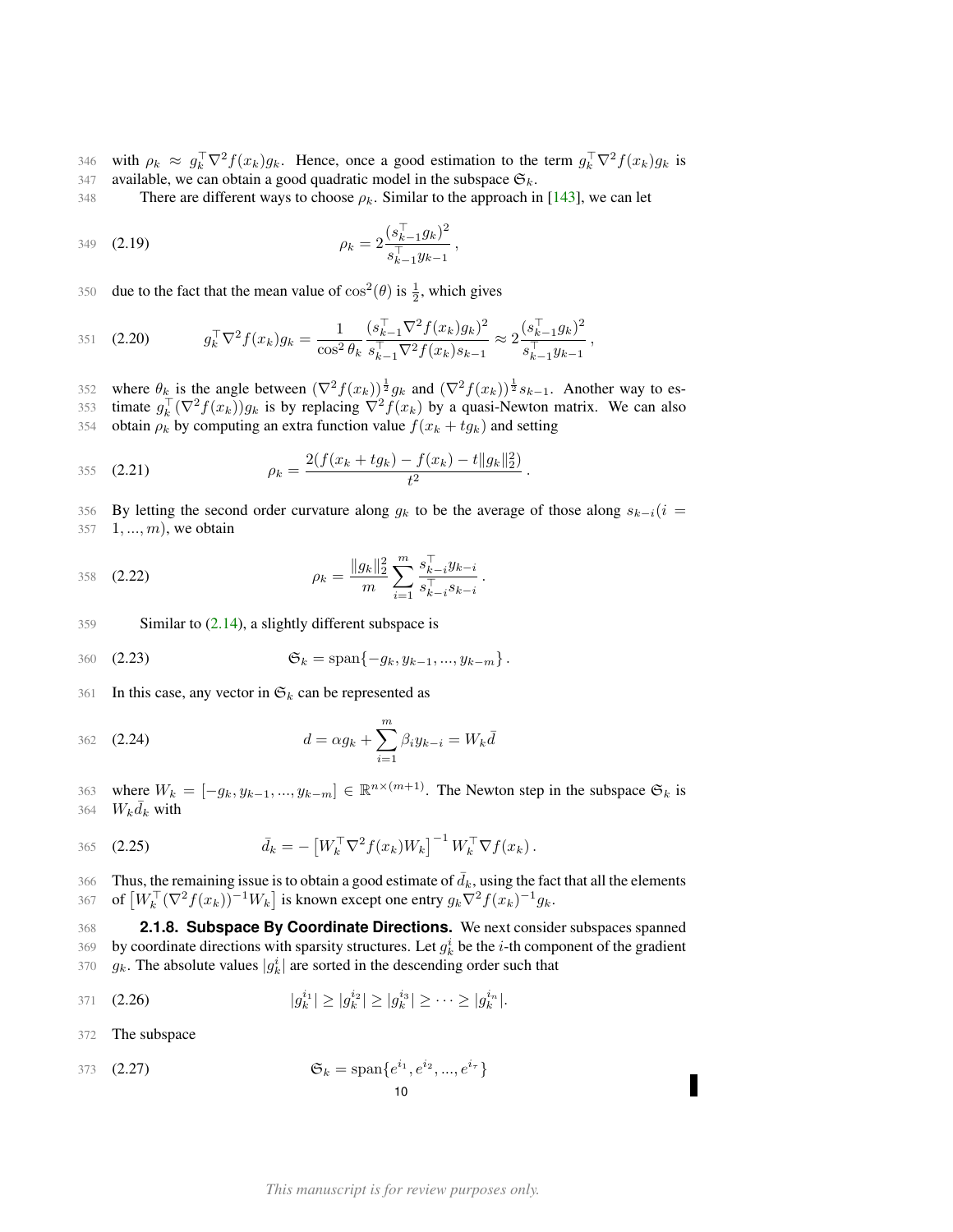with $\rho_k \approx g_k^\top \nabla^2 f(x_k) g_k$. Hence, once a good estimation to the term $g_k^\top \nabla^2 f(x_k) g_k$ is available, we can obtain a good quadratic model in the subspace $\mathfrak{S}_k$.

There are different ways to choose $\rho_k$. Similar to the approach in [143], we can let

$$\rho_k = 2\frac{(s_{k-1}^\top g_k)^2}{s_{k-1}^\top y_{k-1}}, \tag{2.19}$$

due to the fact that the mean value of $\cos^2(\theta)$ is $\frac{1}{2}$, which gives

$$g_k^\top \nabla^2 f(x_k) g_k = \frac{1}{\cos^2 \theta_k} \frac{(s_{k-1}^\top \nabla^2 f(x_k) g_k)^2}{s_{k-1}^\top \nabla^2 f(x_k) s_{k-1}} \approx 2\frac{(s_{k-1}^\top g_k)^2}{s_{k-1}^\top y_{k-1}}, \tag{2.20}$$

where $\theta_k$ is the angle between $(\nabla^2 f(x_k))^{\frac{1}{2}} g_k$ and $(\nabla^2 f(x_k))^{\frac{1}{2}} s_{k-1}$. Another way to estimate $g_k^\top (\nabla^2 f(x_k)) g_k$ is by replacing $\nabla^2 f(x_k)$ by a quasi-Newton matrix. We can also obtain $\rho_k$ by computing an extra function value $f(x_k + t g_k)$ and setting

$$\rho_k = \frac{2(f(x_k + t g_k) - f(x_k) - t\|g_k\|_2^2)}{t^2}. \tag{2.21}$$

By letting the second order curvature along $g_k$ to be the average of those along $s_{k-i} (i = 1, ..., m)$, we obtain

$$\rho_k = \frac{\|g_k\|_2^2}{m} \sum_{i=1}^{m} \frac{s_{k-i}^\top y_{k-i}}{s_{k-i}^\top s_{k-i}}. \tag{2.22}$$

Similar to (2.14), a slightly different subspace is

$$\mathfrak{S}_k = \text{span}\{-g_k, y_{k-1}, ..., y_{k-m}\}. \tag{2.23}$$

In this case, any vector in $\mathfrak{S}_k$ can be represented as

$$d = \alpha g_k + \sum_{i=1}^{m} \beta_i y_{k-i} = W_k \bar{d} \tag{2.24}$$

where $W_k = [-g_k, y_{k-1}, ..., y_{k-m}] \in \mathbb{R}^{n \times (m+1)}$. The Newton step in the subspace $\mathfrak{S}_k$ is $W_k \bar{d}_k$ with

$$\bar{d}_k = -\left[W_k^\top \nabla^2 f(x_k) W_k\right]^{-1} W_k^\top \nabla f(x_k). \tag{2.25}$$

Thus, the remaining issue is to obtain a good estimate of $\bar{d}_k$, using the fact that all the elements of $\left[W_k^\top (\nabla^2 f(x_k))^{-1} W_k\right]$ is known except one entry $g_k \nabla^2 f(x_k)^{-1} g_k$.

#### 2.1.8. Subspace By Coordinate Directions.

We next consider subspaces spanned by coordinate directions with sparsity structures. Let $g_k^i$ be the $i$-th component of the gradient $g_k$. The absolute values $|g_k^i|$ are sorted in the descending order such that

$$|g_k^{i_1}| \geq |g_k^{i_2}| \geq |g_k^{i_3}| \geq \cdots \geq |g_k^{i_n}|. \tag{2.26}$$

The subspace

$$\mathfrak{S}_k = \text{span}\{e^{i_1}, e^{i_2}, ..., e^{i_\tau}\} \tag{2.27}$$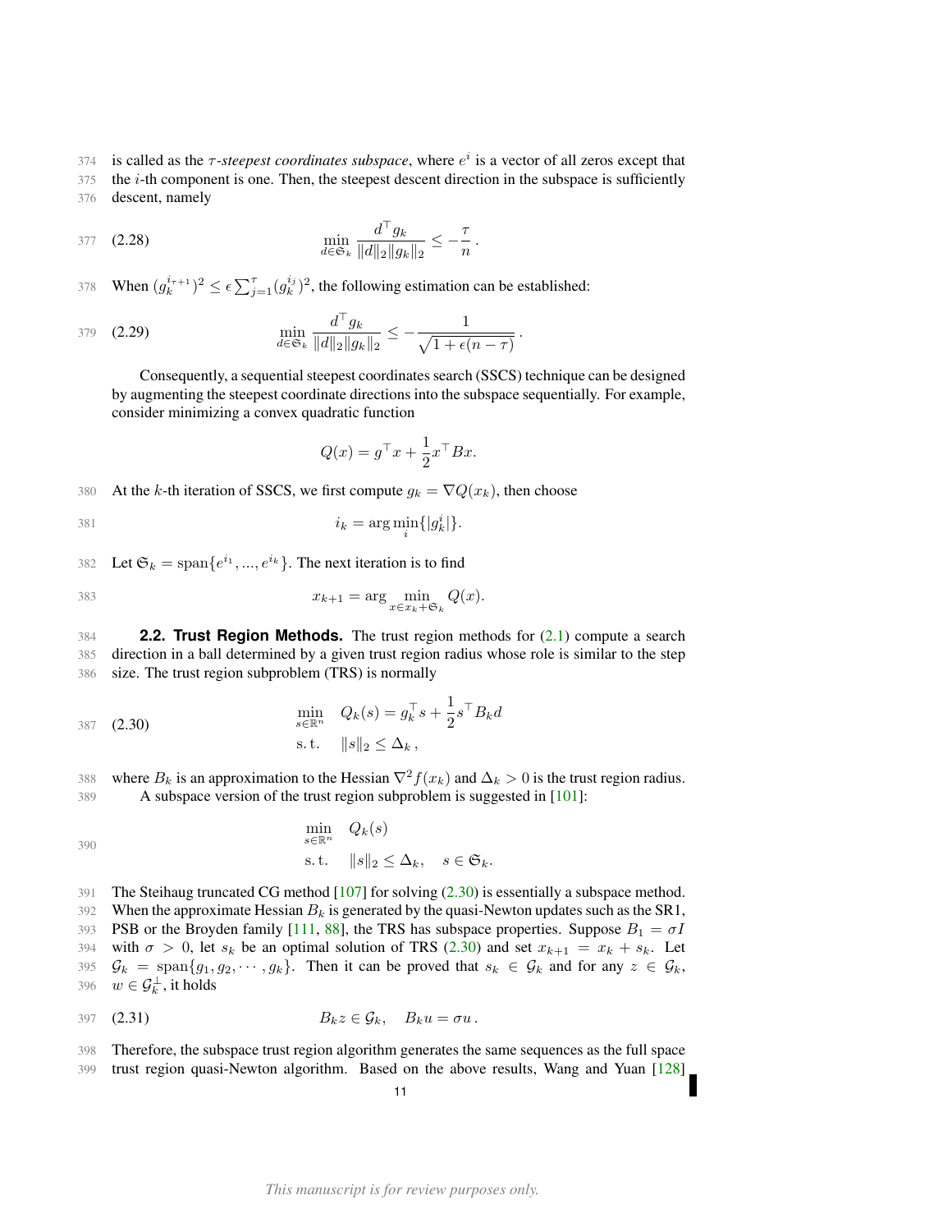is called as the *$\tau$-steepest coordinates subspace*, where $e^i$ is a vector of all zeros except that the $i$-th component is one. Then, the steepest descent direction in the subspace is sufficiently descent, namely

$$\min_{d \in \mathfrak{S}_k} \frac{d^\top g_k}{\|d\|_2 \|g_k\|_2} \leq -\frac{\tau}{n}\,. \tag{2.28}$$

When $(g_k^{i_{\tau+1}})^2 \leq \epsilon \sum_{j=1}^{\tau} (g_k^{i_j})^2$, the following estimation can be established:

$$\min_{d \in \mathfrak{S}_k} \frac{d^\top g_k}{\|d\|_2 \|g_k\|_2} \leq -\frac{1}{\sqrt{1+\epsilon(n-\tau)}}\,. \tag{2.29}$$

Consequently, a sequential steepest coordinates search (SSCS) technique can be designed by augmenting the steepest coordinate directions into the subspace sequentially. For example, consider minimizing a convex quadratic function

$$Q(x) = g^\top x + \frac{1}{2} x^\top B x.$$

At the $k$-th iteration of SSCS, we first compute $g_k = \nabla Q(x_k)$, then choose

$$i_k = \arg\min_i \{|g_k^i|\}.$$

Let $\mathfrak{S}_k = \mathrm{span}\{e^{i_1}, ..., e^{i_k}\}$. The next iteration is to find

$$x_{k+1} = \arg\min_{x \in x_k + \mathfrak{S}_k} Q(x).$$

**2.2. Trust Region Methods.** The trust region methods for (2.1) compute a search direction in a ball determined by a given trust region radius whose role is similar to the step size. The trust region subproblem (TRS) is normally

$$\begin{aligned} \min_{s \in \mathbb{R}^n} \quad & Q_k(s) = g_k^\top s + \frac{1}{2} s^\top B_k d \\ \text{s.t.} \quad & \|s\|_2 \leq \Delta_k\,, \end{aligned} \tag{2.30}$$

where $B_k$ is an approximation to the Hessian $\nabla^2 f(x_k)$ and $\Delta_k > 0$ is the trust region radius.

A subspace version of the trust region subproblem is suggested in [101]:

$$\begin{aligned} \min_{s \in \mathbb{R}^n} \quad & Q_k(s) \\ \text{s.t.} \quad & \|s\|_2 \leq \Delta_k, \quad s \in \mathfrak{S}_k. \end{aligned}$$

The Steihaug truncated CG method [107] for solving (2.30) is essentially a subspace method. When the approximate Hessian $B_k$ is generated by the quasi-Newton updates such as the SR1, PSB or the Broyden family [111, 88], the TRS has subspace properties. Suppose $B_1 = \sigma I$ with $\sigma > 0$, let $s_k$ be an optimal solution of TRS (2.30) and set $x_{k+1} = x_k + s_k$. Let $\mathcal{G}_k = \mathrm{span}\{g_1, g_2, \cdots, g_k\}$. Then it can be proved that $s_k \in \mathcal{G}_k$ and for any $z \in \mathcal{G}_k$, $w \in \mathcal{G}_k^\perp$, it holds

$$B_k z \in \mathcal{G}_k, \quad B_k u = \sigma u\,. \tag{2.31}$$

Therefore, the subspace trust region algorithm generates the same sequences as the full space trust region quasi-Newton algorithm. Based on the above results, Wang and Yuan [128]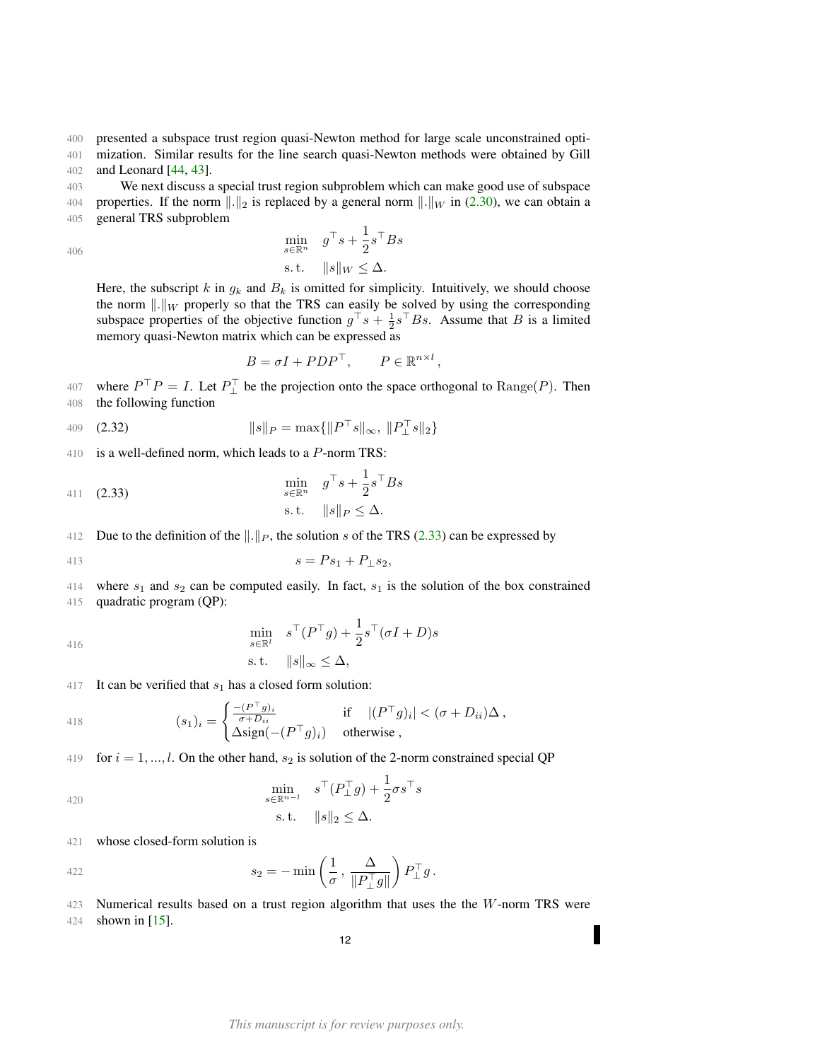presented a subspace trust region quasi-Newton method for large scale unconstrained optimization. Similar results for the line search quasi-Newton methods were obtained by Gill and Leonard [44, 43].

We next discuss a special trust region subproblem which can make good use of subspace properties. If the norm $\|.\|_2$ is replaced by a general norm $\|.\|_W$ in (2.30), we can obtain a general TRS subproblem

$$\begin{aligned} \min_{s\in\mathbb{R}^n} \quad & g^\top s + \frac{1}{2} s^\top B s \\ \text{s. t.} \quad & \|s\|_W \le \Delta. \end{aligned}$$

Here, the subscript $k$ in $g_k$ and $B_k$ is omitted for simplicity. Intuitively, we should choose the norm $\|.\|_W$ properly so that the TRS can easily be solved by using the corresponding subspace properties of the objective function $g^\top s + \frac{1}{2} s^\top B s$. Assume that $B$ is a limited memory quasi-Newton matrix which can be expressed as

$$B = \sigma I + PDP^\top, \qquad P \in \mathbb{R}^{n\times l},$$

where $P^\top P = I$. Let $P_\perp^\top$ be the projection onto the space orthogonal to $\mathrm{Range}(P)$. Then the following function

$$\|s\|_P = \max\{\|P^\top s\|_\infty,\ \|P_\perp^\top s\|_2\} \tag{2.32}$$

is a well-defined norm, which leads to a $P$-norm TRS:

$$\begin{aligned} \min_{s\in\mathbb{R}^n} \quad & g^\top s + \frac{1}{2} s^\top B s \\ \text{s. t.} \quad & \|s\|_P \le \Delta. \end{aligned} \tag{2.33}$$

Due to the definition of the $\|.\|_P$, the solution $s$ of the TRS (2.33) can be expressed by

$$s = Ps_1 + P_\perp s_2,$$

where $s_1$ and $s_2$ can be computed easily. In fact, $s_1$ is the solution of the box constrained quadratic program (QP):

$$\begin{aligned} \min_{s\in\mathbb{R}^l} \quad & s^\top (P^\top g) + \frac{1}{2} s^\top (\sigma I + D) s \\ \text{s. t.} \quad & \|s\|_\infty \le \Delta, \end{aligned}$$

It can be verified that $s_1$ has a closed form solution:

$$(s_1)_i = \begin{cases} \frac{-(P^\top g)_i}{\sigma + D_{ii}} & \text{if} \quad |(P^\top g)_i| < (\sigma + D_{ii})\Delta\,, \\ \Delta \mathrm{sign}(-(P^\top g)_i) & \text{otherwise}\,, \end{cases}$$

for $i = 1, ..., l$. On the other hand, $s_2$ is solution of the 2-norm constrained special QP

$$\begin{aligned} \min_{s\in\mathbb{R}^{n-l}} \quad & s^\top (P_\perp^\top g) + \frac{1}{2}\sigma s^\top s \\ \text{s. t.} \quad & \|s\|_2 \le \Delta. \end{aligned}$$

whose closed-form solution is

$$s_2 = -\min\left(\frac{1}{\sigma}\,,\ \frac{\Delta}{\|P_\perp^\top g\|}\right) P_\perp^\top g\,.$$

Numerical results based on a trust region algorithm that uses the the $W$-norm TRS were shown in [15].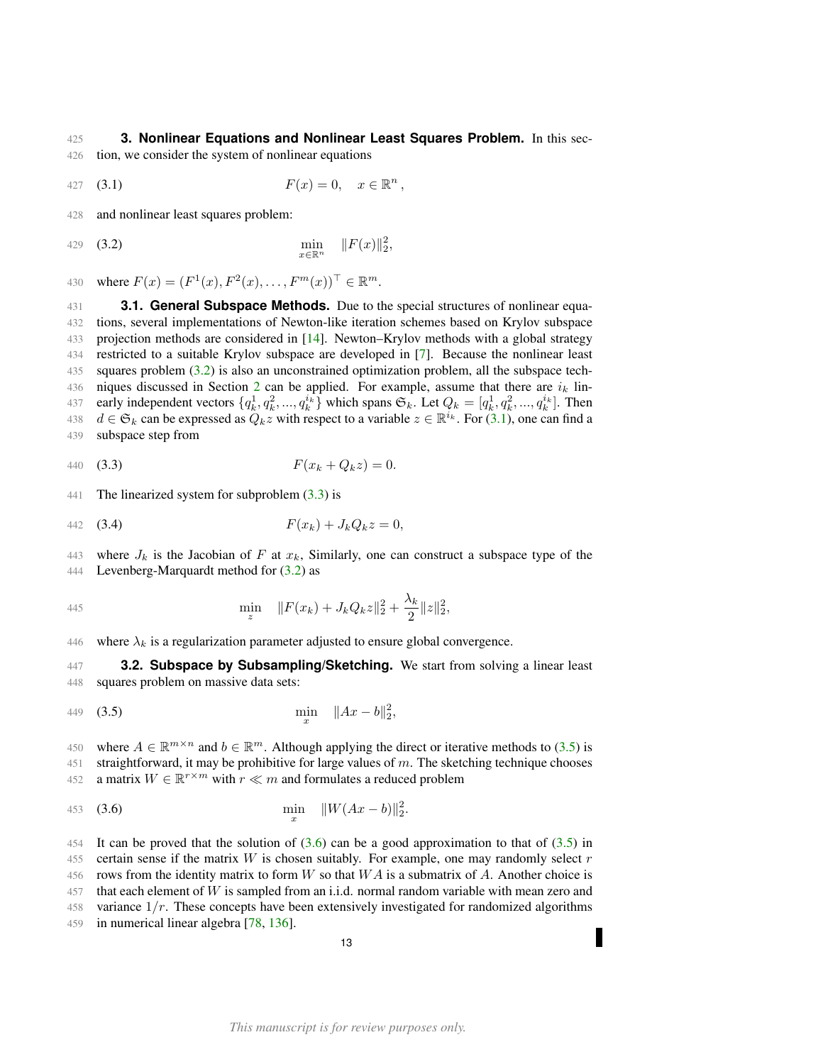## 3. Nonlinear Equations and Nonlinear Least Squares Problem.

In this section, we consider the system of nonlinear equations

$$F(x) = 0, \quad x \in \mathbb{R}^n\,, \tag{3.1}$$

and nonlinear least squares problem:

$$\min_{x\in\mathbb{R}^n} \quad \|F(x)\|_2^2, \tag{3.2}$$

where $F(x) = (F^1(x), F^2(x), \ldots, F^m(x))^\top \in \mathbb{R}^m$.

### 3.1. General Subspace Methods.

Due to the special structures of nonlinear equations, several implementations of Newton-like iteration schemes based on Krylov subspace projection methods are considered in [14]. Newton–Krylov methods with a global strategy restricted to a suitable Krylov subspace are developed in [7]. Because the nonlinear least squares problem (3.2) is also an unconstrained optimization problem, all the subspace techniques discussed in Section 2 can be applied. For example, assume that there are $i_k$ linearly independent vectors $\{q_k^1, q_k^2, ..., q_k^{i_k}\}$ which spans $\mathfrak{S}_k$. Let $Q_k = [q_k^1, q_k^2, ..., q_k^{i_k}]$. Then $d \in \mathfrak{S}_k$ can be expressed as $Q_k z$ with respect to a variable $z \in \mathbb{R}^{i_k}$. For (3.1), one can find a subspace step from

$$F(x_k + Q_k z) = 0. \tag{3.3}$$

The linearized system for subproblem (3.3) is

$$F(x_k) + J_k Q_k z = 0, \tag{3.4}$$

where $J_k$ is the Jacobian of $F$ at $x_k$, Similarly, one can construct a subspace type of the Levenberg-Marquardt method for (3.2) as

$$\min_z \quad \|F(x_k) + J_k Q_k z\|_2^2 + \frac{\lambda_k}{2}\|z\|_2^2,$$

where $\lambda_k$ is a regularization parameter adjusted to ensure global convergence.

### 3.2. Subspace by Subsampling/Sketching.

We start from solving a linear least squares problem on massive data sets:

$$\min_x \quad \|Ax - b\|_2^2, \tag{3.5}$$

where $A \in \mathbb{R}^{m\times n}$ and $b \in \mathbb{R}^m$. Although applying the direct or iterative methods to (3.5) is straightforward, it may be prohibitive for large values of $m$. The sketching technique chooses a matrix $W \in \mathbb{R}^{r\times m}$ with $r \ll m$ and formulates a reduced problem

$$\min_x \quad \|W(Ax - b)\|_2^2. \tag{3.6}$$

It can be proved that the solution of (3.6) can be a good approximation to that of (3.5) in certain sense if the matrix $W$ is chosen suitably. For example, one may randomly select $r$ rows from the identity matrix to form $W$ so that $WA$ is a submatrix of $A$. Another choice is that each element of $W$ is sampled from an i.i.d. normal random variable with mean zero and variance $1/r$. These concepts have been extensively investigated for randomized algorithms in numerical linear algebra [78, 136].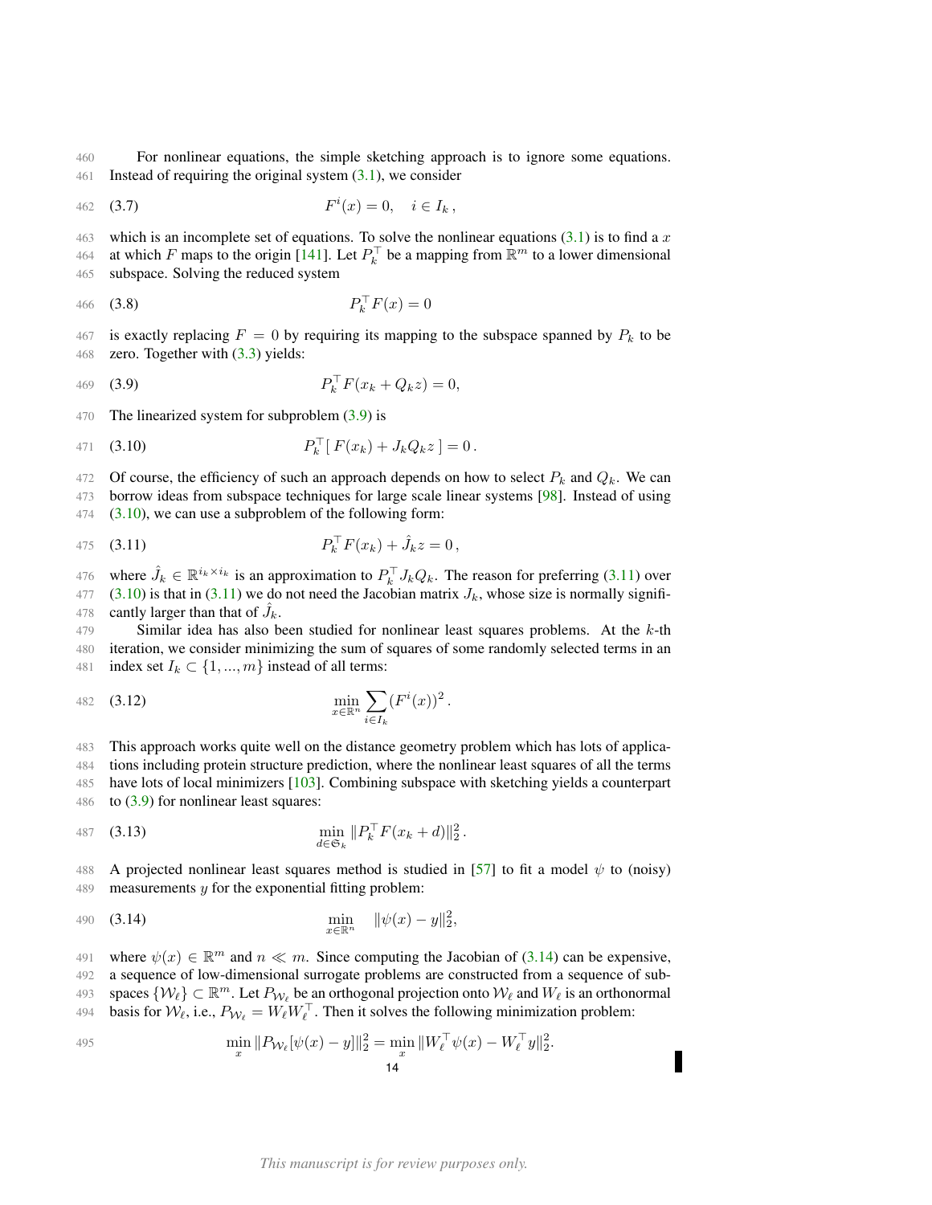For nonlinear equations, the simple sketching approach is to ignore some equations. Instead of requiring the original system (3.1), we consider

$$F^i(x) = 0, \quad i \in I_k\,, \tag{3.7}$$

which is an incomplete set of equations. To solve the nonlinear equations (3.1) is to find a $x$ at which $F$ maps to the origin [141]. Let $P_k^\top$ be a mapping from $\mathbb{R}^m$ to a lower dimensional subspace. Solving the reduced system

$$P_k^\top F(x) = 0 \tag{3.8}$$

is exactly replacing $F = 0$ by requiring its mapping to the subspace spanned by $P_k$ to be zero. Together with (3.3) yields:

$$P_k^\top F(x_k + Q_k z) = 0, \tag{3.9}$$

The linearized system for subproblem (3.9) is

$$P_k^\top [\, F(x_k) + J_k Q_k z\,] = 0\,. \tag{3.10}$$

Of course, the efficiency of such an approach depends on how to select $P_k$ and $Q_k$. We can borrow ideas from subspace techniques for large scale linear systems [98]. Instead of using (3.10), we can use a subproblem of the following form:

$$P_k^\top F(x_k) + \hat{J}_k z = 0\,, \tag{3.11}$$

where $\hat{J}_k \in \mathbb{R}^{i_k \times i_k}$ is an approximation to $P_k^\top J_k Q_k$. The reason for preferring (3.11) over (3.10) is that in (3.11) we do not need the Jacobian matrix $J_k$, whose size is normally significantly larger than that of $\hat{J}_k$.

Similar idea has also been studied for nonlinear least squares problems. At the $k$-th iteration, we consider minimizing the sum of squares of some randomly selected terms in an index set $I_k \subset \{1, ..., m\}$ instead of all terms:

$$\min_{x \in \mathbb{R}^n} \sum_{i \in I_k} (F^i(x))^2\,. \tag{3.12}$$

This approach works quite well on the distance geometry problem which has lots of applications including protein structure prediction, where the nonlinear least squares of all the terms have lots of local minimizers [103]. Combining subspace with sketching yields a counterpart to (3.9) for nonlinear least squares:

$$\min_{d \in \mathfrak{S}_k} \|P_k^\top F(x_k + d)\|_2^2\,. \tag{3.13}$$

A projected nonlinear least squares method is studied in [57] to fit a model $\psi$ to (noisy) measurements $y$ for the exponential fitting problem:

$$\min_{x \in \mathbb{R}^n} \quad \|\psi(x) - y\|_2^2, \tag{3.14}$$

where $\psi(x) \in \mathbb{R}^m$ and $n \ll m$. Since computing the Jacobian of (3.14) can be expensive, a sequence of low-dimensional surrogate problems are constructed from a sequence of subspaces $\{\mathcal{W}_\ell\} \subset \mathbb{R}^m$. Let $P_{\mathcal{W}_\ell}$ be an orthogonal projection onto $\mathcal{W}_\ell$ and $W_\ell$ is an orthonormal basis for $\mathcal{W}_\ell$, i.e., $P_{\mathcal{W}_\ell} = W_\ell W_\ell^\top$. Then it solves the following minimization problem:

$$\min_x \|P_{\mathcal{W}_\ell}[\psi(x) - y]\|_2^2 = \min_x \|W_\ell^\top \psi(x) - W_\ell^\top y\|_2^2.$$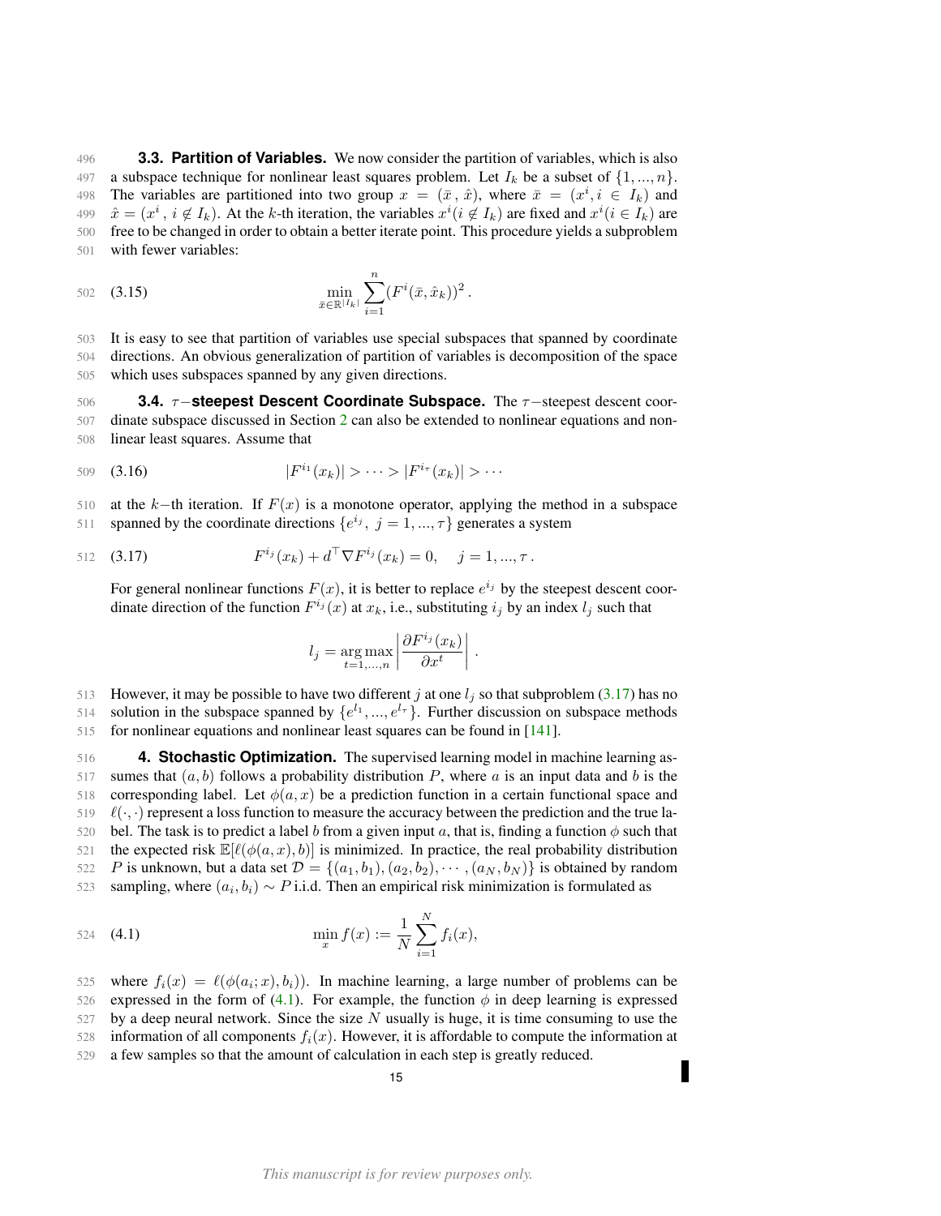**3.3. Partition of Variables.** We now consider the partition of variables, which is also a subspace technique for nonlinear least squares problem. Let $I_k$ be a subset of $\{1, ..., n\}$. The variables are partitioned into two group $x = (\bar{x}\,,\, \hat{x})$, where $\bar{x} = (x^i, i \in I_k)$ and $\hat{x} = (x^i\,,\, i \notin I_k)$. At the $k$-th iteration, the variables $x^i (i \notin I_k)$ are fixed and $x^i (i \in I_k)$ are free to be changed in order to obtain a better iterate point. This procedure yields a subproblem with fewer variables:

$$\min_{\bar{x} \in \mathbb{R}^{|I_k|}} \sum_{i=1}^{n} (F^i(\bar{x}, \hat{x}_k))^2 \,. \tag{3.15}$$

It is easy to see that partition of variables use special subspaces that spanned by coordinate directions. An obvious generalization of partition of variables is decomposition of the space which uses subspaces spanned by any given directions.

**3.4. $\tau-$steepest Descent Coordinate Subspace.** The $\tau-$steepest descent coordinate subspace discussed in Section 2 can also be extended to nonlinear equations and nonlinear least squares. Assume that

$$|F^{i_1}(x_k)| > \cdots > |F^{i_\tau}(x_k)| > \cdots \tag{3.16}$$

at the $k-$th iteration. If $F(x)$ is a monotone operator, applying the method in a subspace spanned by the coordinate directions $\{e^{i_j},\ j = 1, ..., \tau\}$ generates a system

$$F^{i_j}(x_k) + d^\top \nabla F^{i_j}(x_k) = 0, \quad j = 1, ..., \tau \,. \tag{3.17}$$

For general nonlinear functions $F(x)$, it is better to replace $e^{i_j}$ by the steepest descent coordinate direction of the function $F^{i_j}(x)$ at $x_k$, i.e., substituting $i_j$ by an index $l_j$ such that

$$l_j = \underset{t=1,...,n}{\arg\max} \left| \frac{\partial F^{i_j}(x_k)}{\partial x^t} \right| .$$

However, it may be possible to have two different $j$ at one $l_j$ so that subproblem (3.17) has no solution in the subspace spanned by $\{e^{l_1}, ..., e^{l_\tau}\}$. Further discussion on subspace methods for nonlinear equations and nonlinear least squares can be found in [141].

## 4. Stochastic Optimization.

The supervised learning model in machine learning assumes that $(a, b)$ follows a probability distribution $P$, where $a$ is an input data and $b$ is the corresponding label. Let $\phi(a, x)$ be a prediction function in a certain functional space and $\ell(\cdot, \cdot)$ represent a loss function to measure the accuracy between the prediction and the true label. The task is to predict a label $b$ from a given input $a$, that is, finding a function $\phi$ such that the expected risk $\mathbb{E}[\ell(\phi(a, x), b)]$ is minimized. In practice, the real probability distribution $P$ is unknown, but a data set $\mathcal{D} = \{(a_1, b_1), (a_2, b_2), \cdots, (a_N, b_N)\}$ is obtained by random sampling, where $(a_i, b_i) \sim P$ i.i.d. Then an empirical risk minimization is formulated as

$$\min_x f(x) := \frac{1}{N} \sum_{i=1}^{N} f_i(x), \tag{4.1}$$

where $f_i(x) = \ell(\phi(a_i; x), b_i))$. In machine learning, a large number of problems can be expressed in the form of (4.1). For example, the function $\phi$ in deep learning is expressed by a deep neural network. Since the size $N$ usually is huge, it is time consuming to use the information of all components $f_i(x)$. However, it is affordable to compute the information at a few samples so that the amount of calculation in each step is greatly reduced.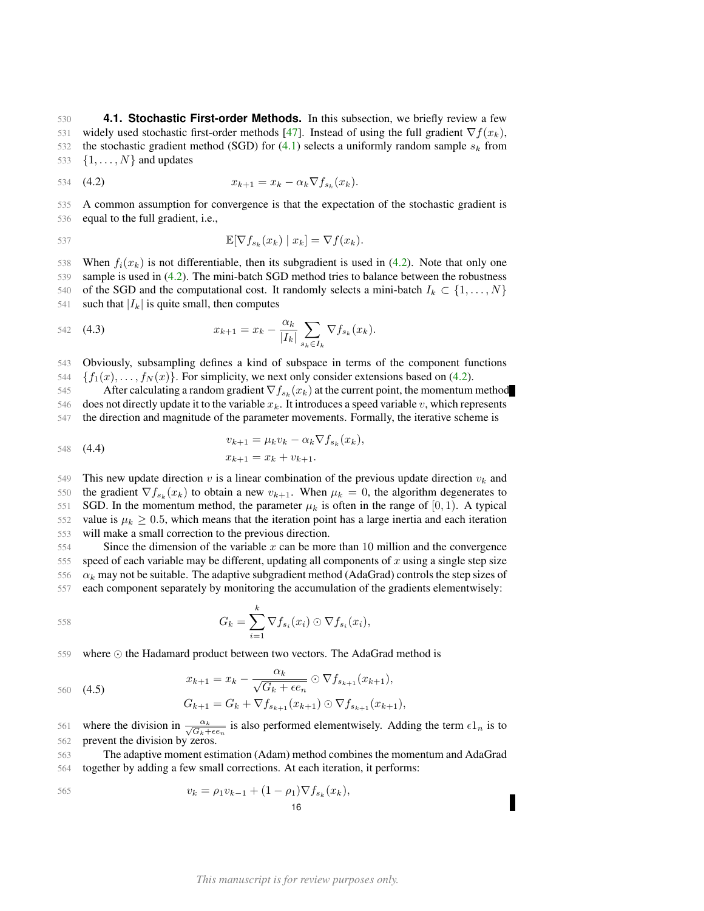### 4.1. Stochastic First-order Methods.

In this subsection, we briefly review a few widely used stochastic first-order methods [47]. Instead of using the full gradient $\nabla f(x_k)$, the stochastic gradient method (SGD) for (4.1) selects a uniformly random sample $s_k$ from $\{1, \ldots, N\}$ and updates

$$x_{k+1} = x_k - \alpha_k \nabla f_{s_k}(x_k). \tag{4.2}$$

A common assumption for convergence is that the expectation of the stochastic gradient is equal to the full gradient, i.e.,

$$\mathbb{E}[\nabla f_{s_k}(x_k) \mid x_k] = \nabla f(x_k).$$

When $f_i(x_k)$ is not differentiable, then its subgradient is used in (4.2). Note that only one sample is used in (4.2). The mini-batch SGD method tries to balance between the robustness of the SGD and the computational cost. It randomly selects a mini-batch $I_k \subset \{1, \ldots, N\}$ such that $|I_k|$ is quite small, then computes

$$x_{k+1} = x_k - \frac{\alpha_k}{|I_k|} \sum_{s_k \in I_k} \nabla f_{s_k}(x_k). \tag{4.3}$$

Obviously, subsampling defines a kind of subspace in terms of the component functions $\{f_1(x), \ldots, f_N(x)\}$. For simplicity, we next only consider extensions based on (4.2).

After calculating a random gradient $\nabla f_{s_k}(x_k)$ at the current point, the momentum method does not directly update it to the variable $x_k$. It introduces a speed variable $v$, which represents the direction and magnitude of the parameter movements. Formally, the iterative scheme is

$$\begin{aligned} v_{k+1} &= \mu_k v_k - \alpha_k \nabla f_{s_k}(x_k), \\ x_{k+1} &= x_k + v_{k+1}. \end{aligned} \tag{4.4}$$

This new update direction $v$ is a linear combination of the previous update direction $v_k$ and the gradient $\nabla f_{s_k}(x_k)$ to obtain a new $v_{k+1}$. When $\mu_k = 0$, the algorithm degenerates to SGD. In the momentum method, the parameter $\mu_k$ is often in the range of $[0, 1)$. A typical value is $\mu_k \geq 0.5$, which means that the iteration point has a large inertia and each iteration will make a small correction to the previous direction.

Since the dimension of the variable $x$ can be more than 10 million and the convergence speed of each variable may be different, updating all components of $x$ using a single step size $\alpha_k$ may not be suitable. The adaptive subgradient method (AdaGrad) controls the step sizes of each component separately by monitoring the accumulation of the gradients elementwisely:

$$G_k = \sum_{i=1}^{k} \nabla f_{s_i}(x_i) \odot \nabla f_{s_i}(x_i),$$

where $\odot$ the Hadamard product between two vectors. The AdaGrad method is

$$\begin{aligned} x_{k+1} &= x_k - \frac{\alpha_k}{\sqrt{G_k + \epsilon e_n}} \odot \nabla f_{s_{k+1}}(x_{k+1}), \\ G_{k+1} &= G_k + \nabla f_{s_{k+1}}(x_{k+1}) \odot \nabla f_{s_{k+1}}(x_{k+1}), \end{aligned} \tag{4.5}$$

where the division in $\frac{\alpha_k}{\sqrt{G_k + \epsilon e_n}}$ is also performed elementwisely. Adding the term $\epsilon 1_n$ is to prevent the division by zeros.

The adaptive moment estimation (Adam) method combines the momentum and AdaGrad together by adding a few small corrections. At each iteration, it performs:

$$v_k = \rho_1 v_{k-1} + (1 - \rho_1) \nabla f_{s_k}(x_k),$$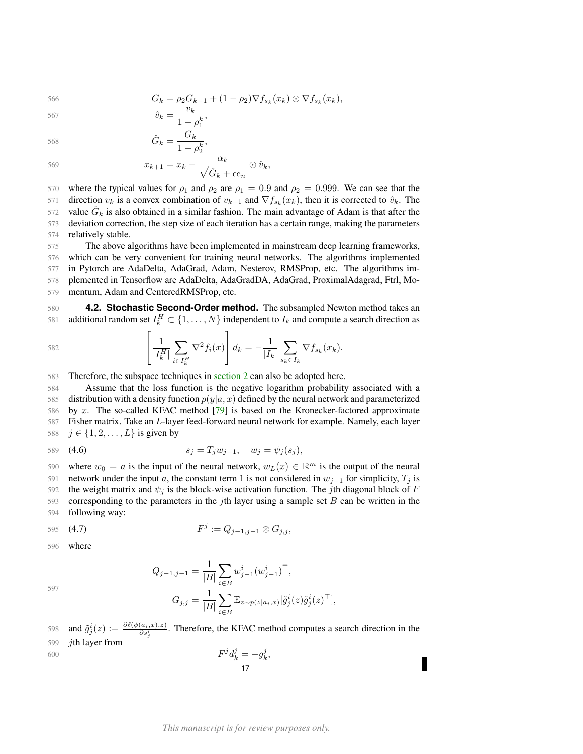$$
\begin{aligned}
G_k &= \rho_2 G_{k-1} + (1-\rho_2)\nabla f_{s_k}(x_k) \odot \nabla f_{s_k}(x_k), \\
\hat{v}_k &= \frac{v_k}{1-\rho_1^k}, \\
\hat{G}_k &= \frac{G_k}{1-\rho_2^k}, \\
x_{k+1} &= x_k - \frac{\alpha_k}{\sqrt{\hat{G}_k + \epsilon e_n}} \odot \hat{v}_k,
\end{aligned}
$$

where the typical values for $\rho_1$ and $\rho_2$ are $\rho_1 = 0.9$ and $\rho_2 = 0.999$. We can see that the direction $v_k$ is a convex combination of $v_{k-1}$ and $\nabla f_{s_k}(x_k)$, then it is corrected to $\hat{v}_k$. The value $\hat{G}_k$ is also obtained in a similar fashion. The main advantage of Adam is that after the deviation correction, the step size of each iteration has a certain range, making the parameters relatively stable.

The above algorithms have been implemented in mainstream deep learning frameworks, which can be very convenient for training neural networks. The algorithms implemented in Pytorch are AdaDelta, AdaGrad, Adam, Nesterov, RMSProp, etc. The algorithms implemented in Tensorflow are AdaDelta, AdaGradDA, AdaGrad, ProximalAdagrad, Ftrl, Momentum, Adam and CenteredRMSProp, etc.

### 4.2. Stochastic Second-Order method.

The subsampled Newton method takes an additional random set $I_k^H \subset \{1, \ldots, N\}$ independent to $I_k$ and compute a search direction as

$$
\left[\frac{1}{|I_k^H|}\sum_{i \in I_k^H} \nabla^2 f_i(x)\right] d_k = -\frac{1}{|I_k|}\sum_{s_k \in I_k} \nabla f_{s_k}(x_k).
$$

Therefore, the subspace techniques in section 2 can also be adopted here.

Assume that the loss function is the negative logarithm probability associated with a distribution with a density function $p(y|a, x)$ defined by the neural network and parameterized by $x$. The so-called KFAC method [79] is based on the Kronecker-factored approximate Fisher matrix. Take an $L$-layer feed-forward neural network for example. Namely, each layer $j \in \{1, 2, \ldots, L\}$ is given by

$$
s_j = T_j w_{j-1}, \quad w_j = \psi_j(s_j), \tag{4.6}
$$

where $w_0 = a$ is the input of the neural network, $w_L(x) \in \mathbb{R}^m$ is the output of the neural network under the input $a$, the constant term 1 is not considered in $w_{j-1}$ for simplicity, $T_j$ is the weight matrix and $\psi_j$ is the block-wise activation function. The $j$th diagonal block of $F$ corresponding to the parameters in the $j$th layer using a sample set $B$ can be written in the following way:

$$
F^j := Q_{j-1,j-1} \otimes G_{j,j}, \tag{4.7}
$$

where

$$
\begin{aligned}
Q_{j-1,j-1} &= \frac{1}{|B|}\sum_{i \in B} w_{j-1}^i (w_{j-1}^i)^\top, \\
G_{j,j} &= \frac{1}{|B|}\sum_{i \in B} \mathbb{E}_{z \sim p(z|a_i,x)}[\tilde{g}_j^i(z)\tilde{g}_j^i(z)^\top],
\end{aligned}
$$

and $\tilde{g}_j^i(z) := \frac{\partial \ell(\phi(a_i,x),z)}{\partial s_j^i}$. Therefore, the KFAC method computes a search direction in the $j$th layer from

$$
F^j d_k^j = -g_k^j,
$$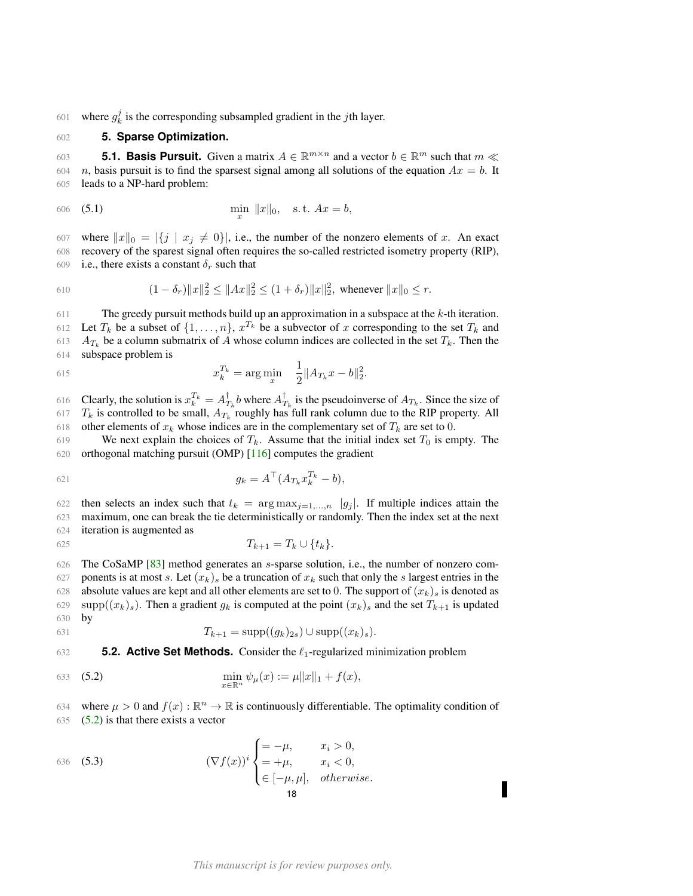where $g_k^j$ is the corresponding subsampled gradient in the $j$th layer.

## 5. Sparse Optimization.

### 5.1. Basis Pursuit.

Given a matrix $A \in \mathbb{R}^{m\times n}$ and a vector $b \in \mathbb{R}^m$ such that $m \ll n$, basis pursuit is to find the sparsest signal among all solutions of the equation $Ax = b$. It leads to a NP-hard problem:

$$\min_x \ \|x\|_0, \quad \text{s.t. } Ax = b, \tag{5.1}$$

where $\|x\|_0 = |\{j \mid x_j \neq 0\}|$, i.e., the number of the nonzero elements of $x$. An exact recovery of the sparest signal often requires the so-called restricted isometry property (RIP), i.e., there exists a constant $\delta_r$ such that

$$(1-\delta_r)\|x\|_2^2 \le \|Ax\|_2^2 \le (1+\delta_r)\|x\|_2^2, \text{ whenever } \|x\|_0 \le r.$$

The greedy pursuit methods build up an approximation in a subspace at the $k$-th iteration. Let $T_k$ be a subset of $\{1,\dots,n\}$, $x^{T_k}$ be a subvector of $x$ corresponding to the set $T_k$ and $A_{T_k}$ be a column submatrix of $A$ whose column indices are collected in the set $T_k$. Then the subspace problem is

$$x_k^{T_k} = \arg\min_x \quad \frac{1}{2}\|A_{T_k}x - b\|_2^2.$$

Clearly, the solution is $x_k^{T_k} = A_{T_k}^\dagger b$ where $A_{T_k}^\dagger$ is the pseudoinverse of $A_{T_k}$. Since the size of $T_k$ is controlled to be small, $A_{T_k}$ roughly has full rank column due to the RIP property. All other elements of $x_k$ whose indices are in the complementary set of $T_k$ are set to 0.

We next explain the choices of $T_k$. Assume that the initial index set $T_0$ is empty. The orthogonal matching pursuit (OMP) [116] computes the gradient

$$g_k = A^\top (A_{T_k}x_k^{T_k} - b),$$

then selects an index such that $t_k = \arg\max_{j=1,\dots,n} \ |g_j|$. If multiple indices attain the maximum, one can break the tie deterministically or randomly. Then the index set at the next iteration is augmented as

$$T_{k+1} = T_k \cup \{t_k\}.$$

The CoSaMP [83] method generates an $s$-sparse solution, i.e., the number of nonzero components is at most $s$. Let $(x_k)_s$ be a truncation of $x_k$ such that only the $s$ largest entries in the absolute values are kept and all other elements are set to 0. The support of $(x_k)_s$ is denoted as $\mathrm{supp}((x_k)_s)$. Then a gradient $g_k$ is computed at the point $(x_k)_s$ and the set $T_{k+1}$ is updated by

$$T_{k+1} = \mathrm{supp}((g_k)_{2s}) \cup \mathrm{supp}((x_k)_s).$$

### 5.2. Active Set Methods.

Consider the $\ell_1$-regularized minimization problem

$$\min_{x\in\mathbb{R}^n} \ \psi_\mu(x) := \mu\|x\|_1 + f(x), \tag{5.2}$$

where $\mu > 0$ and $f(x): \mathbb{R}^n \to \mathbb{R}$ is continuously differentiable. The optimality condition of (5.2) is that there exists a vector

$$(\nabla f(x))^i \begin{cases} = -\mu, & x_i > 0, \\ = +\mu, & x_i < 0, \\ \in [-\mu,\mu], & \textit{otherwise}. \end{cases} \tag{5.3}$$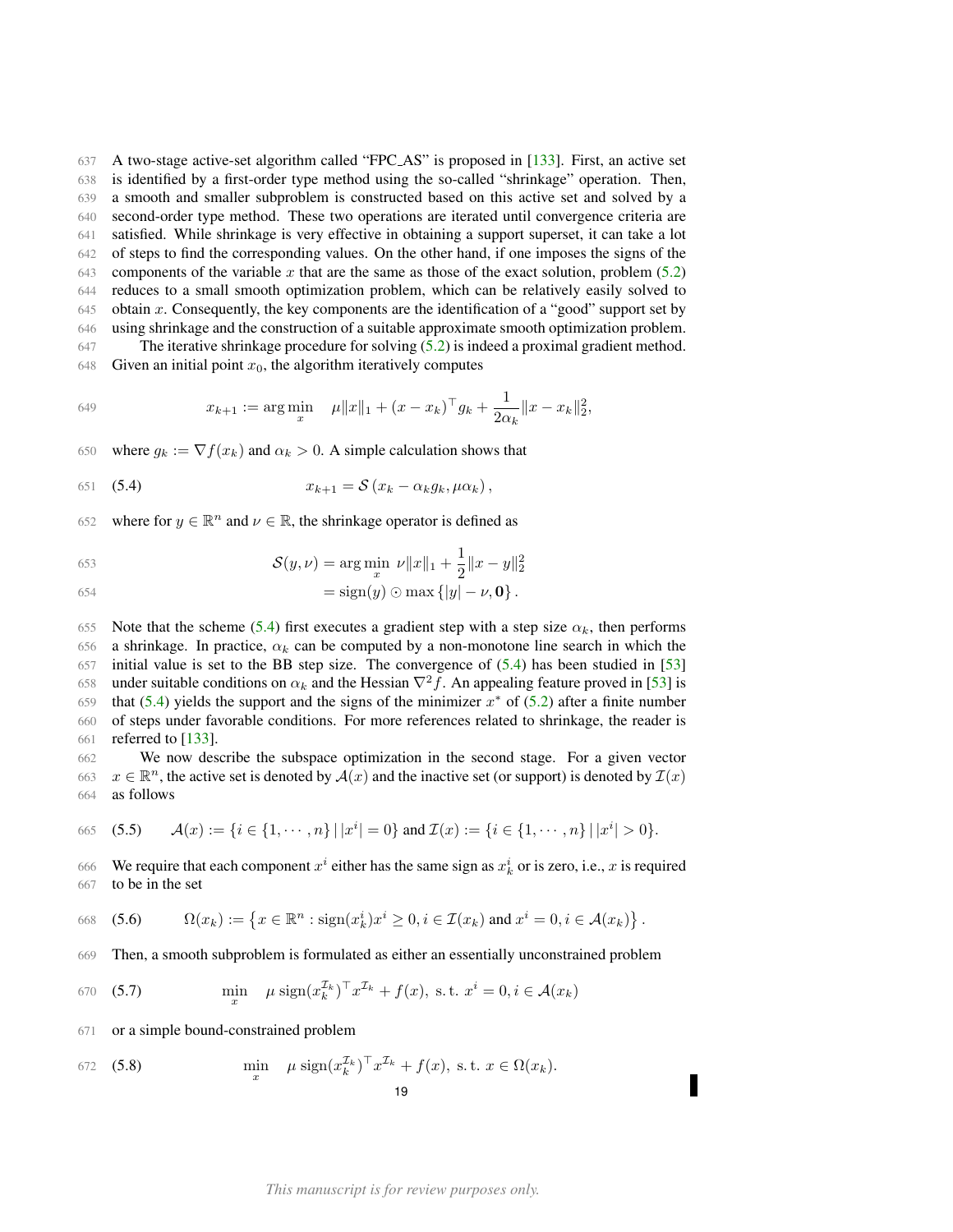A two-stage active-set algorithm called "FPC_AS" is proposed in [133]. First, an active set is identified by a first-order type method using the so-called "shrinkage" operation. Then, a smooth and smaller subproblem is constructed based on this active set and solved by a second-order type method. These two operations are iterated until convergence criteria are satisfied. While shrinkage is very effective in obtaining a support superset, it can take a lot of steps to find the corresponding values. On the other hand, if one imposes the signs of the components of the variable $x$ that are the same as those of the exact solution, problem (5.2) reduces to a small smooth optimization problem, which can be relatively easily solved to obtain $x$. Consequently, the key components are the identification of a "good" support set by using shrinkage and the construction of a suitable approximate smooth optimization problem.

The iterative shrinkage procedure for solving (5.2) is indeed a proximal gradient method. Given an initial point $x_0$, the algorithm iteratively computes

$$x_{k+1} := \arg\min_{x} \quad \mu\|x\|_1 + (x - x_k)^\top g_k + \frac{1}{2\alpha_k}\|x - x_k\|_2^2,$$

where $g_k := \nabla f(x_k)$ and $\alpha_k > 0$. A simple calculation shows that

$$x_{k+1} = \mathcal{S}\left(x_k - \alpha_k g_k, \mu\alpha_k\right), \tag{5.4}$$

where for $y \in \mathbb{R}^n$ and $\nu \in \mathbb{R}$, the shrinkage operator is defined as

$$\begin{aligned}\mathcal{S}(y, \nu) &= \arg\min_{x} \ \nu\|x\|_1 + \frac{1}{2}\|x - y\|_2^2 \\ &= \mathrm{sign}(y) \odot \max\left\{|y| - \nu, \mathbf{0}\right\}.\end{aligned}$$

Note that the scheme (5.4) first executes a gradient step with a step size $\alpha_k$, then performs a shrinkage. In practice, $\alpha_k$ can be computed by a non-monotone line search in which the initial value is set to the BB step size. The convergence of (5.4) has been studied in [53] under suitable conditions on $\alpha_k$ and the Hessian $\nabla^2 f$. An appealing feature proved in [53] is that (5.4) yields the support and the signs of the minimizer $x^*$ of (5.2) after a finite number of steps under favorable conditions. For more references related to shrinkage, the reader is referred to [133].

We now describe the subspace optimization in the second stage. For a given vector $x \in \mathbb{R}^n$, the active set is denoted by $\mathcal{A}(x)$ and the inactive set (or support) is denoted by $\mathcal{I}(x)$ as follows

$$\mathcal{A}(x) := \{i \in \{1, \cdots, n\} \,|\, |x^i| = 0\} \text{ and } \mathcal{I}(x) := \{i \in \{1, \cdots, n\} \,|\, |x^i| > 0\}. \tag{5.5}$$

We require that each component $x^i$ either has the same sign as $x_k^i$ or is zero, i.e., $x$ is required to be in the set

$$\Omega(x_k) := \left\{x \in \mathbb{R}^n : \mathrm{sign}(x_k^i)x^i \geq 0, i \in \mathcal{I}(x_k) \text{ and } x^i = 0, i \in \mathcal{A}(x_k)\right\}. \tag{5.6}$$

Then, a smooth subproblem is formulated as either an essentially unconstrained problem

$$\min_{x} \quad \mu\,\mathrm{sign}(x_k^{\mathcal{I}_k})^\top x^{\mathcal{I}_k} + f(x), \text{ s.t. } x^i = 0, i \in \mathcal{A}(x_k) \tag{5.7}$$

or a simple bound-constrained problem

$$\min_{x} \quad \mu\,\mathrm{sign}(x_k^{\mathcal{I}_k})^\top x^{\mathcal{I}_k} + f(x), \text{ s.t. } x \in \Omega(x_k). \tag{5.8}$$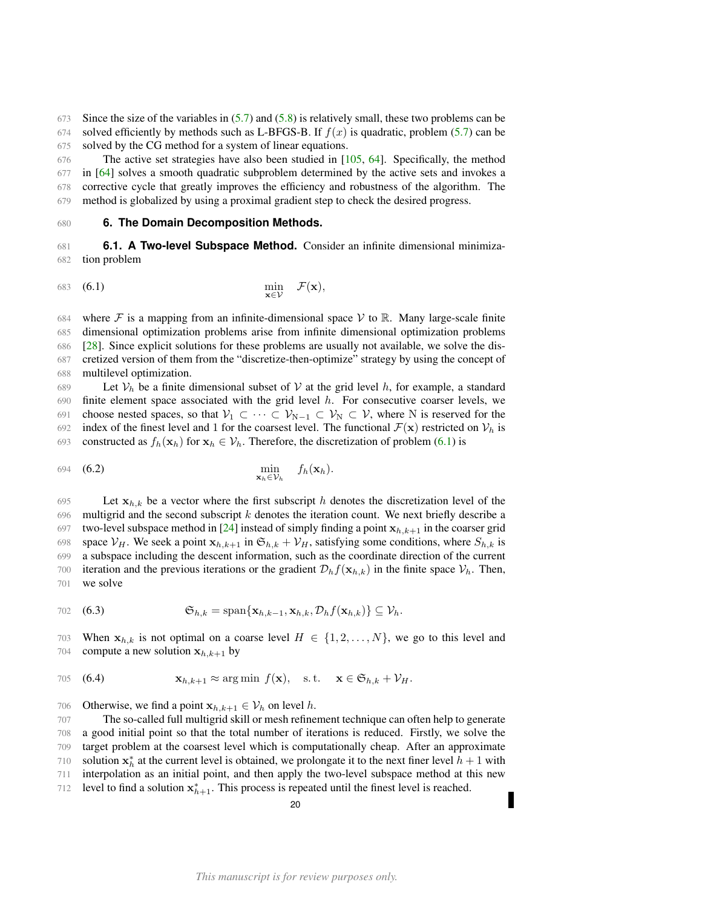Since the size of the variables in (5.7) and (5.8) is relatively small, these two problems can be solved efficiently by methods such as L-BFGS-B. If $f(x)$ is quadratic, problem (5.7) can be solved by the CG method for a system of linear equations.

The active set strategies have also been studied in [105, 64]. Specifically, the method in [64] solves a smooth quadratic subproblem determined by the active sets and invokes a corrective cycle that greatly improves the efficiency and robustness of the algorithm. The method is globalized by using a proximal gradient step to check the desired progress.

## 6. The Domain Decomposition Methods.

### 6.1. A Two-level Subspace Method.

Consider an infinite dimensional minimization problem

$$\min_{\mathbf{x}\in\mathcal{V}} \quad \mathcal{F}(\mathbf{x}), \tag{6.1}$$

where $\mathcal{F}$ is a mapping from an infinite-dimensional space $\mathcal{V}$ to $\mathbb{R}$. Many large-scale finite dimensional optimization problems arise from infinite dimensional optimization problems [28]. Since explicit solutions for these problems are usually not available, we solve the discretized version of them from the "discretize-then-optimize" strategy by using the concept of multilevel optimization.

Let $\mathcal{V}_h$ be a finite dimensional subset of $\mathcal{V}$ at the grid level $h$, for example, a standard finite element space associated with the grid level $h$. For consecutive coarser levels, we choose nested spaces, so that $\mathcal{V}_1 \subset \cdots \subset \mathcal{V}_{\mathrm{N}-1} \subset \mathcal{V}_{\mathrm{N}} \subset \mathcal{V}$, where N is reserved for the index of the finest level and 1 for the coarsest level. The functional $\mathcal{F}(\mathbf{x})$ restricted on $\mathcal{V}_h$ is constructed as $f_h(\mathbf{x}_h)$ for $\mathbf{x}_h \in \mathcal{V}_h$. Therefore, the discretization of problem (6.1) is

$$\min_{\mathbf{x}_h\in\mathcal{V}_h} \quad f_h(\mathbf{x}_h). \tag{6.2}$$

Let $\mathbf{x}_{h,k}$ be a vector where the first subscript $h$ denotes the discretization level of the multigrid and the second subscript $k$ denotes the iteration count. We next briefly describe a two-level subspace method in [24] instead of simply finding a point $\mathbf{x}_{h,k+1}$ in the coarser grid space $\mathcal{V}_H$. We seek a point $\mathbf{x}_{h,k+1}$ in $\mathfrak{S}_{h,k} + \mathcal{V}_H$, satisfying some conditions, where $S_{h,k}$ is a subspace including the descent information, such as the coordinate direction of the current iteration and the previous iterations or the gradient $\mathcal{D}_h f(\mathbf{x}_{h,k})$ in the finite space $\mathcal{V}_h$. Then, we solve

$$\mathfrak{S}_{h,k} = \mathrm{span}\{\mathbf{x}_{h,k-1}, \mathbf{x}_{h,k}, \mathcal{D}_h f(\mathbf{x}_{h,k})\} \subseteq \mathcal{V}_h. \tag{6.3}$$

When $\mathbf{x}_{h,k}$ is not optimal on a coarse level $H \in \{1, 2, \ldots, N\}$, we go to this level and compute a new solution $\mathbf{x}_{h,k+1}$ by

$$\mathbf{x}_{h,k+1} \approx \arg\min\ f(\mathbf{x}), \quad \mathrm{s.t.} \quad \mathbf{x} \in \mathfrak{S}_{h,k} + \mathcal{V}_H. \tag{6.4}$$

Otherwise, we find a point $\mathbf{x}_{h,k+1} \in \mathcal{V}_h$ on level $h$.

The so-called full multigrid skill or mesh refinement technique can often help to generate a good initial point so that the total number of iterations is reduced. Firstly, we solve the target problem at the coarsest level which is computationally cheap. After an approximate solution $\mathbf{x}_h^*$ at the current level is obtained, we prolongate it to the next finer level $h+1$ with interpolation as an initial point, and then apply the two-level subspace method at this new level to find a solution $\mathbf{x}_{h+1}^*$. This process is repeated until the finest level is reached.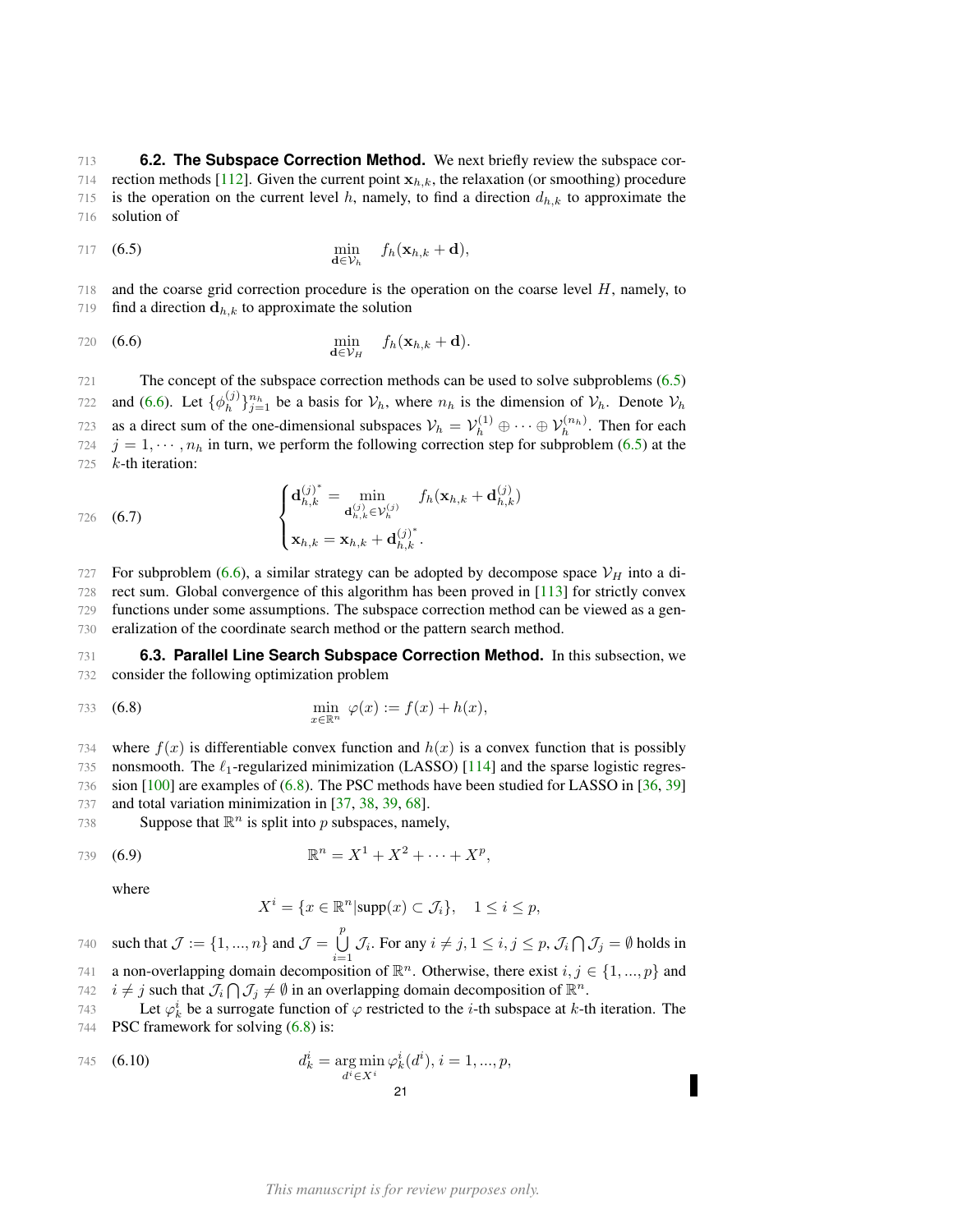**6.2. The Subspace Correction Method.** We next briefly review the subspace correction methods [112]. Given the current point $\mathbf{x}_{h,k}$, the relaxation (or smoothing) procedure is the operation on the current level $h$, namely, to find a direction $d_{h,k}$ to approximate the solution of

$$\min_{\mathbf{d}\in\mathcal{V}_h} \quad f_h(\mathbf{x}_{h,k}+\mathbf{d}), \tag{6.5}$$

and the coarse grid correction procedure is the operation on the coarse level $H$, namely, to find a direction $\mathbf{d}_{h,k}$ to approximate the solution

$$\min_{\mathbf{d}\in\mathcal{V}_H} \quad f_h(\mathbf{x}_{h,k}+\mathbf{d}). \tag{6.6}$$

The concept of the subspace correction methods can be used to solve subproblems (6.5) and (6.6). Let $\{\phi_h^{(j)}\}_{j=1}^{n_h}$ be a basis for $\mathcal{V}_h$, where $n_h$ is the dimension of $\mathcal{V}_h$. Denote $\mathcal{V}_h$ as a direct sum of the one-dimensional subspaces $\mathcal{V}_h = \mathcal{V}_h^{(1)} \oplus \cdots \oplus \mathcal{V}_h^{(n_h)}$. Then for each $j = 1, \cdots, n_h$ in turn, we perform the following correction step for subproblem (6.5) at the $k$-th iteration:

$$\begin{cases} \mathbf{d}_{h,k}^{(j)^*} = \min\limits_{\mathbf{d}_{h,k}^{(j)}\in\mathcal{V}_h^{(j)}} \quad f_h(\mathbf{x}_{h,k}+\mathbf{d}_{h,k}^{(j)}) \\ \mathbf{x}_{h,k} = \mathbf{x}_{h,k} + \mathbf{d}_{h,k}^{(j)^*}. \end{cases} \tag{6.7}$$

For subproblem (6.6), a similar strategy can be adopted by decompose space $\mathcal{V}_H$ into a direct sum. Global convergence of this algorithm has been proved in [113] for strictly convex functions under some assumptions. The subspace correction method can be viewed as a generalization of the coordinate search method or the pattern search method.

**6.3. Parallel Line Search Subspace Correction Method.** In this subsection, we consider the following optimization problem

$$\min_{x\in\mathbb{R}^n} \ \varphi(x) := f(x) + h(x), \tag{6.8}$$

where $f(x)$ is differentiable convex function and $h(x)$ is a convex function that is possibly nonsmooth. The $\ell_1$-regularized minimization (LASSO) [114] and the sparse logistic regression [100] are examples of (6.8). The PSC methods have been studied for LASSO in [36, 39] and total variation minimization in [37, 38, 39, 68].

Suppose that $\mathbb{R}^n$ is split into $p$ subspaces, namely,

$$\mathbb{R}^n = X^1 + X^2 + \cdots + X^p, \tag{6.9}$$

where

$$X^i = \{x \in \mathbb{R}^n | \text{supp}(x) \subset \mathcal{J}_i\}, \quad 1 \le i \le p,$$

such that $\mathcal{J} := \{1, ..., n\}$ and $\mathcal{J} = \bigcup\limits_{i=1}^{p} \mathcal{J}_i$. For any $i \neq j, 1 \le i, j \le p$, $\mathcal{J}_i \bigcap \mathcal{J}_j = \emptyset$ holds in a non-overlapping domain decomposition of $\mathbb{R}^n$. Otherwise, there exist $i, j \in \{1, ..., p\}$ and $i \neq j$ such that $\mathcal{J}_i \bigcap \mathcal{J}_j \neq \emptyset$ in an overlapping domain decomposition of $\mathbb{R}^n$.

Let $\varphi_k^i$ be a surrogate function of $\varphi$ restricted to the $i$-th subspace at $k$-th iteration. The PSC framework for solving (6.8) is:

$$d_k^i = \arg\min_{d^i\in X^i} \varphi_k^i(d^i), \, i = 1, ..., p, \tag{6.10}$$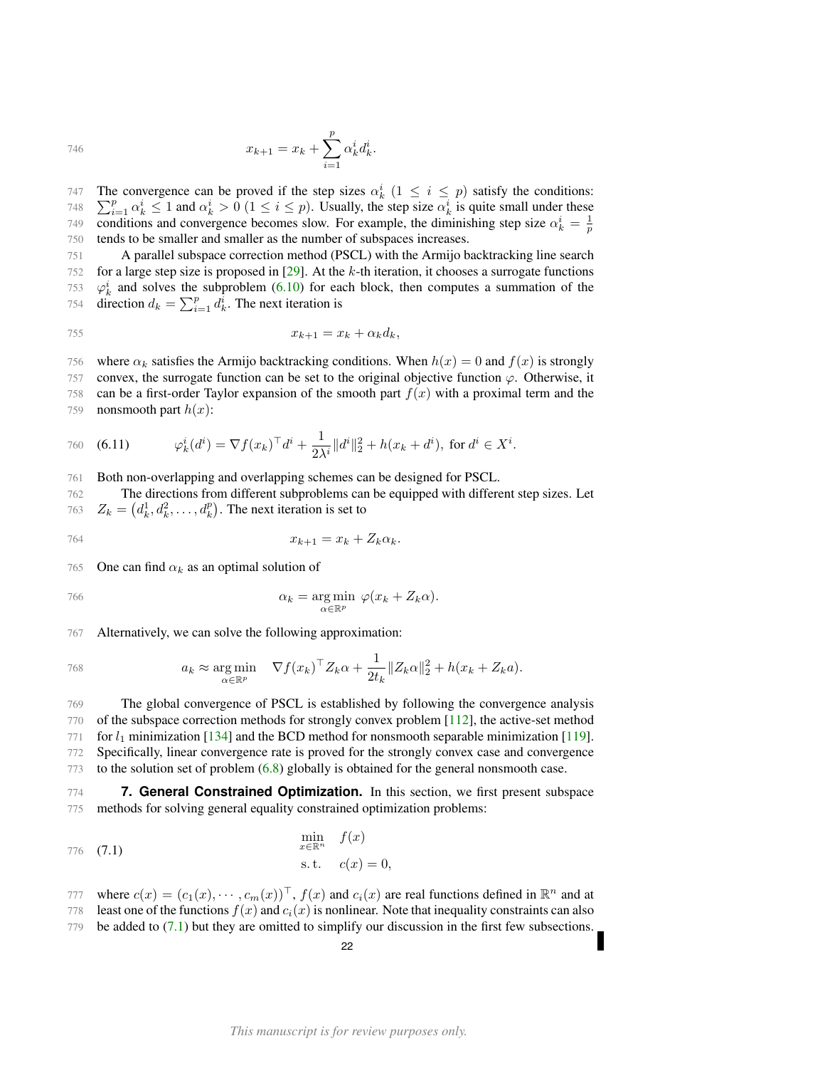$$x_{k+1} = x_k + \sum_{i=1}^{p} \alpha_k^i d_k^i.$$

The convergence can be proved if the step sizes $\alpha_k^i$ $(1 \le i \le p)$ satisfy the conditions: $\sum_{i=1}^{p} \alpha_k^i \le 1$ and $\alpha_k^i > 0$ $(1 \le i \le p)$. Usually, the step size $\alpha_k^i$ is quite small under these conditions and convergence becomes slow. For example, the diminishing step size $\alpha_k^i = \frac{1}{p}$ tends to be smaller and smaller as the number of subspaces increases.

A parallel subspace correction method (PSCL) with the Armijo backtracking line search for a large step size is proposed in [29]. At the $k$-th iteration, it chooses a surrogate functions $\varphi_k^i$ and solves the subproblem (6.10) for each block, then computes a summation of the direction $d_k = \sum_{i=1}^{p} d_k^i$. The next iteration is

$$x_{k+1} = x_k + \alpha_k d_k,$$

where $\alpha_k$ satisfies the Armijo backtracking conditions. When $h(x) = 0$ and $f(x)$ is strongly convex, the surrogate function can be set to the original objective function $\varphi$. Otherwise, it can be a first-order Taylor expansion of the smooth part $f(x)$ with a proximal term and the nonsmooth part $h(x)$:

$$\varphi_k^i(d^i) = \nabla f(x_k)^\top d^i + \frac{1}{2\lambda^i}\|d^i\|_2^2 + h(x_k + d^i), \text{ for } d^i \in X^i. \tag{6.11}$$

Both non-overlapping and overlapping schemes can be designed for PSCL.

The directions from different subproblems can be equipped with different step sizes. Let $Z_k = \left(d_k^1, d_k^2, \ldots, d_k^p\right)$. The next iteration is set to

$$x_{k+1} = x_k + Z_k \alpha_k.$$

One can find $\alpha_k$ as an optimal solution of

$$\alpha_k = \operatorname*{arg\,min}_{\alpha \in \mathbb{R}^p} \; \varphi(x_k + Z_k \alpha).$$

Alternatively, we can solve the following approximation:

$$a_k \approx \operatorname*{arg\,min}_{\alpha \in \mathbb{R}^p} \quad \nabla f(x_k)^\top Z_k \alpha + \frac{1}{2t_k}\|Z_k \alpha\|_2^2 + h(x_k + Z_k a).$$

The global convergence of PSCL is established by following the convergence analysis of the subspace correction methods for strongly convex problem [112], the active-set method for $l_1$ minimization [134] and the BCD method for nonsmooth separable minimization [119]. Specifically, linear convergence rate is proved for the strongly convex case and convergence to the solution set of problem (6.8) globally is obtained for the general nonsmooth case.

## 7. General Constrained Optimization.

In this section, we first present subspace methods for solving general equality constrained optimization problems:

$$\begin{aligned} \min_{x \in \mathbb{R}^n} \quad & f(x) \\ \text{s. t.} \quad & c(x) = 0, \end{aligned} \tag{7.1}$$

where $c(x) = (c_1(x), \cdots, c_m(x))^\top$, $f(x)$ and $c_i(x)$ are real functions defined in $\mathbb{R}^n$ and at least one of the functions $f(x)$ and $c_i(x)$ is nonlinear. Note that inequality constraints can also be added to (7.1) but they are omitted to simplify our discussion in the first few subsections.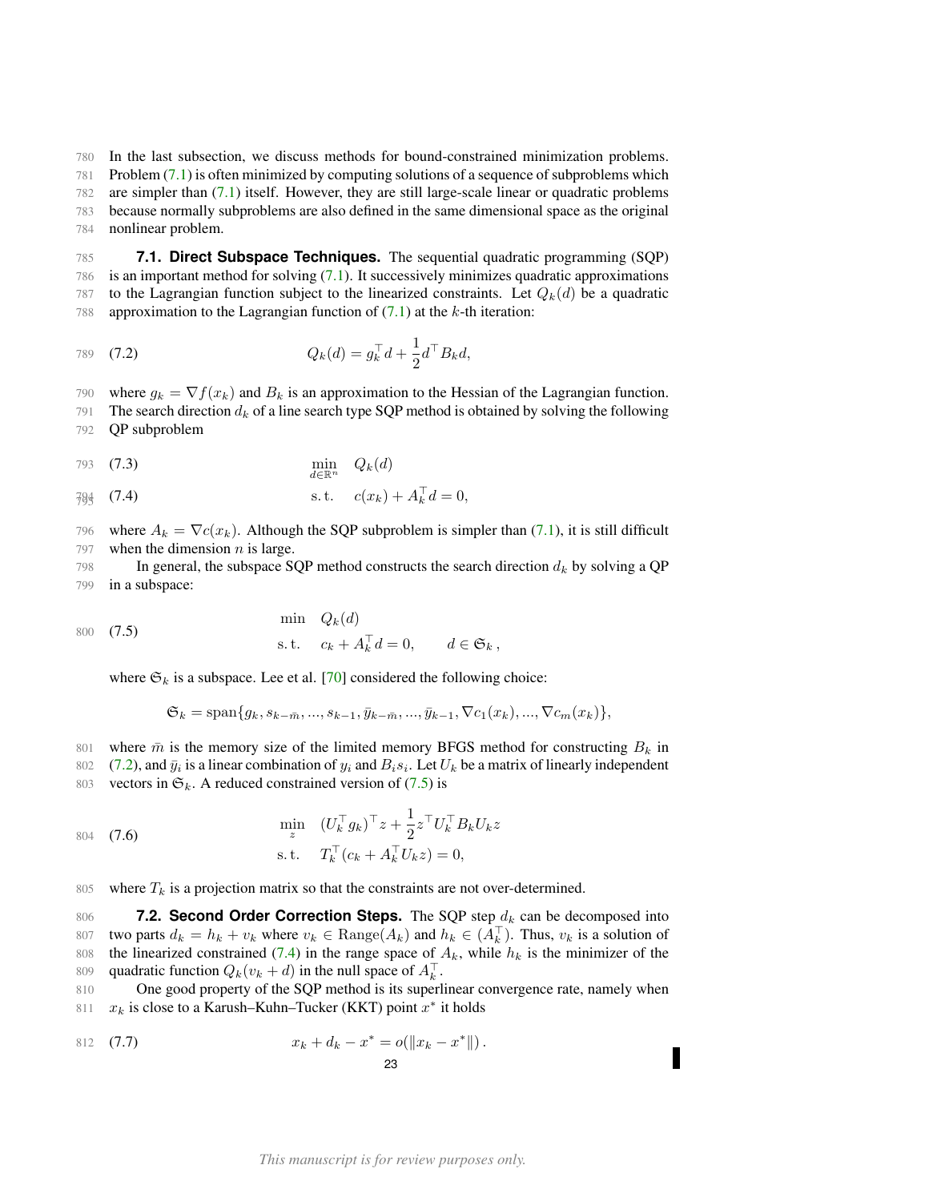In the last subsection, we discuss methods for bound-constrained minimization problems. Problem (7.1) is often minimized by computing solutions of a sequence of subproblems which are simpler than (7.1) itself. However, they are still large-scale linear or quadratic problems because normally subproblems are also defined in the same dimensional space as the original nonlinear problem.

**7.1. Direct Subspace Techniques.** The sequential quadratic programming (SQP) is an important method for solving (7.1). It successively minimizes quadratic approximations to the Lagrangian function subject to the linearized constraints. Let $Q_k(d)$ be a quadratic approximation to the Lagrangian function of (7.1) at the $k$-th iteration:

$$Q_k(d) = g_k^\top d + \frac{1}{2} d^\top B_k d, \tag{7.2}$$

where $g_k = \nabla f(x_k)$ and $B_k$ is an approximation to the Hessian of the Lagrangian function. The search direction $d_k$ of a line search type SQP method is obtained by solving the following QP subproblem

$$\min_{d \in \mathbb{R}^n} \quad Q_k(d) \tag{7.3}$$

$$\text{s.t.} \quad c(x_k) + A_k^\top d = 0, \tag{7.4}$$

where $A_k = \nabla c(x_k)$. Although the SQP subproblem is simpler than (7.1), it is still difficult when the dimension $n$ is large.

In general, the subspace SQP method constructs the search direction $d_k$ by solving a QP in a subspace:

$$\begin{aligned} \min \quad & Q_k(d) \\ \text{s.t.} \quad & c_k + A_k^\top d = 0, \qquad d \in \mathfrak{S}_k \,, \end{aligned} \tag{7.5}$$

where $\mathfrak{S}_k$ is a subspace. Lee et al. [70] considered the following choice:

$$\mathfrak{S}_k = \text{span}\{g_k, s_{k-\bar{m}}, ..., s_{k-1}, \bar{y}_{k-\bar{m}}, ..., \bar{y}_{k-1}, \nabla c_1(x_k), ..., \nabla c_m(x_k)\},$$

where $\bar{m}$ is the memory size of the limited memory BFGS method for constructing $B_k$ in (7.2), and $\bar{y}_i$ is a linear combination of $y_i$ and $B_i s_i$. Let $U_k$ be a matrix of linearly independent vectors in $\mathfrak{S}_k$. A reduced constrained version of (7.5) is

$$\begin{aligned} \min_z \quad & (U_k^\top g_k)^\top z + \frac{1}{2} z^\top U_k^\top B_k U_k z \\ \text{s.t.} \quad & T_k^\top (c_k + A_k^\top U_k z) = 0, \end{aligned} \tag{7.6}$$

where $T_k$ is a projection matrix so that the constraints are not over-determined.

**7.2. Second Order Correction Steps.** The SQP step $d_k$ can be decomposed into two parts $d_k = h_k + v_k$ where $v_k \in \text{Range}(A_k)$ and $h_k \in (A_k^\top)$. Thus, $v_k$ is a solution of the linearized constrained (7.4) in the range space of $A_k$, while $h_k$ is the minimizer of the quadratic function $Q_k(v_k + d)$ in the null space of $A_k^\top$.

One good property of the SQP method is its superlinear convergence rate, namely when $x_k$ is close to a Karush–Kuhn–Tucker (KKT) point $x^*$ it holds

$$x_k + d_k - x^* = o(\|x_k - x^*\|) \,. \tag{7.7}$$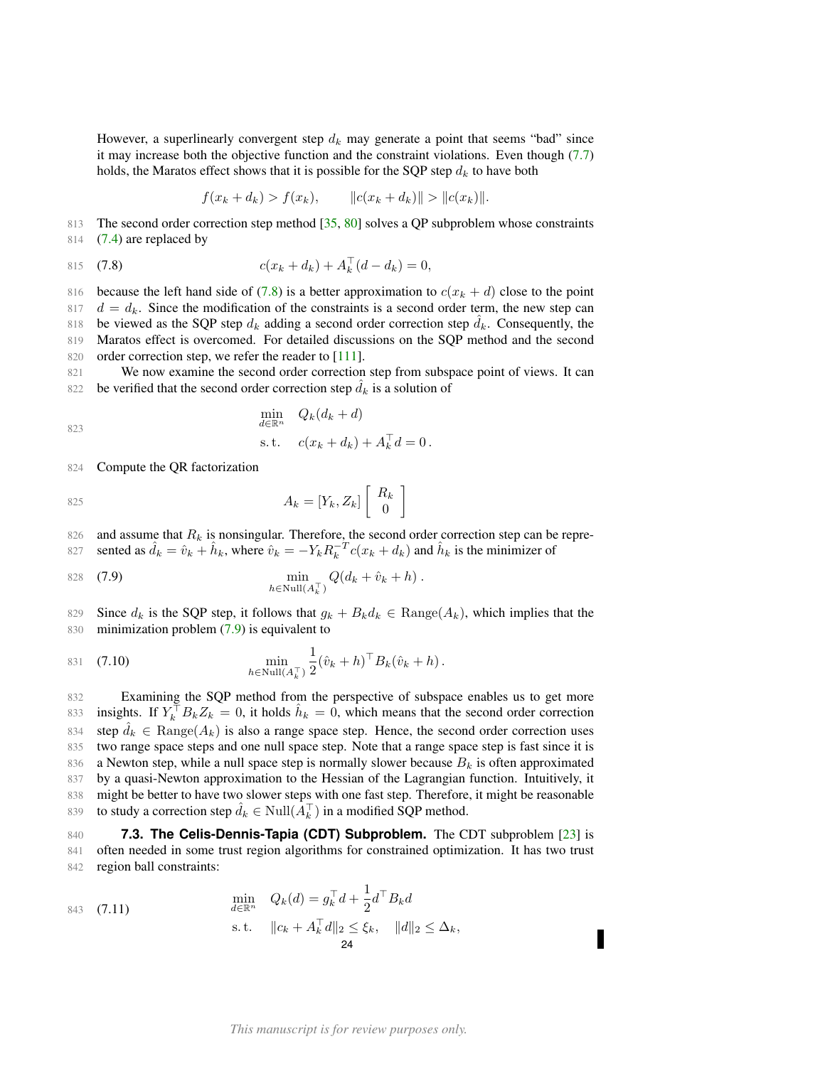However, a superlinearly convergent step $d_k$ may generate a point that seems "bad" since it may increase both the objective function and the constraint violations. Even though (7.7) holds, the Maratos effect shows that it is possible for the SQP step $d_k$ to have both

$$f(x_k + d_k) > f(x_k), \qquad \|c(x_k + d_k)\| > \|c(x_k)\|.$$

The second order correction step method [35, 80] solves a QP subproblem whose constraints (7.4) are replaced by

$$c(x_k + d_k) + A_k^\top (d - d_k) = 0, \tag{7.8}$$

because the left hand side of (7.8) is a better approximation to $c(x_k + d)$ close to the point $d = d_k$. Since the modification of the constraints is a second order term, the new step can be viewed as the SQP step $d_k$ adding a second order correction step $\hat{d}_k$. Consequently, the Maratos effect is overcome. For detailed discussions on the SQP method and the second order correction step, we refer the reader to [111].

We now examine the second order correction step from subspace point of views. It can be verified that the second order correction step $\hat{d}_k$ is a solution of

$$\begin{aligned} \min_{d \in \mathbb{R}^n} \quad & Q_k(d_k + d) \\ \text{s.t.} \quad & c(x_k + d_k) + A_k^\top d = 0\,. \end{aligned}$$

Compute the QR factorization

$$A_k = [Y_k, Z_k] \begin{bmatrix} R_k \\ 0 \end{bmatrix}$$

and assume that $R_k$ is nonsingular. Therefore, the second order correction step can be represented as $\hat{d}_k = \hat{v}_k + \hat{h}_k$, where $\hat{v}_k = -Y_k R_k^{-T} c(x_k + d_k)$ and $\hat{h}_k$ is the minimizer of

$$\min_{h \in \mathrm{Null}(A_k^\top)} Q(d_k + \hat{v}_k + h)\,. \tag{7.9}$$

Since $d_k$ is the SQP step, it follows that $g_k + B_k d_k \in \mathrm{Range}(A_k)$, which implies that the minimization problem (7.9) is equivalent to

$$\min_{h \in \mathrm{Null}(A_k^\top)} \frac{1}{2}(\hat{v}_k + h)^\top B_k (\hat{v}_k + h)\,. \tag{7.10}$$

Examining the SQP method from the perspective of subspace enables us to get more insights. If $Y_k^\top B_k Z_k = 0$, it holds $\hat{h}_k = 0$, which means that the second order correction step $\hat{d}_k \in \mathrm{Range}(A_k)$ is also a range space step. Hence, the second order correction uses two range space steps and one null space step. Note that a range space step is fast since it is a Newton step, while a null space step is normally slower because $B_k$ is often approximated by a quasi-Newton approximation to the Hessian of the Lagrangian function. Intuitively, it might be better to have two slower steps with one fast step. Therefore, it might be reasonable to study a correction step $\hat{d}_k \in \mathrm{Null}(A_k^\top)$ in a modified SQP method.

### 7.3. The Celis-Dennis-Tapia (CDT) Subproblem.

The CDT subproblem [23] is often needed in some trust region algorithms for constrained optimization. It has two trust region ball constraints:

$$\begin{aligned} \min_{d \in \mathbb{R}^n} \quad & Q_k(d) = g_k^\top d + \frac{1}{2} d^\top B_k d \\ \text{s.t.} \quad & \|c_k + A_k^\top d\|_2 \le \xi_k, \quad \|d\|_2 \le \Delta_k, \end{aligned} \tag{7.11}$$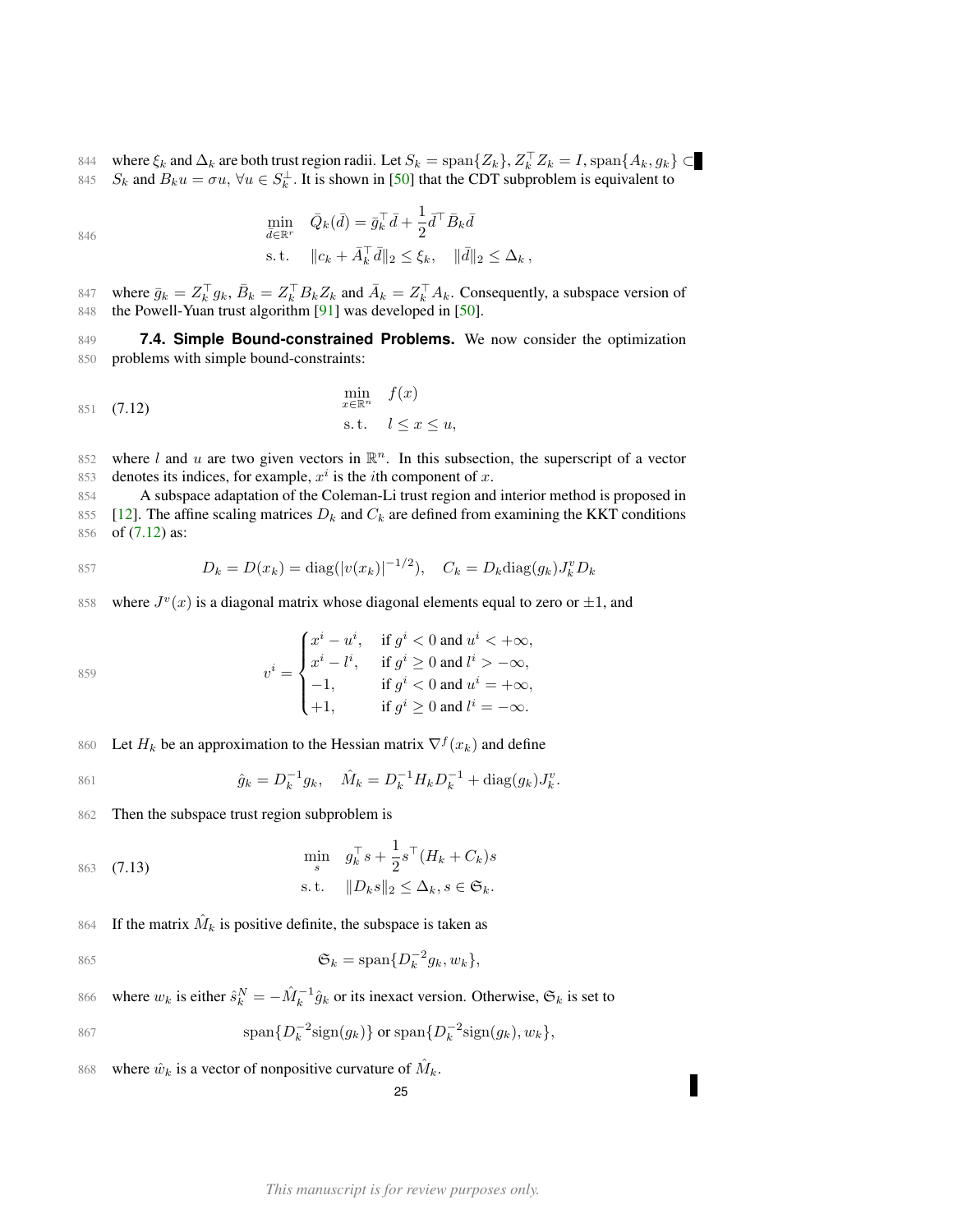where $\xi_k$ and $\Delta_k$ are both trust region radii. Let $S_k = \text{span}\{Z_k\}$, $Z_k^\top Z_k = I$, $\text{span}\{A_k, g_k\} \subset S_k$ and $B_k u = \sigma u$, $\forall u \in S_k^\perp$. It is shown in [50] that the CDT subproblem is equivalent to

$$
\begin{aligned}
\min_{\bar{d} \in \mathbb{R}^r} \quad & \bar{Q}_k(\bar{d}) = \bar{g}_k^\top \bar{d} + \frac{1}{2} \bar{d}^\top \bar{B}_k \bar{d} \\
\text{s.t.} \quad & \|c_k + \bar{A}_k^\top \bar{d}\|_2 \le \xi_k, \quad \|\bar{d}\|_2 \le \Delta_k \,,
\end{aligned}
$$

where $\bar{g}_k = Z_k^\top g_k$, $\bar{B}_k = Z_k^\top B_k Z_k$ and $\bar{A}_k = Z_k^\top A_k$. Consequently, a subspace version of the Powell-Yuan trust algorithm [91] was developed in [50].

### 7.4. Simple Bound-constrained Problems.

We now consider the optimization problems with simple bound-constraints:

$$
\begin{aligned}
\min_{x \in \mathbb{R}^n} \quad & f(x) \\
\text{s.t.} \quad & l \le x \le u,
\end{aligned}
\tag{7.12}
$$

where $l$ and $u$ are two given vectors in $\mathbb{R}^n$. In this subsection, the superscript of a vector denotes its indices, for example, $x^i$ is the $i$th component of $x$.

A subspace adaptation of the Coleman-Li trust region and interior method is proposed in [12]. The affine scaling matrices $D_k$ and $C_k$ are defined from examining the KKT conditions of (7.12) as:

$$
D_k = D(x_k) = \text{diag}(|v(x_k)|^{-1/2}), \quad C_k = D_k \text{diag}(g_k) J_k^v D_k
$$

where $J^v(x)$ is a diagonal matrix whose diagonal elements equal to zero or $\pm 1$, and

$$
v^i = \begin{cases}
x^i - u^i, & \text{if } g^i < 0 \text{ and } u^i < +\infty, \\
x^i - l^i, & \text{if } g^i \ge 0 \text{ and } l^i > -\infty, \\
-1, & \text{if } g^i < 0 \text{ and } u^i = +\infty, \\
+1, & \text{if } g^i \ge 0 \text{ and } l^i = -\infty.
\end{cases}
$$

Let $H_k$ be an approximation to the Hessian matrix $\nabla^f(x_k)$ and define

$$
\hat{g}_k = D_k^{-1} g_k, \quad \hat{M}_k = D_k^{-1} H_k D_k^{-1} + \text{diag}(g_k) J_k^v.
$$

Then the subspace trust region subproblem is

$$
\begin{aligned}
\min_{s} \quad & g_k^\top s + \frac{1}{2} s^\top (H_k + C_k) s \\
\text{s.t.} \quad & \|D_k s\|_2 \le \Delta_k, s \in \mathfrak{S}_k.
\end{aligned}
\tag{7.13}
$$

If the matrix $\hat{M}_k$ is positive definite, the subspace is taken as

$$
\mathfrak{S}_k = \text{span}\{D_k^{-2} g_k, w_k\},
$$

where $w_k$ is either $\hat{s}_k^N = -\hat{M}_k^{-1} \hat{g}_k$ or its inexact version. Otherwise, $\mathfrak{S}_k$ is set to

$$
\text{span}\{D_k^{-2} \text{sign}(g_k)\} \text{ or } \text{span}\{D_k^{-2} \text{sign}(g_k), w_k\},
$$

where $\hat{w}_k$ is a vector of nonpositive curvature of $\hat{M}_k$.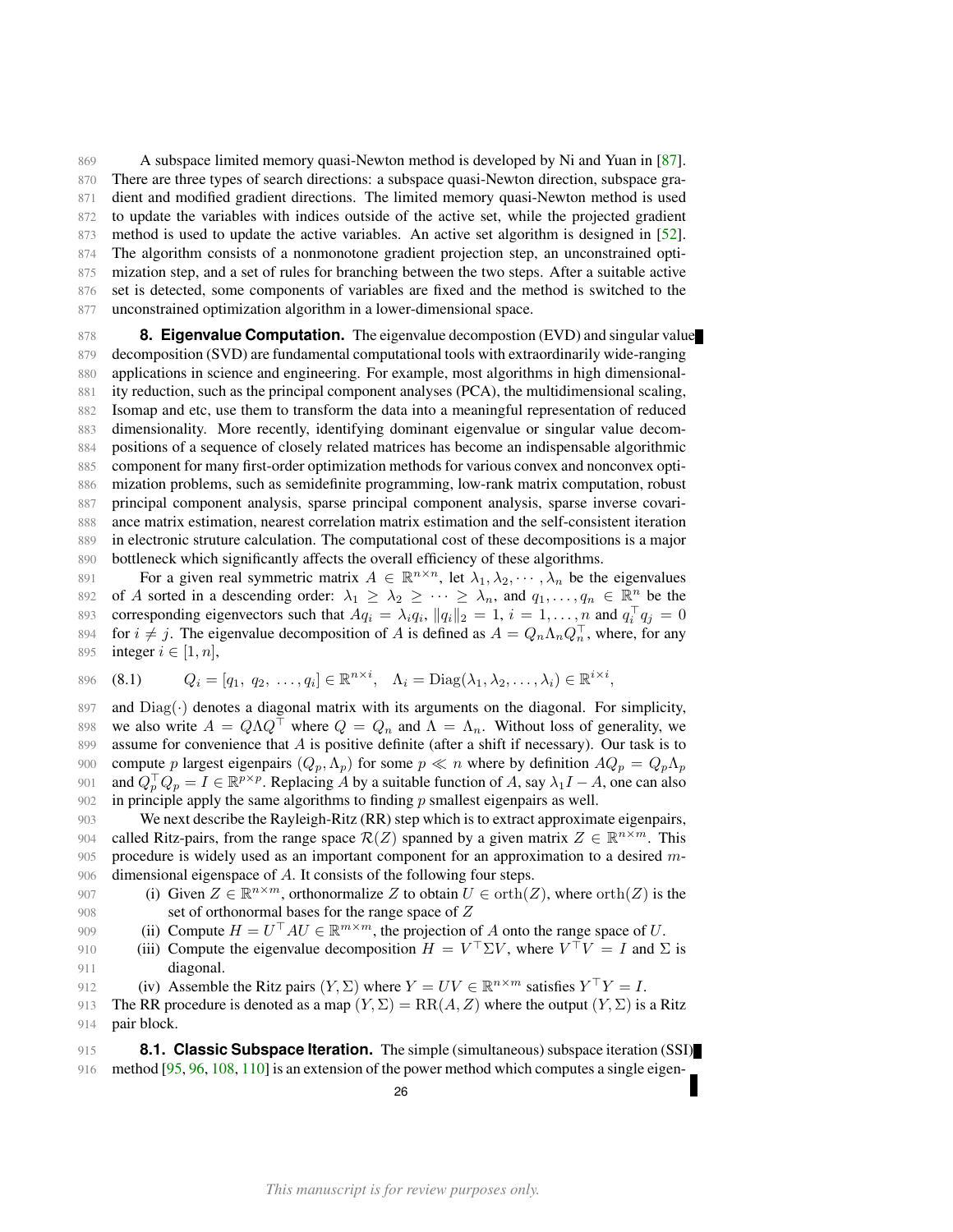A subspace limited memory quasi-Newton method is developed by Ni and Yuan in [87]. There are three types of search directions: a subspace quasi-Newton direction, subspace gradient and modified gradient directions. The limited memory quasi-Newton method is used to update the variables with indices outside of the active set, while the projected gradient method is used to update the active variables. An active set algorithm is designed in [52]. The algorithm consists of a nonmonotone gradient projection step, an unconstrained optimization step, and a set of rules for branching between the two steps. After a suitable active set is detected, some components of variables are fixed and the method is switched to the unconstrained optimization algorithm in a lower-dimensional space.

## 8. Eigenvalue Computation.

The eigenvalue decompostion (EVD) and singular value decomposition (SVD) are fundamental computational tools with extraordinarily wide-ranging applications in science and engineering. For example, most algorithms in high dimensionality reduction, such as the principal component analyses (PCA), the multidimensional scaling, Isomap and etc, use them to transform the data into a meaningful representation of reduced dimensionality. More recently, identifying dominant eigenvalue or singular value decompositions of a sequence of closely related matrices has become an indispensable algorithmic component for many first-order optimization methods for various convex and nonconvex optimization problems, such as semidefinite programming, low-rank matrix computation, robust principal component analysis, sparse principal component analysis, sparse inverse covariance matrix estimation, nearest correlation matrix estimation and the self-consistent iteration in electronic struture calculation. The computational cost of these decompositions is a major bottleneck which significantly affects the overall efficiency of these algorithms.

For a given real symmetric matrix $A \in \mathbb{R}^{n\times n}$, let $\lambda_1, \lambda_2, \cdots, \lambda_n$ be the eigenvalues of $A$ sorted in a descending order: $\lambda_1 \geq \lambda_2 \geq \cdots \geq \lambda_n$, and $q_1, \ldots, q_n \in \mathbb{R}^n$ be the corresponding eigenvectors such that $Aq_i = \lambda_i q_i$, $\|q_i\|_2 = 1$, $i = 1, \ldots, n$ and $q_i^\top q_j = 0$ for $i \neq j$. The eigenvalue decomposition of $A$ is defined as $A = Q_n \Lambda_n Q_n^\top$, where, for any integer $i \in [1, n]$,

$$Q_i = [q_1,\ q_2,\ \ldots, q_i] \in \mathbb{R}^{n\times i}, \quad \Lambda_i = \mathrm{Diag}(\lambda_1, \lambda_2, \ldots, \lambda_i) \in \mathbb{R}^{i\times i}, \tag{8.1}$$

and $\mathrm{Diag}(\cdot)$ denotes a diagonal matrix with its arguments on the diagonal. For simplicity, we also write $A = Q\Lambda Q^\top$ where $Q = Q_n$ and $\Lambda = \Lambda_n$. Without loss of generality, we assume for convenience that $A$ is positive definite (after a shift if necessary). Our task is to compute $p$ largest eigenpairs $(Q_p, \Lambda_p)$ for some $p \ll n$ where by definition $AQ_p = Q_p\Lambda_p$ and $Q_p^\top Q_p = I \in \mathbb{R}^{p\times p}$. Replacing $A$ by a suitable function of $A$, say $\lambda_1 I - A$, one can also in principle apply the same algorithms to finding $p$ smallest eigenpairs as well.

We next describe the Rayleigh-Ritz (RR) step which is to extract approximate eigenpairs, called Ritz-pairs, from the range space $\mathcal{R}(Z)$ spanned by a given matrix $Z \in \mathbb{R}^{n\times m}$. This procedure is widely used as an important component for an approximation to a desired $m$-dimensional eigenspace of $A$. It consists of the following four steps.

(i) Given $Z \in \mathbb{R}^{n\times m}$, orthonormalize $Z$ to obtain $U \in \mathrm{orth}(Z)$, where $\mathrm{orth}(Z)$ is the set of orthonormal bases for the range space of $Z$

(ii) Compute $H = U^\top AU \in \mathbb{R}^{m\times m}$, the projection of $A$ onto the range space of $U$.

(iii) Compute the eigenvalue decomposition $H = V^\top \Sigma V$, where $V^\top V = I$ and $\Sigma$ is diagonal.

(iv) Assemble the Ritz pairs $(Y, \Sigma)$ where $Y = UV \in \mathbb{R}^{n\times m}$ satisfies $Y^\top Y = I$.

The RR procedure is denoted as a map $(Y, \Sigma) = \mathrm{RR}(A, Z)$ where the output $(Y, \Sigma)$ is a Ritz pair block.

### 8.1. Classic Subspace Iteration.

The simple (simultaneous) subspace iteration (SSI) method [95, 96, 108, 110] is an extension of the power method which computes a single eigen-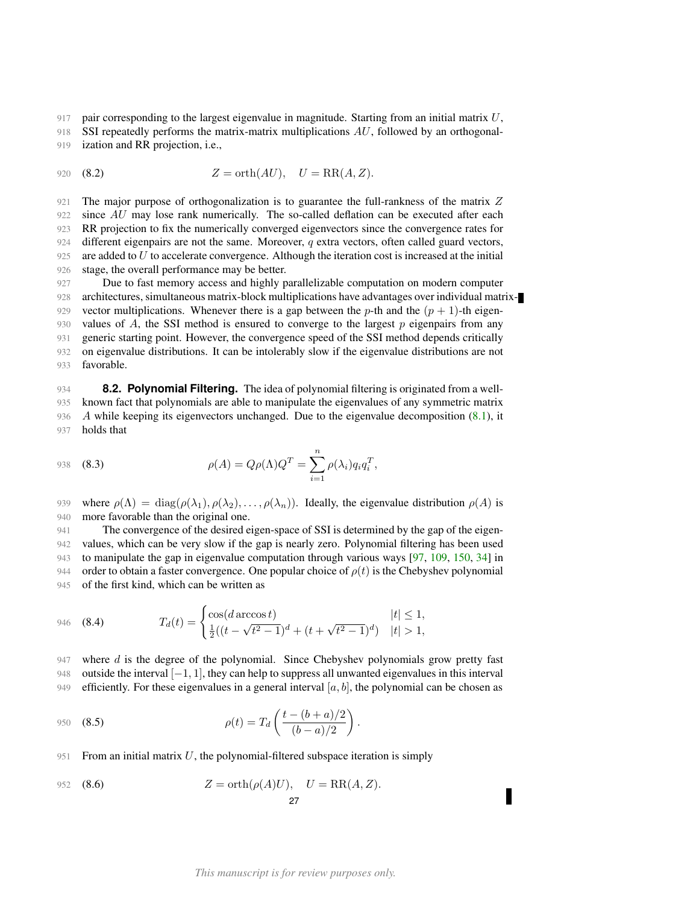pair corresponding to the largest eigenvalue in magnitude. Starting from an initial matrix $U$, SSI repeatedly performs the matrix-matrix multiplications $AU$, followed by an orthogonalization and RR projection, i.e.,

$$Z = \mathrm{orth}(AU), \quad U = \mathrm{RR}(A, Z). \tag{8.2}$$

The major purpose of orthogonalization is to guarantee the full-rankness of the matrix $Z$ since $AU$ may lose rank numerically. The so-called deflation can be executed after each RR projection to fix the numerically converged eigenvectors since the convergence rates for different eigenpairs are not the same. Moreover, $q$ extra vectors, often called guard vectors, are added to $U$ to accelerate convergence. Although the iteration cost is increased at the initial stage, the overall performance may be better.

Due to fast memory access and highly parallelizable computation on modern computer architectures, simultaneous matrix-block multiplications have advantages over individual matrix-vector multiplications. Whenever there is a gap between the $p$-th and the $(p+1)$-th eigenvalues of $A$, the SSI method is ensured to converge to the largest $p$ eigenpairs from any generic starting point. However, the convergence speed of the SSI method depends critically on eigenvalue distributions. It can be intolerably slow if the eigenvalue distributions are not favorable.

**8.2. Polynomial Filtering.** The idea of polynomial filtering is originated from a well-known fact that polynomials are able to manipulate the eigenvalues of any symmetric matrix $A$ while keeping its eigenvectors unchanged. Due to the eigenvalue decomposition (8.1), it holds that

$$\rho(A) = Q\rho(\Lambda)Q^T = \sum_{i=1}^{n} \rho(\lambda_i) q_i q_i^T, \tag{8.3}$$

where $\rho(\Lambda) = \mathrm{diag}(\rho(\lambda_1), \rho(\lambda_2), \ldots, \rho(\lambda_n))$. Ideally, the eigenvalue distribution $\rho(A)$ is more favorable than the original one.

The convergence of the desired eigen-space of SSI is determined by the gap of the eigenvalues, which can be very slow if the gap is nearly zero. Polynomial filtering has been used to manipulate the gap in eigenvalue computation through various ways [97, 109, 150, 34] in order to obtain a faster convergence. One popular choice of $\rho(t)$ is the Chebyshev polynomial of the first kind, which can be written as

$$T_d(t) = \begin{cases} \cos(d \arccos t) & |t| \le 1, \\ \frac{1}{2}((t - \sqrt{t^2 - 1})^d + (t + \sqrt{t^2-1})^d) & |t| > 1, \end{cases} \tag{8.4}$$

where $d$ is the degree of the polynomial. Since Chebyshev polynomials grow pretty fast outside the interval $[-1, 1]$, they can help to suppress all unwanted eigenvalues in this interval efficiently. For these eigenvalues in a general interval $[a, b]$, the polynomial can be chosen as

$$\rho(t) = T_d\left(\frac{t - (b+a)/2}{(b-a)/2}\right). \tag{8.5}$$

From an initial matrix $U$, the polynomial-filtered subspace iteration is simply

$$Z = \mathrm{orth}(\rho(A)U), \quad U = \mathrm{RR}(A, Z). \tag{8.6}$$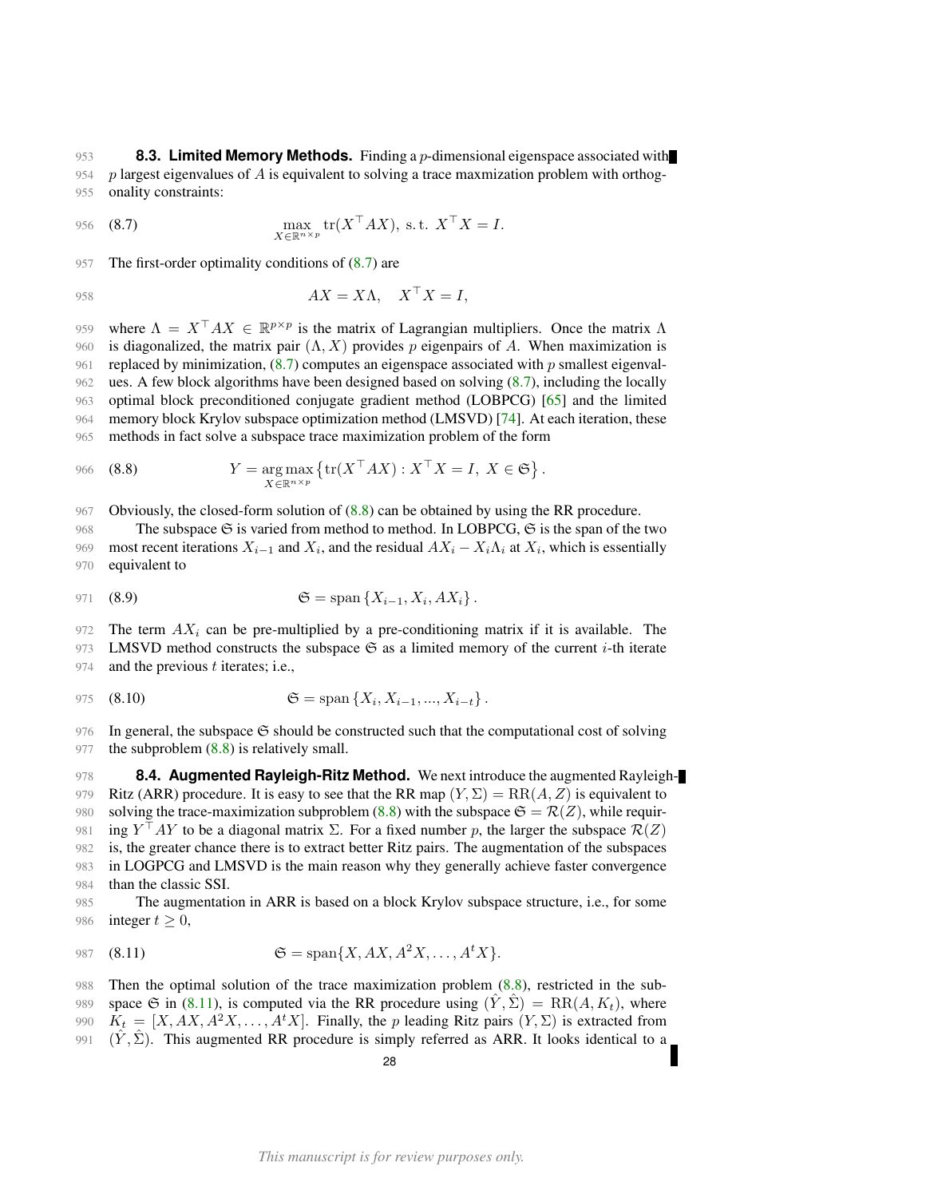**8.3. Limited Memory Methods.** Finding a $p$-dimensional eigenspace associated with $p$ largest eigenvalues of $A$ is equivalent to solving a trace maxmization problem with orthogonality constraints:

$$\max_{X\in\mathbb{R}^{n\times p}} \operatorname{tr}(X^\top AX), \text{ s.t. } X^\top X = I. \tag{8.7}$$

The first-order optimality conditions of (8.7) are

$$AX = X\Lambda, \quad X^\top X = I,$$

where $\Lambda = X^\top AX \in \mathbb{R}^{p\times p}$ is the matrix of Lagrangian multipliers. Once the matrix $\Lambda$ is diagonalized, the matrix pair $(\Lambda, X)$ provides $p$ eigenpairs of $A$. When maximization is replaced by minimization, (8.7) computes an eigenspace associated with $p$ smallest eigenvalues. A few block algorithms have been designed based on solving (8.7), including the locally optimal block preconditioned conjugate gradient method (LOBPCG) [65] and the limited memory block Krylov subspace optimization method (LMSVD) [74]. At each iteration, these methods in fact solve a subspace trace maximization problem of the form

$$Y = \operatorname*{arg\,max}_{X\in\mathbb{R}^{n\times p}} \left\{\operatorname{tr}(X^\top AX) : X^\top X = I,\ X \in \mathfrak{S}\right\}. \tag{8.8}$$

Obviously, the closed-form solution of (8.8) can be obtained by using the RR procedure.

The subspace $\mathfrak{S}$ is varied from method to method. In LOBPCG, $\mathfrak{S}$ is the span of the two most recent iterations $X_{i-1}$ and $X_i$, and the residual $AX_i - X_i\Lambda_i$ at $X_i$, which is essentially equivalent to

$$\mathfrak{S} = \operatorname{span}\left\{X_{i-1}, X_i, AX_i\right\}. \tag{8.9}$$

The term $AX_i$ can be pre-multiplied by a pre-conditioning matrix if it is available. The LMSVD method constructs the subspace $\mathfrak{S}$ as a limited memory of the current $i$-th iterate and the previous $t$ iterates; i.e.,

$$\mathfrak{S} = \operatorname{span}\left\{X_i, X_{i-1}, ..., X_{i-t}\right\}. \tag{8.10}$$

In general, the subspace $\mathfrak{S}$ should be constructed such that the computational cost of solving the subproblem (8.8) is relatively small.

**8.4. Augmented Rayleigh-Ritz Method.** We next introduce the augmented Rayleigh-Ritz (ARR) procedure. It is easy to see that the RR map $(Y, \Sigma) = \operatorname{RR}(A, Z)$ is equivalent to solving the trace-maximization subproblem (8.8) with the subspace $\mathfrak{S} = \mathcal{R}(Z)$, while requiring $Y^\top AY$ to be a diagonal matrix $\Sigma$. For a fixed number $p$, the larger the subspace $\mathcal{R}(Z)$ is, the greater chance there is to extract better Ritz pairs. The augmentation of the subspaces in LOGPCG and LMSVD is the main reason why they generally achieve faster convergence than the classic SSI.

The augmentation in ARR is based on a block Krylov subspace structure, i.e., for some integer $t \geq 0$,

$$\mathfrak{S} = \operatorname{span}\{X, AX, A^2X, \ldots, A^tX\}. \tag{8.11}$$

Then the optimal solution of the trace maximization problem (8.8), restricted in the subspace $\mathfrak{S}$ in (8.11), is computed via the RR procedure using $(\hat{Y}, \hat{\Sigma}) = \operatorname{RR}(A, K_t)$, where $K_t = [X, AX, A^2X, \ldots, A^tX]$. Finally, the $p$ leading Ritz pairs $(Y, \Sigma)$ is extracted from $(\hat{Y}, \hat{\Sigma})$. This augmented RR procedure is simply referred as ARR. It looks identical to a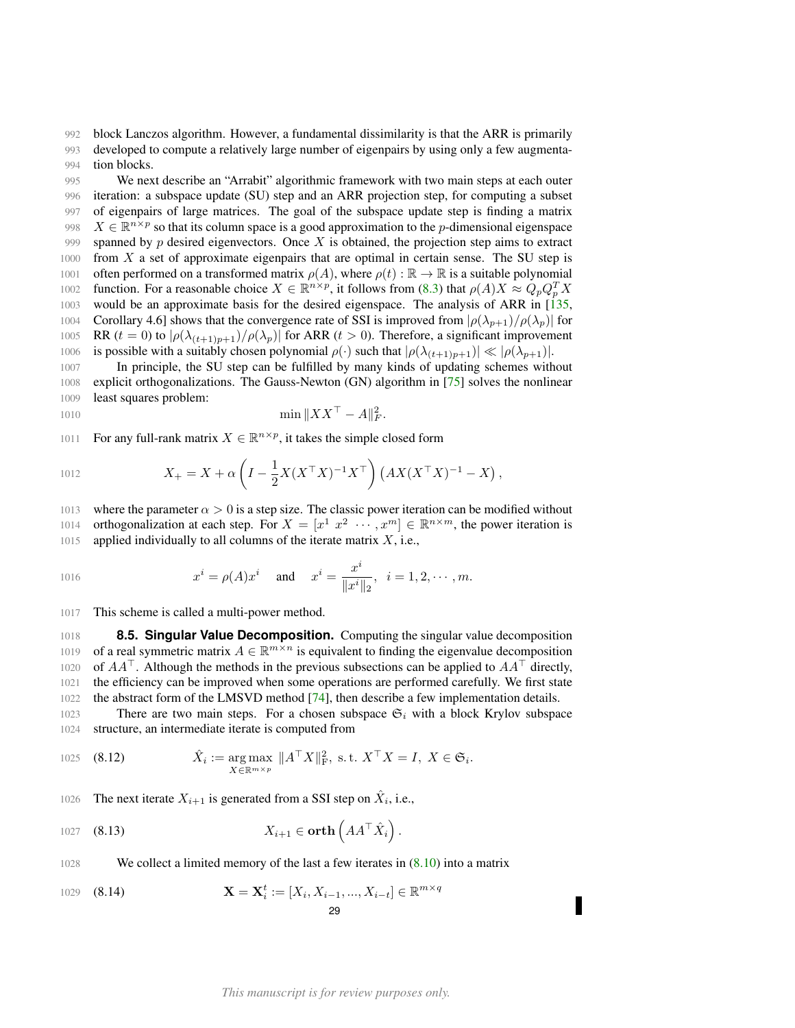block Lanczos algorithm. However, a fundamental dissimilarity is that the ARR is primarily developed to compute a relatively large number of eigenpairs by using only a few augmentation blocks.

We next describe an "Arrabit" algorithmic framework with two main steps at each outer iteration: a subspace update (SU) step and an ARR projection step, for computing a subset of eigenpairs of large matrices. The goal of the subspace update step is finding a matrix $X \in \mathbb{R}^{n\times p}$ so that its column space is a good approximation to the $p$-dimensional eigenspace spanned by $p$ desired eigenvectors. Once $X$ is obtained, the projection step aims to extract from $X$ a set of approximate eigenpairs that are optimal in certain sense. The SU step is often performed on a transformed matrix $\rho(A)$, where $\rho(t) : \mathbb{R} \to \mathbb{R}$ is a suitable polynomial function. For a reasonable choice $X \in \mathbb{R}^{n\times p}$, it follows from (8.3) that $\rho(A)X \approx Q_p Q_p^T X$ would be an approximate basis for the desired eigenspace. The analysis of ARR in [135, Corollary 4.6] shows that the convergence rate of SSI is improved from $|\rho(\lambda_{p+1})/\rho(\lambda_p)|$ for RR ($t = 0$) to $|\rho(\lambda_{(t+1)p+1})/\rho(\lambda_p)|$ for ARR ($t > 0$). Therefore, a significant improvement is possible with a suitably chosen polynomial $\rho(\cdot)$ such that $|\rho(\lambda_{(t+1)p+1})| \ll |\rho(\lambda_{p+1})|$.

In principle, the SU step can be fulfilled by many kinds of updating schemes without explicit orthogonalizations. The Gauss-Newton (GN) algorithm in [75] solves the nonlinear least squares problem:

$$\min \|XX^\top - A\|_F^2.$$

For any full-rank matrix $X \in \mathbb{R}^{n\times p}$, it takes the simple closed form

$$X_+ = X + \alpha \left( I - \frac{1}{2} X(X^\top X)^{-1} X^\top \right) \left( AX(X^\top X)^{-1} - X \right),$$

where the parameter $\alpha > 0$ is a step size. The classic power iteration can be modified without orthogonalization at each step. For $X = [x^1 \ x^2 \ \cdots, x^m] \in \mathbb{R}^{n\times m}$, the power iteration is applied individually to all columns of the iterate matrix $X$, i.e.,

$$x^i = \rho(A)x^i \quad \text{and} \quad x^i = \frac{x^i}{\|x^i\|_2}, \ \ i = 1, 2, \cdots, m.$$

This scheme is called a multi-power method.

**8.5. Singular Value Decomposition.** Computing the singular value decomposition of a real symmetric matrix $A \in \mathbb{R}^{m\times n}$ is equivalent to finding the eigenvalue decomposition of $AA^\top$. Although the methods in the previous subsections can be applied to $AA^\top$ directly, the efficiency can be improved when some operations are performed carefully. We first state the abstract form of the LMSVD method [74], then describe a few implementation details.

There are two main steps. For a chosen subspace $\mathfrak{S}_i$ with a block Krylov subspace structure, an intermediate iterate is computed from

$$\hat{X}_i := \mathop{\arg\max}_{X\in\mathbb{R}^{m\times p}} \|A^\top X\|_{\mathrm{F}}^2, \ \text{s.t.} \ X^\top X = I, \ X \in \mathfrak{S}_i. \tag{8.12}$$

The next iterate $X_{i+1}$ is generated from a SSI step on $\hat{X}_i$, i.e.,

$$X_{i+1} \in \mathbf{orth}\left( AA^\top \hat{X}_i \right). \tag{8.13}$$

We collect a limited memory of the last a few iterates in (8.10) into a matrix

$$\mathbf{X} = \mathbf{X}_i^t := [X_i, X_{i-1}, ..., X_{i-t}] \in \mathbb{R}^{m\times q} \tag{8.14}$$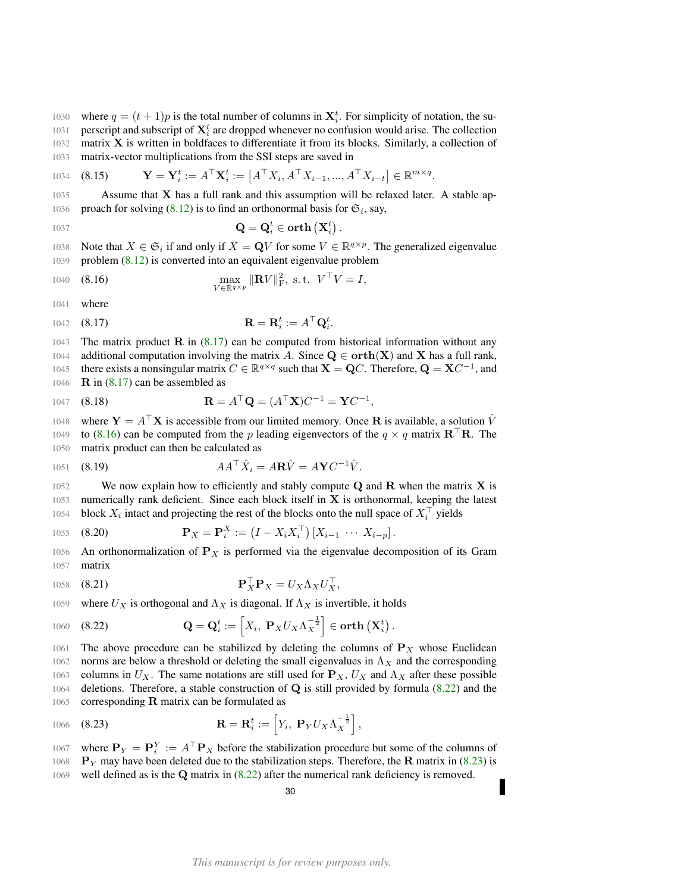where $q = (t+1)p$ is the total number of columns in $\mathbf{X}_i^t$. For simplicity of notation, the superscript and subscript of $\mathbf{X}_i^t$ are dropped whenever no confusion would arise. The collection matrix $\mathbf{X}$ is written in boldfaces to differentiate it from its blocks. Similarly, a collection of matrix-vector multiplications from the SSI steps are saved in

$$\mathbf{Y} = \mathbf{Y}_i^t := A^\top \mathbf{X}_i^t := \left[A^\top X_i, A^\top X_{i-1}, ..., A^\top X_{i-t}\right] \in \mathbb{R}^{m\times q}. \tag{8.15}$$

Assume that $\mathbf{X}$ has a full rank and this assumption will be relaxed later. A stable approach for solving (8.12) is to find an orthonormal basis for $\mathfrak{S}_i$, say,

$$\mathbf{Q} = \mathbf{Q}_i^t \in \mathbf{orth}\left(\mathbf{X}_i^t\right).$$

Note that $X \in \mathfrak{S}_i$ if and only if $X = \mathbf{Q}V$ for some $V \in \mathbb{R}^{q\times p}$. The generalized eigenvalue problem (8.12) is converted into an equivalent eigenvalue problem

$$\max_{V\in\mathbb{R}^{q\times p}} \|\mathbf{R}V\|_{\mathrm{F}}^2, \text{ s.t. } V^\top V = I, \tag{8.16}$$

where

$$\mathbf{R} = \mathbf{R}_i^t := A^\top \mathbf{Q}_i^t. \tag{8.17}$$

The matrix product $\mathbf{R}$ in (8.17) can be computed from historical information without any additional computation involving the matrix $A$. Since $\mathbf{Q} \in \mathbf{orth}(\mathbf{X})$ and $\mathbf{X}$ has a full rank, there exists a nonsingular matrix $C \in \mathbb{R}^{q\times q}$ such that $\mathbf{X} = \mathbf{Q}C$. Therefore, $\mathbf{Q} = \mathbf{X}C^{-1}$, and $\mathbf{R}$ in (8.17) can be assembled as

$$\mathbf{R} = A^\top \mathbf{Q} = (A^\top \mathbf{X})C^{-1} = \mathbf{Y}C^{-1}, \tag{8.18}$$

where $\mathbf{Y} = A^\top \mathbf{X}$ is accessible from our limited memory. Once $\mathbf{R}$ is available, a solution $\hat{V}$ to (8.16) can be computed from the $p$ leading eigenvectors of the $q\times q$ matrix $\mathbf{R}^\top \mathbf{R}$. The matrix product can then be calculated as

$$AA^\top \hat{X}_i = A\mathbf{R}\hat{V} = A\mathbf{Y}C^{-1}\hat{V}. \tag{8.19}$$

We now explain how to efficiently and stably compute $\mathbf{Q}$ and $\mathbf{R}$ when the matrix $\mathbf{X}$ is numerically rank deficient. Since each block itself in $\mathbf{X}$ is orthonormal, keeping the latest block $X_i$ intact and projecting the rest of the blocks onto the null space of $X_i^\top$ yields

$$\mathbf{P}_X = \mathbf{P}_i^X := \left(I - X_i X_i^\top\right)\left[X_{i-1} \;\cdots\; X_{i-p}\right]. \tag{8.20}$$

An orthonormalization of $\mathbf{P}_X$ is performed via the eigenvalue decomposition of its Gram matrix

$$\mathbf{P}_X^\top \mathbf{P}_X = U_X \Lambda_X U_X^\top, \tag{8.21}$$

where $U_X$ is orthogonal and $\Lambda_X$ is diagonal. If $\Lambda_X$ is invertible, it holds

$$\mathbf{Q} = \mathbf{Q}_i^t := \left[X_i,\; \mathbf{P}_X U_X \Lambda_X^{-\frac{1}{2}}\right] \in \mathbf{orth}\left(\mathbf{X}_i^t\right). \tag{8.22}$$

The above procedure can be stabilized by deleting the columns of $\mathbf{P}_X$ whose Euclidean norms are below a threshold or deleting the small eigenvalues in $\Lambda_X$ and the corresponding columns in $U_X$. The same notations are still used for $\mathbf{P}_X$, $U_X$ and $\Lambda_X$ after these possible deletions. Therefore, a stable construction of $\mathbf{Q}$ is still provided by formula (8.22) and the corresponding $\mathbf{R}$ matrix can be formulated as

$$\mathbf{R} = \mathbf{R}_i^t := \left[Y_i,\; \mathbf{P}_Y U_X \Lambda_X^{-\frac{1}{2}}\right], \tag{8.23}$$

where $\mathbf{P}_Y = \mathbf{P}_i^Y := A^\top \mathbf{P}_X$ before the stabilization procedure but some of the columns of $\mathbf{P}_Y$ may have been deleted due to the stabilization steps. Therefore, the $\mathbf{R}$ matrix in (8.23) is well defined as is the $\mathbf{Q}$ matrix in (8.22) after the numerical rank deficiency is removed.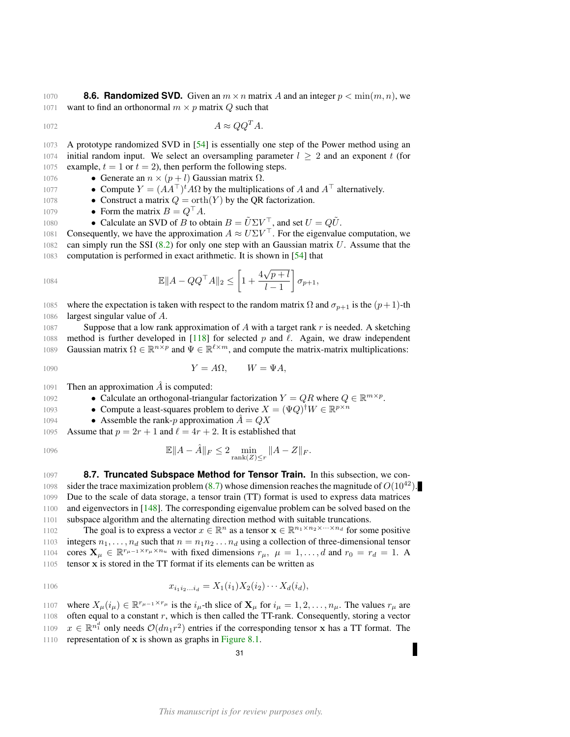### 8.6. Randomized SVD.

Given an $m \times n$ matrix $A$ and an integer $p < \min(m, n)$, we want to find an orthonormal $m \times p$ matrix $Q$ such that

$$A \approx QQ^T A.$$

A prototype randomized SVD in [54] is essentially one step of the Power method using an initial random input. We select an oversampling parameter $l \geq 2$ and an exponent $t$ (for example, $t = 1$ or $t = 2$), then perform the following steps.

- Generate an $n \times (p + l)$ Gaussian matrix $\Omega$.
- Compute $Y = (AA^\top)^t A\Omega$ by the multiplications of $A$ and $A^\top$ alternatively.
- Construct a matrix $Q = \mathrm{orth}(Y)$ by the QR factorization.
- Form the matrix $B = Q^\top A$.
- Calculate an SVD of $B$ to obtain $B = \tilde{U}\Sigma V^\top$, and set $U = Q\tilde{U}$.

Consequently, we have the approximation $A \approx U\Sigma V^\top$. For the eigenvalue computation, we can simply run the SSI (8.2) for only one step with an Gaussian matrix $U$. Assume that the computation is performed in exact arithmetic. It is shown in [54] that

$$\mathbb{E}\|A - QQ^\top A\|_2 \leq \left[1 + \frac{4\sqrt{p+l}}{l-1}\right] \sigma_{p+1},$$

where the expectation is taken with respect to the random matrix $\Omega$ and $\sigma_{p+1}$ is the $(p+1)$-th largest singular value of $A$.

Suppose that a low rank approximation of $A$ with a target rank $r$ is needed. A sketching method is further developed in [118] for selected $p$ and $\ell$. Again, we draw independent Gaussian matrix $\Omega \in \mathbb{R}^{n\times p}$ and $\Psi \in \mathbb{R}^{\ell \times m}$, and compute the matrix-matrix multiplications:

$$Y = A\Omega, \qquad W = \Psi A,$$

Then an approximation $\hat{A}$ is computed:

- Calculate an orthogonal-triangular factorization $Y = QR$ where $Q \in \mathbb{R}^{m\times p}$.
- Compute a least-squares problem to derive $X = (\Psi Q)^\dagger W \in \mathbb{R}^{p\times n}$
- Assemble the rank-$p$ approximation $\hat{A} = QX$

Assume that $p = 2r + 1$ and $\ell = 4r + 2$. It is established that

$$\mathbb{E}\|A - \hat{A}\|_F \leq 2 \min_{\mathrm{rank}(Z)\leq r} \|A - Z\|_F.$$

### 8.7. Truncated Subspace Method for Tensor Train.

In this subsection, we consider the trace maximization problem (8.7) whose dimension reaches the magnitude of $O(10^{42})$. Due to the scale of data storage, a tensor train (TT) format is used to express data matrices and eigenvectors in [148]. The corresponding eigenvalue problem can be solved based on the subspace algorithm and the alternating direction method with suitable truncations.

The goal is to express a vector $x \in \mathbb{R}^n$ as a tensor $\mathbf{x} \in \mathbb{R}^{n_1\times n_2\times\cdots\times n_d}$ for some positive integers $n_1, \ldots, n_d$ such that $n = n_1 n_2 \ldots n_d$ using a collection of three-dimensional tensor cores $\mathbf{X}_\mu \in \mathbb{R}^{r_{\mu-1}\times r_\mu \times n_u}$ with fixed dimensions $r_\mu$, $\mu = 1, \ldots, d$ and $r_0 = r_d = 1$. A tensor $\mathbf{x}$ is stored in the TT format if its elements can be written as

$$x_{i_1 i_2 \ldots i_d} = X_1(i_1) X_2(i_2) \cdots X_d(i_d),$$

where $X_\mu(i_\mu) \in \mathbb{R}^{r_{\mu-1}\times r_\mu}$ is the $i_\mu$-th slice of $\mathbf{X}_\mu$ for $i_\mu = 1, 2, \ldots, n_\mu$. The values $r_\mu$ are often equal to a constant $r$, which is then called the TT-rank. Consequently, storing a vector $x \in \mathbb{R}^{n_1^d}$ only needs $\mathcal{O}(dn_1 r^2)$ entries if the corresponding tensor $\mathbf{x}$ has a TT format. The representation of $\mathbf{x}$ is shown as graphs in Figure 8.1.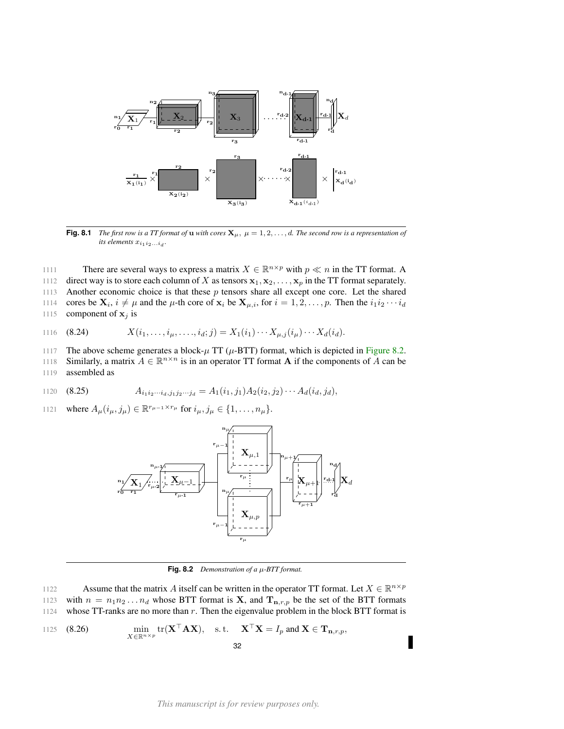**Fig. 8.1** *The first row is a TT format of* $\mathbf{u}$ *with cores* $\mathbf{X}_\mu,\ \mu = 1, 2, \ldots, d$. *The second row is a representation of its elements* $x_{i_1 i_2 \ldots i_d}$.

There are several ways to express a matrix $X \in \mathbb{R}^{n\times p}$ with $p \ll n$ in the TT format. A direct way is to store each column of $X$ as tensors $\mathbf{x}_1, \mathbf{x}_2, \ldots, \mathbf{x}_p$ in the TT format separately. Another economic choice is that these $p$ tensors share all except one core. Let the shared cores be $\mathbf{X}_i,\ i \neq \mu$ and the $\mu$-th core of $\mathbf{x}_i$ be $\mathbf{X}_{\mu,i}$, for $i = 1, 2, \ldots, p$. Then the $i_1 i_2 \cdots i_d$ component of $\mathbf{x}_j$ is

$$X(i_1, \ldots, i_\mu, \ldots, i_d; j) = X_1(i_1) \cdots X_{\mu,j}(i_\mu) \cdots X_d(i_d). \tag{8.24}$$

The above scheme generates a block-$\mu$ TT ($\mu$-BTT) format, which is depicted in Figure 8.2. Similarly, a matrix $A \in \mathbb{R}^{n\times n}$ is in an operator TT format $\mathbf{A}$ if the components of $A$ can be assembled as

$$A_{i_1 i_2 \cdots i_d, j_1 j_2 \cdots j_d} = A_1(i_1, j_1) A_2(i_2, j_2) \cdots A_d(i_d, j_d), \tag{8.25}$$

where $A_\mu(i_\mu, j_\mu) \in \mathbb{R}^{r_{\mu-1}\times r_\mu}$ for $i_\mu, j_\mu \in \{1, \ldots, n_\mu\}$.

**Fig. 8.2** *Demonstration of a* $\mu$*-BTT format.*

Assume that the matrix $A$ itself can be written in the operator TT format. Let $X \in \mathbb{R}^{n\times p}$ with $n = n_1 n_2 \ldots n_d$ whose BTT format is $\mathbf{X}$, and $\mathbf{T}_{\mathbf{n},r,p}$ be the set of the BTT formats whose TT-ranks are no more than $r$. Then the eigenvalue problem in the block BTT format is

$$\min_{X\in\mathbb{R}^{n\times p}} \operatorname{tr}(\mathbf{X}^\top \mathbf{A}\mathbf{X}), \quad \text{s. t.} \quad \mathbf{X}^\top \mathbf{X} = I_p \text{ and } \mathbf{X} \in \mathbf{T}_{\mathbf{n},r,p}, \tag{8.26}$$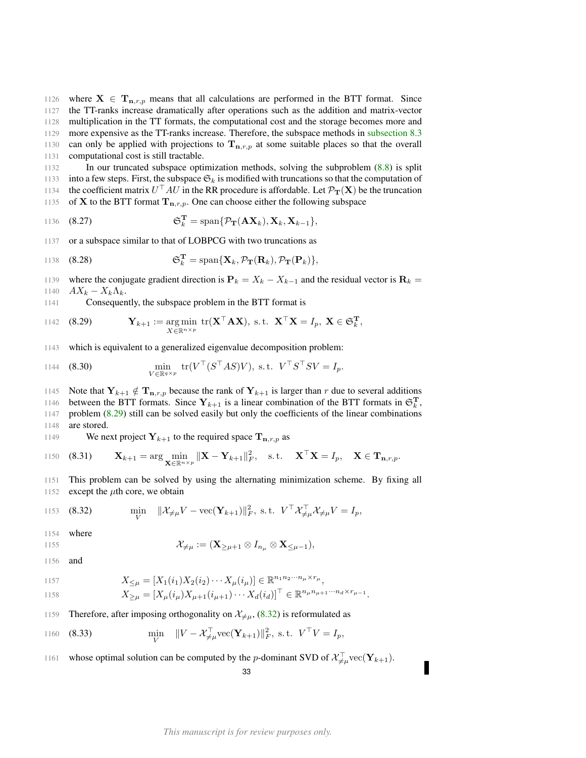where $\mathbf{X} \in \mathbf{T}_{\mathbf{n},r,p}$ means that all calculations are performed in the BTT format. Since the TT-ranks increase dramatically after operations such as the addition and matrix-vector multiplication in the TT formats, the computational cost and the storage becomes more and more expensive as the TT-ranks increase. Therefore, the subspace methods in subsection 8.3 can only be applied with projections to $\mathbf{T}_{\mathbf{n},r,p}$ at some suitable places so that the overall computational cost is still tractable.

In our truncated subspace optimization methods, solving the subproblem (8.8) is split into a few steps. First, the subspace $\mathfrak{S}_k$ is modified with truncations so that the computation of the coefficient matrix $U^\top AU$ in the RR procedure is affordable. Let $\mathcal{P}_{\mathbf{T}}(\mathbf{X})$ be the truncation of $\mathbf{X}$ to the BTT format $\mathbf{T}_{\mathbf{n},r,p}$. One can choose either the following subspace

$$
\mathfrak{S}_k^{\mathbf{T}} = \operatorname{span}\{\mathcal{P}_{\mathbf{T}}(\mathbf{A}\mathbf{X}_k), \mathbf{X}_k, \mathbf{X}_{k-1}\}, \tag{8.27}
$$

or a subspace similar to that of LOBPCG with two truncations as

$$
\mathfrak{S}_k^{\mathbf{T}} = \operatorname{span}\{\mathbf{X}_k, \mathcal{P}_{\mathbf{T}}(\mathbf{R}_k), \mathcal{P}_{\mathbf{T}}(\mathbf{P}_k)\}, \tag{8.28}
$$

where the conjugate gradient direction is $\mathbf{P}_k = X_k - X_{k-1}$ and the residual vector is $\mathbf{R}_k = AX_k - X_k\Lambda_k$.

Consequently, the subspace problem in the BTT format is

$$
\mathbf{Y}_{k+1} := \underset{X \in \mathbb{R}^{n\times p}}{\arg\min} \ \operatorname{tr}(\mathbf{X}^\top \mathbf{A}\mathbf{X}), \ \text{s.t.} \ \mathbf{X}^\top \mathbf{X} = I_p, \ \mathbf{X} \in \mathfrak{S}_k^{\mathbf{T}}, \tag{8.29}
$$

which is equivalent to a generalized eigenvalue decomposition problem:

$$
\min_{V \in \mathbb{R}^{q\times p}} \ \operatorname{tr}(V^\top (S^\top A S) V), \ \text{s.t.} \ V^\top S^\top S V = I_p. \tag{8.30}
$$

Note that $\mathbf{Y}_{k+1} \notin \mathbf{T}_{\mathbf{n},r,p}$ because the rank of $\mathbf{Y}_{k+1}$ is larger than $r$ due to several additions between the BTT formats. Since $\mathbf{Y}_{k+1}$ is a linear combination of the BTT formats in $\mathfrak{S}_k^{\mathbf{T}}$, problem (8.29) still can be solved easily but only the coefficients of the linear combinations are stored.

We next project $\mathbf{Y}_{k+1}$ to the required space $\mathbf{T}_{\mathbf{n},r,p}$ as

$$
\mathbf{X}_{k+1} = \arg\min_{\mathbf{X} \in \mathbb{R}^{n\times p}} \|\mathbf{X} - \mathbf{Y}_{k+1}\|_F^2, \quad \text{s.t.} \quad \mathbf{X}^\top \mathbf{X} = I_p, \quad \mathbf{X} \in \mathbf{T}_{\mathbf{n},r,p}. \tag{8.31}
$$

This problem can be solved by using the alternating minimization scheme. By fixing all except the $\mu$th core, we obtain

$$
\min_{V} \quad \|\mathcal{X}_{\neq\mu} V - \operatorname{vec}(\mathbf{Y}_{k+1})\|_F^2, \ \text{s.t.} \ V^\top \mathcal{X}_{\neq\mu}^\top \mathcal{X}_{\neq\mu} V = I_p, \tag{8.32}
$$

where

$$
\mathcal{X}_{\neq\mu} := (\mathbf{X}_{\geq\mu+1} \otimes I_{n_\mu} \otimes \mathbf{X}_{\leq\mu-1}),
$$

and

$$
\begin{aligned}
X_{\leq\mu} &= [X_1(i_1)X_2(i_2)\cdots X_\mu(i_\mu)] \in \mathbb{R}^{n_1 n_2 \cdots n_\mu \times r_\mu}, \\
X_{\geq\mu} &= [X_\mu(i_\mu)X_{\mu+1}(i_{\mu+1})\cdots X_d(i_d)]^\top \in \mathbb{R}^{n_\mu n_{\mu+1}\cdots n_d \times r_{\mu-1}}.
\end{aligned}
$$

Therefore, after imposing orthogonality on $\mathcal{X}_{\neq\mu}$, (8.32) is reformulated as

$$
\min_{V} \quad \|V - \mathcal{X}_{\neq\mu}^\top \operatorname{vec}(\mathbf{Y}_{k+1})\|_F^2, \ \text{s.t.} \ V^\top V = I_p, \tag{8.33}
$$

whose optimal solution can be computed by the $p$-dominant SVD of $\mathcal{X}_{\neq\mu}^\top \operatorname{vec}(\mathbf{Y}_{k+1})$.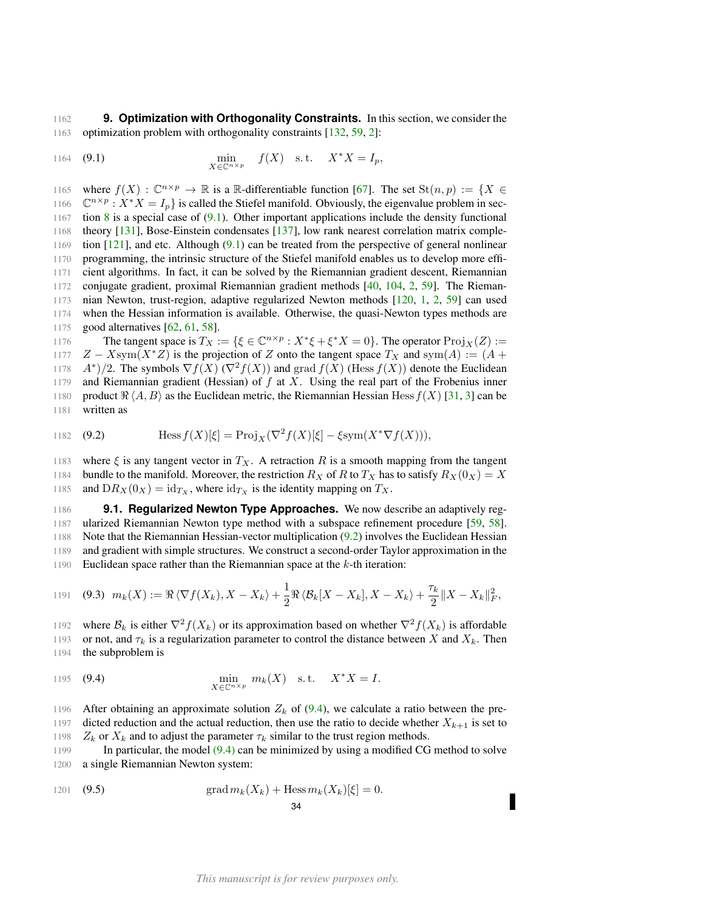## 9. Optimization with Orthogonality Constraints.

In this section, we consider the optimization problem with orthogonality constraints [132, 59, 2]:

$$\min_{X \in \mathbb{C}^{n\times p}} \quad f(X) \quad \text{s.t.} \quad X^*X = I_p, \tag{9.1}$$

where $f(X) : \mathbb{C}^{n\times p} \to \mathbb{R}$ is a $\mathbb{R}$-differentiable function [67]. The set $\mathrm{St}(n,p) := \{X \in \mathbb{C}^{n\times p} : X^*X = I_p\}$ is called the Stiefel manifold. Obviously, the eigenvalue problem in section 8 is a special case of (9.1). Other important applications include the density functional theory [131], Bose-Einstein condensates [137], low rank nearest correlation matrix completion [121], and etc. Although (9.1) can be treated from the perspective of general nonlinear programming, the intrinsic structure of the Stiefel manifold enables us to develop more efficient algorithms. In fact, it can be solved by the Riemannian gradient descent, Riemannian conjugate gradient, proximal Riemannian gradient methods [40, 104, 2, 59]. The Riemannian Newton, trust-region, adaptive regularized Newton methods [120, 1, 2, 59] can used when the Hessian information is available. Otherwise, the quasi-Newton types methods are good alternatives [62, 61, 58].

The tangent space is $T_X := \{\xi \in \mathbb{C}^{n\times p} : X^*\xi + \xi^*X = 0\}$. The operator $\mathrm{Proj}_X(Z) := Z - X\mathrm{sym}(X^*Z)$ is the projection of $Z$ onto the tangent space $T_X$ and $\mathrm{sym}(A) := (A + A^*)/2$. The symbols $\nabla f(X)$ ($\nabla^2 f(X)$) and $\mathrm{grad}\, f(X)$ ($\mathrm{Hess}\, f(X)$) denote the Euclidean and Riemannian gradient (Hessian) of $f$ at $X$. Using the real part of the Frobenius inner product $\Re\langle A, B\rangle$ as the Euclidean metric, the Riemannian Hessian $\mathrm{Hess}\, f(X)$ [31, 3] can be written as

$$\mathrm{Hess}\, f(X)[\xi] = \mathrm{Proj}_X(\nabla^2 f(X)[\xi] - \xi\mathrm{sym}(X^*\nabla f(X))), \tag{9.2}$$

where $\xi$ is any tangent vector in $T_X$. A retraction $R$ is a smooth mapping from the tangent bundle to the manifold. Moreover, the restriction $R_X$ of $R$ to $T_X$ has to satisfy $R_X(0_X) = X$ and $\mathrm{D}R_X(0_X) = \mathrm{id}_{T_X}$, where $\mathrm{id}_{T_X}$ is the identity mapping on $T_X$.

### 9.1. Regularized Newton Type Approaches.

We now describe an adaptively regularized Riemannian Newton type method with a subspace refinement procedure [59, 58]. Note that the Riemannian Hessian-vector multiplication (9.2) involves the Euclidean Hessian and gradient with simple structures. We construct a second-order Taylor approximation in the Euclidean space rather than the Riemannian space at the $k$-th iteration:

$$m_k(X) := \Re\langle \nabla f(X_k), X - X_k\rangle + \frac{1}{2}\Re\langle \mathcal{B}_k[X - X_k], X - X_k\rangle + \frac{\tau_k}{2}\|X - X_k\|_F^2, \tag{9.3}$$

where $\mathcal{B}_k$ is either $\nabla^2 f(X_k)$ or its approximation based on whether $\nabla^2 f(X_k)$ is affordable or not, and $\tau_k$ is a regularization parameter to control the distance between $X$ and $X_k$. Then the subproblem is

$$\min_{X \in \mathbb{C}^{n\times p}} \; m_k(X) \quad \text{s.t.} \quad X^*X = I. \tag{9.4}$$

After obtaining an approximate solution $Z_k$ of (9.4), we calculate a ratio between the predicted reduction and the actual reduction, then use the ratio to decide whether $X_{k+1}$ is set to $Z_k$ or $X_k$ and to adjust the parameter $\tau_k$ similar to the trust region methods.

In particular, the model (9.4) can be minimized by using a modified CG method to solve a single Riemannian Newton system:

$$\mathrm{grad}\, m_k(X_k) + \mathrm{Hess}\, m_k(X_k)[\xi] = 0. \tag{9.5}$$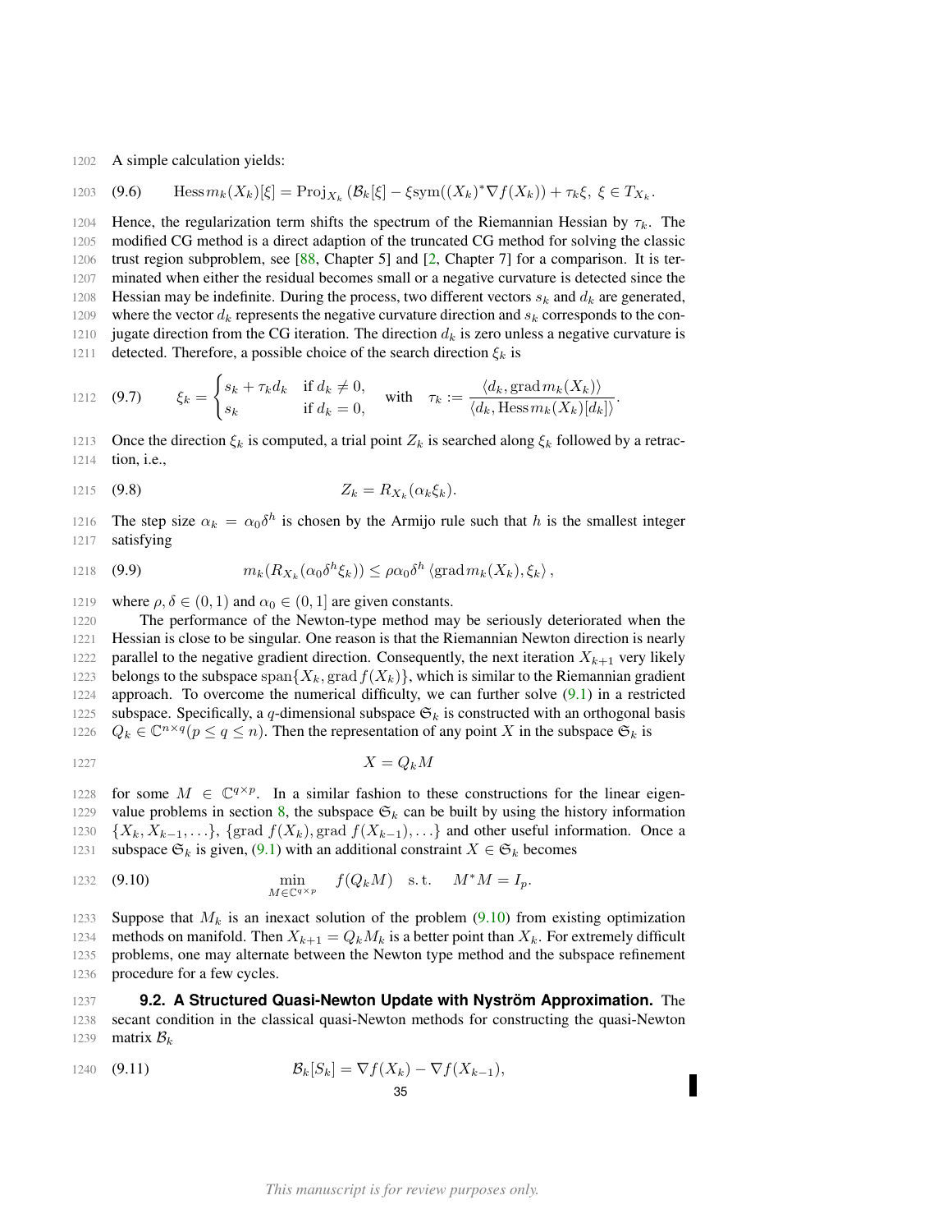A simple calculation yields:

$$\text{Hess}\, m_k(X_k)[\xi] = \text{Proj}_{X_k}\left(\mathcal{B}_k[\xi] - \xi \text{sym}((X_k)^*\nabla f(X_k)) + \tau_k \xi,\ \xi \in T_{X_k}. \tag{9.6}$$

Hence, the regularization term shifts the spectrum of the Riemannian Hessian by $\tau_k$. The modified CG method is a direct adaption of the truncated CG method for solving the classic trust region subproblem, see [88, Chapter 5] and [2, Chapter 7] for a comparison. It is terminated when either the residual becomes small or a negative curvature is detected since the Hessian may be indefinite. During the process, two different vectors $s_k$ and $d_k$ are generated, where the vector $d_k$ represents the negative curvature direction and $s_k$ corresponds to the conjugate direction from the CG iteration. The direction $d_k$ is zero unless a negative curvature is detected. Therefore, a possible choice of the search direction $\xi_k$ is

$$\xi_k = \begin{cases} s_k + \tau_k d_k & \text{if } d_k \neq 0, \\ s_k & \text{if } d_k = 0, \end{cases} \quad \text{with} \quad \tau_k := \frac{\langle d_k, \text{grad}\, m_k(X_k)\rangle}{\langle d_k, \text{Hess}\, m_k(X_k)[d_k]\rangle}. \tag{9.7}$$

Once the direction $\xi_k$ is computed, a trial point $Z_k$ is searched along $\xi_k$ followed by a retraction, i.e.,

$$Z_k = R_{X_k}(\alpha_k \xi_k). \tag{9.8}$$

The step size $\alpha_k = \alpha_0 \delta^h$ is chosen by the Armijo rule such that $h$ is the smallest integer satisfying

$$m_k(R_{X_k}(\alpha_0 \delta^h \xi_k)) \leq \rho \alpha_0 \delta^h \langle \text{grad}\, m_k(X_k), \xi_k \rangle, \tag{9.9}$$

where $\rho, \delta \in (0,1)$ and $\alpha_0 \in (0,1]$ are given constants.

The performance of the Newton-type method may be seriously deteriorated when the Hessian is close to be singular. One reason is that the Riemannian Newton direction is nearly parallel to the negative gradient direction. Consequently, the next iteration $X_{k+1}$ very likely belongs to the subspace $\text{span}\{X_k, \text{grad}\, f(X_k)\}$, which is similar to the Riemannian gradient approach. To overcome the numerical difficulty, we can further solve (9.1) in a restricted subspace. Specifically, a $q$-dimensional subspace $\mathfrak{S}_k$ is constructed with an orthogonal basis $Q_k \in \mathbb{C}^{n\times q} (p \leq q \leq n)$. Then the representation of any point $X$ in the subspace $\mathfrak{S}_k$ is

$$X = Q_k M$$

for some $M \in \mathbb{C}^{q\times p}$. In a similar fashion to these constructions for the linear eigenvalue problems in section 8, the subspace $\mathfrak{S}_k$ can be built by using the history information $\{X_k, X_{k-1}, \ldots\}$, $\{\text{grad}\, f(X_k), \text{grad}\, f(X_{k-1}), \ldots\}$ and other useful information. Once a subspace $\mathfrak{S}_k$ is given, (9.1) with an additional constraint $X \in \mathfrak{S}_k$ becomes

$$\min_{M \in \mathbb{C}^{q\times p}} \quad f(Q_k M) \quad \text{s.t.} \quad M^* M = I_p. \tag{9.10}$$

Suppose that $M_k$ is an inexact solution of the problem (9.10) from existing optimization methods on manifold. Then $X_{k+1} = Q_k M_k$ is a better point than $X_k$. For extremely difficult problems, one may alternate between the Newton type method and the subspace refinement procedure for a few cycles.

**9.2. A Structured Quasi-Newton Update with Nyström Approximation.** The secant condition in the classical quasi-Newton methods for constructing the quasi-Newton matrix $\mathcal{B}_k$

$$\mathcal{B}_k[S_k] = \nabla f(X_k) - \nabla f(X_{k-1}), \tag{9.11}$$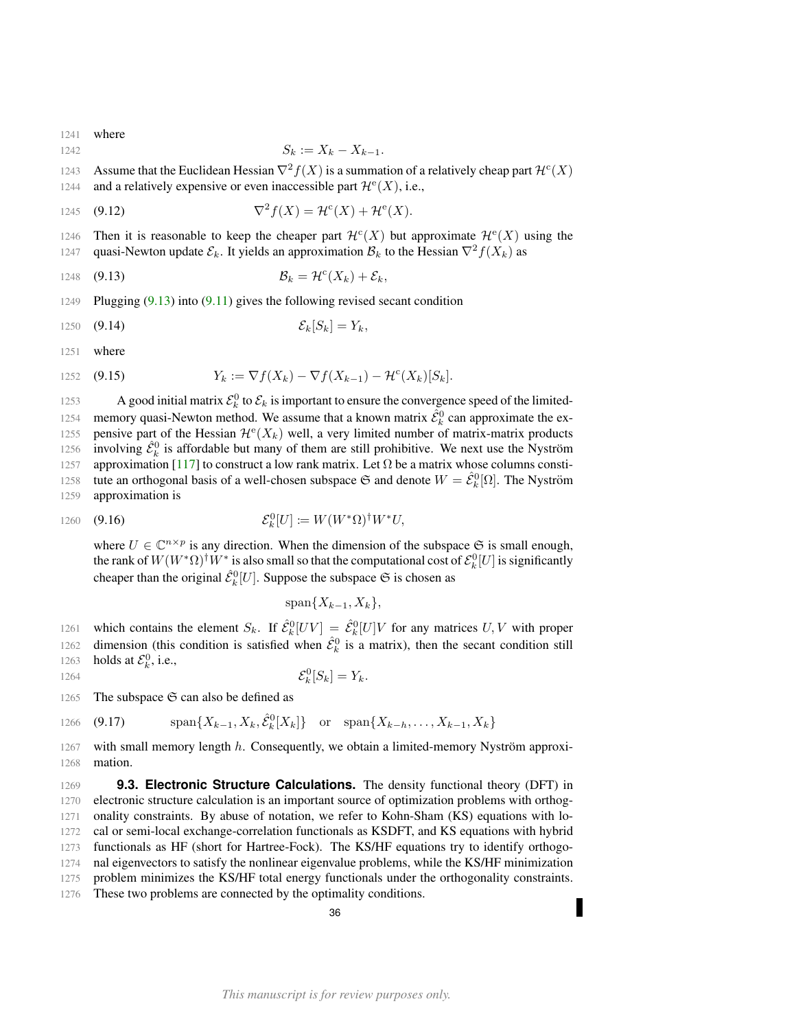where

$$S_k := X_k - X_{k-1}.$$

Assume that the Euclidean Hessian $\nabla^2 f(X)$ is a summation of a relatively cheap part $\mathcal{H}^{\mathrm{c}}(X)$ and a relatively expensive or even inaccessible part $\mathcal{H}^{\mathrm{e}}(X)$, i.e.,

$$\nabla^2 f(X) = \mathcal{H}^{\mathrm{c}}(X) + \mathcal{H}^{\mathrm{e}}(X). \tag{9.12}$$

Then it is reasonable to keep the cheaper part $\mathcal{H}^{\mathrm{c}}(X)$ but approximate $\mathcal{H}^{\mathrm{e}}(X)$ using the quasi-Newton update $\mathcal{E}_k$. It yields an approximation $\mathcal{B}_k$ to the Hessian $\nabla^2 f(X_k)$ as

$$\mathcal{B}_k = \mathcal{H}^{\mathrm{c}}(X_k) + \mathcal{E}_k, \tag{9.13}$$

Plugging (9.13) into (9.11) gives the following revised secant condition

$$\mathcal{E}_k[S_k] = Y_k, \tag{9.14}$$

where

$$Y_k := \nabla f(X_k) - \nabla f(X_{k-1}) - \mathcal{H}^{\mathrm{c}}(X_k)[S_k]. \tag{9.15}$$

A good initial matrix $\mathcal{E}_k^0$ to $\mathcal{E}_k$ is important to ensure the convergence speed of the limited-memory quasi-Newton method. We assume that a known matrix $\hat{\mathcal{E}}_k^0$ can approximate the expensive part of the Hessian $\mathcal{H}^{\mathrm{e}}(X_k)$ well, a very limited number of matrix-matrix products involving $\hat{\mathcal{E}}_k^0$ is affordable but many of them are still prohibitive. We next use the Nyström approximation [117] to construct a low rank matrix. Let $\Omega$ be a matrix whose columns constitute an orthogonal basis of a well-chosen subspace $\mathfrak{S}$ and denote $W = \hat{\mathcal{E}}_k^0[\Omega]$. The Nyström approximation is

$$\mathcal{E}_k^0[U] := W(W^*\Omega)^\dagger W^* U, \tag{9.16}$$

where $U \in \mathbb{C}^{n \times p}$ is any direction. When the dimension of the subspace $\mathfrak{S}$ is small enough, the rank of $W(W^*\Omega)^\dagger W^*$ is also small so that the computational cost of $\mathcal{E}_k^0[U]$ is significantly cheaper than the original $\hat{\mathcal{E}}_k^0[U]$. Suppose the subspace $\mathfrak{S}$ is chosen as

$$\mathrm{span}\{X_{k-1}, X_k\},$$

which contains the element $S_k$. If $\hat{\mathcal{E}}_k^0[UV] = \hat{\mathcal{E}}_k^0[U]V$ for any matrices $U, V$ with proper dimension (this condition is satisfied when $\hat{\mathcal{E}}_k^0$ is a matrix), then the secant condition still holds at $\mathcal{E}_k^0$, i.e.,

$$\mathcal{E}_k^0[S_k] = Y_k.$$

The subspace $\mathfrak{S}$ can also be defined as

$$\mathrm{span}\{X_{k-1}, X_k, \hat{\mathcal{E}}_k^0[X_k]\} \quad \text{or} \quad \mathrm{span}\{X_{k-h}, \ldots, X_{k-1}, X_k\} \tag{9.17}$$

with small memory length $h$. Consequently, we obtain a limited-memory Nyström approximation.

**9.3. Electronic Structure Calculations.** The density functional theory (DFT) in electronic structure calculation is an important source of optimization problems with orthogonality constraints. By abuse of notation, we refer to Kohn-Sham (KS) equations with local or semi-local exchange-correlation functionals as KSDFT, and KS equations with hybrid functionals as HF (short for Hartree-Fock). The KS/HF equations try to identify orthogonal eigenvectors to satisfy the nonlinear eigenvalue problems, while the KS/HF minimization problem minimizes the KS/HF total energy functionals under the orthogonality constraints. These two problems are connected by the optimality conditions.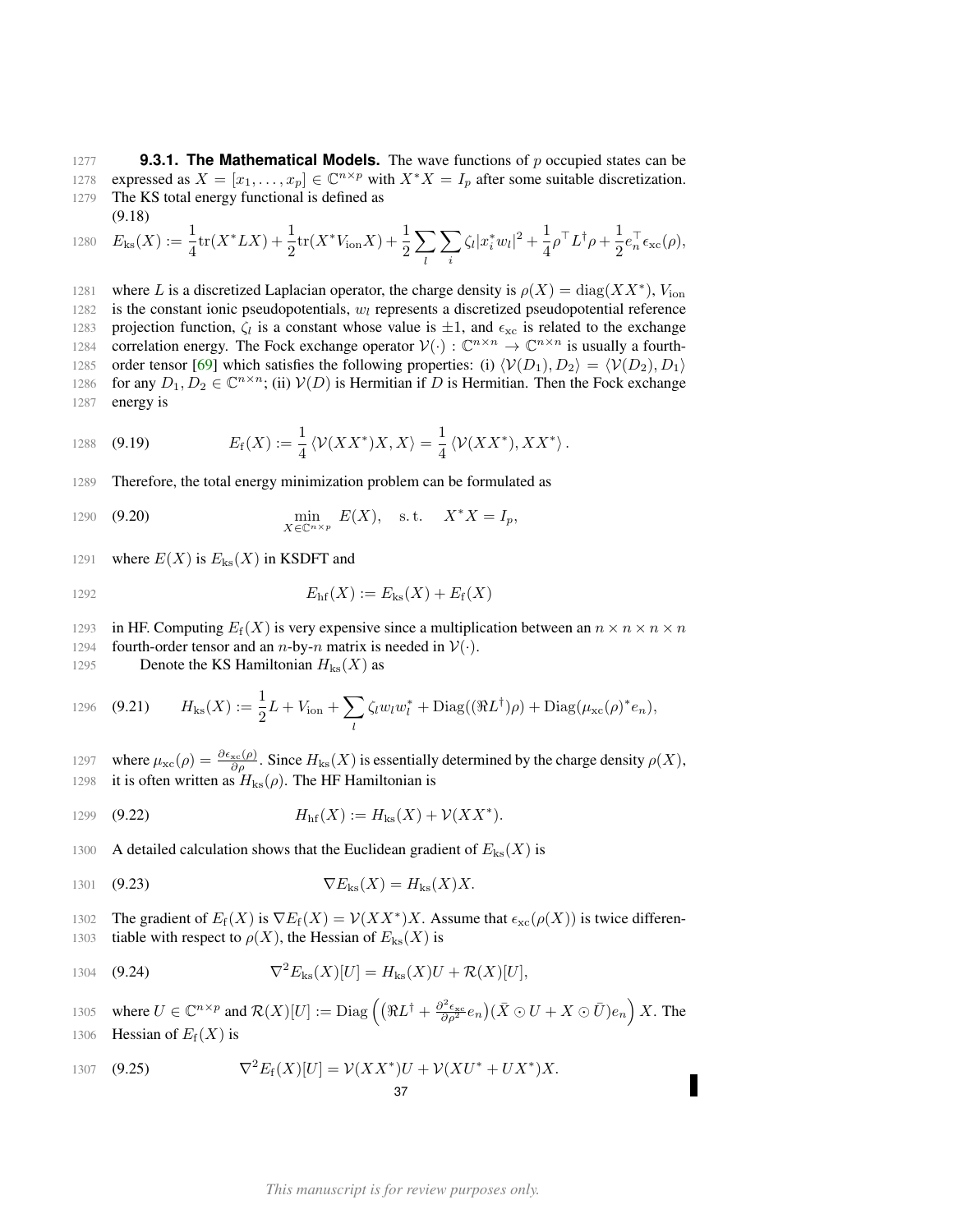**9.3.1. The Mathematical Models.** The wave functions of $p$ occupied states can be expressed as $X = [x_1, \ldots, x_p] \in \mathbb{C}^{n\times p}$ with $X^*X = I_p$ after some suitable discretization. The KS total energy functional is defined as

$$E_{\mathrm{ks}}(X) := \frac{1}{4}\mathrm{tr}(X^*LX) + \frac{1}{2}\mathrm{tr}(X^*V_{\mathrm{ion}}X) + \frac{1}{2}\sum_l \sum_i \zeta_l |x_i^* w_l|^2 + \frac{1}{4}\rho^\top L^\dagger \rho + \frac{1}{2} e_n^\top \epsilon_{\mathrm{xc}}(\rho), \tag{9.18}$$

where $L$ is a discretized Laplacian operator, the charge density is $\rho(X) = \mathrm{diag}(XX^*)$, $V_{\mathrm{ion}}$ is the constant ionic pseudopotentials, $w_l$ represents a discretized pseudopotential reference projection function, $\zeta_l$ is a constant whose value is $\pm 1$, and $\epsilon_{\mathrm{xc}}$ is related to the exchange correlation energy. The Fock exchange operator $\mathcal{V}(\cdot) : \mathbb{C}^{n\times n} \to \mathbb{C}^{n\times n}$ is usually a fourth-order tensor [69] which satisfies the following properties: (i) $\langle \mathcal{V}(D_1), D_2\rangle = \langle \mathcal{V}(D_2), D_1\rangle$ for any $D_1, D_2 \in \mathbb{C}^{n\times n}$; (ii) $\mathcal{V}(D)$ is Hermitian if $D$ is Hermitian. Then the Fock exchange energy is

$$E_{\mathrm{f}}(X) := \frac{1}{4}\langle \mathcal{V}(XX^*)X, X\rangle = \frac{1}{4}\langle \mathcal{V}(XX^*), XX^*\rangle. \tag{9.19}$$

Therefore, the total energy minimization problem can be formulated as

$$\min_{X\in\mathbb{C}^{n\times p}} E(X), \quad \text{s.t.} \quad X^*X = I_p, \tag{9.20}$$

where $E(X)$ is $E_{\mathrm{ks}}(X)$ in KSDFT and

$$E_{\mathrm{hf}}(X) := E_{\mathrm{ks}}(X) + E_{\mathrm{f}}(X)$$

in HF. Computing $E_{\mathrm{f}}(X)$ is very expensive since a multiplication between an $n\times n\times n\times n$ fourth-order tensor and an $n$-by-$n$ matrix is needed in $\mathcal{V}(\cdot)$.

Denote the KS Hamiltonian $H_{\mathrm{ks}}(X)$ as

$$H_{\mathrm{ks}}(X) := \frac{1}{2}L + V_{\mathrm{ion}} + \sum_l \zeta_l w_l w_l^* + \mathrm{Diag}((\Re L^\dagger)\rho) + \mathrm{Diag}(\mu_{\mathrm{xc}}(\rho)^* e_n), \tag{9.21}$$

where $\mu_{\mathrm{xc}}(\rho) = \frac{\partial \epsilon_{\mathrm{xc}}(\rho)}{\partial \rho}$. Since $H_{\mathrm{ks}}(X)$ is essentially determined by the charge density $\rho(X)$, it is often written as $H_{\mathrm{ks}}(\rho)$. The HF Hamiltonian is

$$H_{\mathrm{hf}}(X) := H_{\mathrm{ks}}(X) + \mathcal{V}(XX^*). \tag{9.22}$$

A detailed calculation shows that the Euclidean gradient of $E_{\mathrm{ks}}(X)$ is

$$\nabla E_{\mathrm{ks}}(X) = H_{\mathrm{ks}}(X)X. \tag{9.23}$$

The gradient of $E_{\mathrm{f}}(X)$ is $\nabla E_{\mathrm{f}}(X) = \mathcal{V}(XX^*)X$. Assume that $\epsilon_{\mathrm{xc}}(\rho(X))$ is twice differentiable with respect to $\rho(X)$, the Hessian of $E_{\mathrm{ks}}(X)$ is

$$\nabla^2 E_{\mathrm{ks}}(X)[U] = H_{\mathrm{ks}}(X)U + \mathcal{R}(X)[U], \tag{9.24}$$

where $U \in \mathbb{C}^{n\times p}$ and $\mathcal{R}(X)[U] := \mathrm{Diag}\left(\left(\Re L^\dagger + \frac{\partial^2 \epsilon_{\mathrm{xc}}}{\partial \rho^2} e_n\right)(\bar{X}\odot U + X \odot \bar{U})e_n\right) X$. The Hessian of $E_{\mathrm{f}}(X)$ is

$$\nabla^2 E_{\mathrm{f}}(X)[U] = \mathcal{V}(XX^*)U + \mathcal{V}(XU^* + UX^*)X. \tag{9.25}$$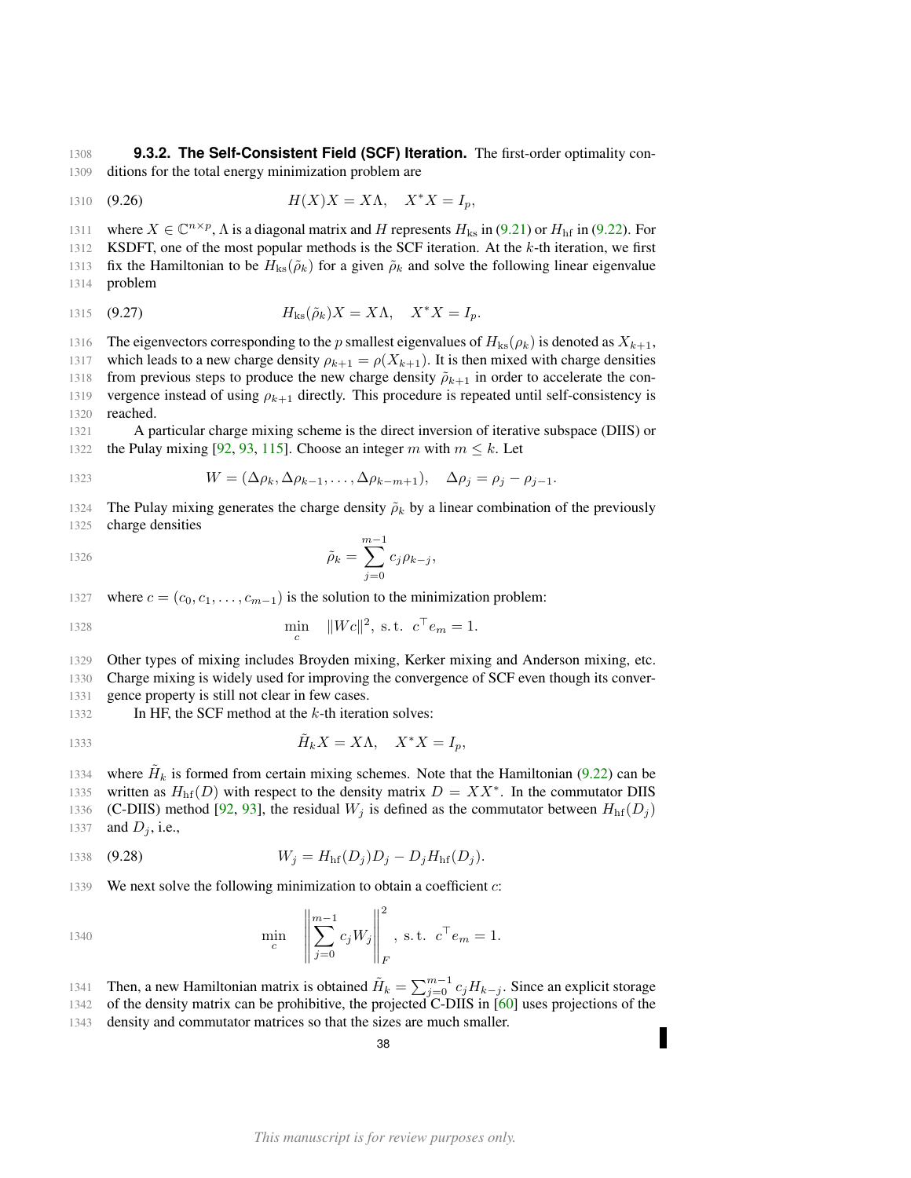**9.3.2. The Self-Consistent Field (SCF) Iteration.** The first-order optimality conditions for the total energy minimization problem are

$$H(X)X = X\Lambda, \quad X^*X = I_p, \tag{9.26}$$

where $X \in \mathbb{C}^{n\times p}$, $\Lambda$ is a diagonal matrix and $H$ represents $H_{\rm ks}$ in (9.21) or $H_{\rm hf}$ in (9.22). For KSDFT, one of the most popular methods is the SCF iteration. At the $k$-th iteration, we first fix the Hamiltonian to be $H_{\rm ks}(\tilde{\rho}_k)$ for a given $\tilde{\rho}_k$ and solve the following linear eigenvalue problem

$$H_{\rm ks}(\tilde{\rho}_k)X = X\Lambda, \quad X^*X = I_p. \tag{9.27}$$

The eigenvectors corresponding to the $p$ smallest eigenvalues of $H_{\rm ks}(\rho_k)$ is denoted as $X_{k+1}$, which leads to a new charge density $\rho_{k+1} = \rho(X_{k+1})$. It is then mixed with charge densities from previous steps to produce the new charge density $\tilde{\rho}_{k+1}$ in order to accelerate the convergence instead of using $\rho_{k+1}$ directly. This procedure is repeated until self-consistency is reached.

A particular charge mixing scheme is the direct inversion of iterative subspace (DIIS) or the Pulay mixing [92, 93, 115]. Choose an integer $m$ with $m \leq k$. Let

$$W = (\Delta\rho_k, \Delta\rho_{k-1}, \ldots, \Delta\rho_{k-m+1}), \quad \Delta\rho_j = \rho_j - \rho_{j-1}.$$

The Pulay mixing generates the charge density $\tilde{\rho}_k$ by a linear combination of the previously charge densities

$$\tilde{\rho}_k = \sum_{j=0}^{m-1} c_j \rho_{k-j},$$

where $c = (c_0, c_1, \ldots, c_{m-1})$ is the solution to the minimization problem:

$$\min_c \quad \|Wc\|^2, \text{ s.t. } c^\top e_m = 1.$$

Other types of mixing includes Broyden mixing, Kerker mixing and Anderson mixing, etc. Charge mixing is widely used for improving the convergence of SCF even though its convergence property is still not clear in few cases.

In HF, the SCF method at the $k$-th iteration solves:

$$\tilde{H}_k X = X\Lambda, \quad X^*X = I_p,$$

where $\tilde{H}_k$ is formed from certain mixing schemes. Note that the Hamiltonian (9.22) can be written as $H_{\rm hf}(D)$ with respect to the density matrix $D = XX^*$. In the commutator DIIS (C-DIIS) method [92, 93], the residual $W_j$ is defined as the commutator between $H_{\rm hf}(D_j)$ and $D_j$, i.e.,

$$W_j = H_{\rm hf}(D_j)D_j - D_j H_{\rm hf}(D_j). \tag{9.28}$$

We next solve the following minimization to obtain a coefficient $c$:

$$\min_c \quad \left\| \sum_{j=0}^{m-1} c_j W_j \right\|_F^2, \text{ s.t. } c^\top e_m = 1.$$

Then, a new Hamiltonian matrix is obtained $\tilde{H}_k = \sum_{j=0}^{m-1} c_j H_{k-j}$. Since an explicit storage of the density matrix can be prohibitive, the projected C-DIIS in [60] uses projections of the density and commutator matrices so that the sizes are much smaller.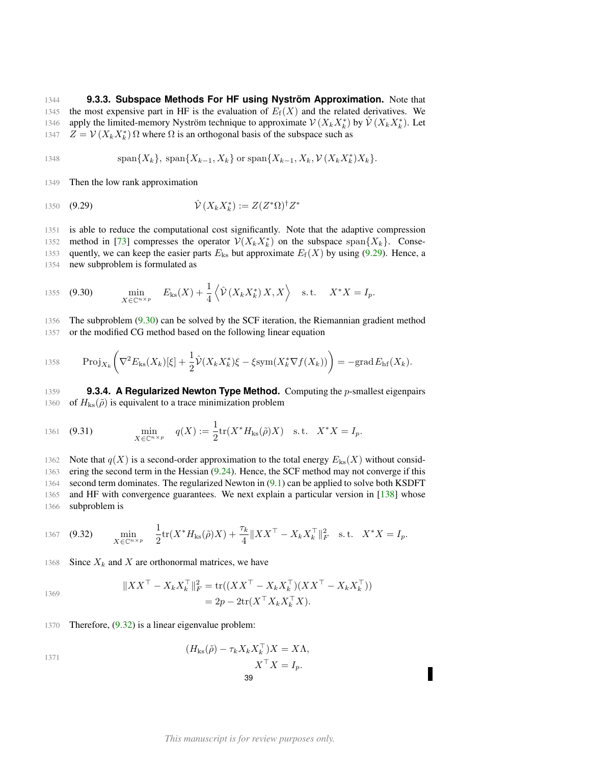**9.3.3. Subspace Methods For HF using Nyström Approximation.** Note that the most expensive part in HF is the evaluation of $E_{\mathrm{f}}(X)$ and the related derivatives. We apply the limited-memory Nyström technique to approximate $\mathcal{V}(X_k X_k^*)$ by $\hat{\mathcal{V}}(X_k X_k^*)$. Let $Z = \mathcal{V}(X_k X_k^*)\,\Omega$ where $\Omega$ is an orthogonal basis of the subspace such as

$$\mathrm{span}\{X_k\},\ \mathrm{span}\{X_{k-1}, X_k\} \text{ or } \mathrm{span}\{X_{k-1}, X_k, \mathcal{V}(X_k X_k^*) X_k\}.$$

Then the low rank approximation

$$\hat{\mathcal{V}}(X_k X_k^*) := Z(Z^*\Omega)^\dagger Z^* \tag{9.29}$$

is able to reduce the computational cost significantly. Note that the adaptive compression method in [73] compresses the operator $\mathcal{V}(X_k X_k^*)$ on the subspace $\mathrm{span}\{X_k\}$. Consequently, we can keep the easier parts $E_{\mathrm{ks}}$ but approximate $E_{\mathrm{f}}(X)$ by using (9.29). Hence, a new subproblem is formulated as

$$\min_{X \in \mathbb{C}^{n\times p}} \quad E_{\mathrm{ks}}(X) + \frac{1}{4}\left\langle \hat{\mathcal{V}}(X_k X_k^*)\, X, X \right\rangle \quad \mathrm{s.t.} \quad X^* X = I_p. \tag{9.30}$$

The subproblem (9.30) can be solved by the SCF iteration, the Riemannian gradient method or the modified CG method based on the following linear equation

$$\mathrm{Proj}_{X_k}\left( \nabla^2 E_{\mathrm{ks}}(X_k)[\xi] + \frac{1}{2}\hat{\mathcal{V}}(X_k X_k^*)\xi - \xi \mathrm{sym}(X_k^* \nabla f(X_k)) \right) = -\mathrm{grad}\, E_{\mathrm{hf}}(X_k).$$

**9.3.4. A Regularized Newton Type Method.** Computing the $p$-smallest eigenpairs of $H_{\mathrm{ks}}(\tilde{\rho})$ is equivalent to a trace minimization problem

$$\min_{X \in \mathbb{C}^{n\times p}} \quad q(X) := \frac{1}{2}\mathrm{tr}(X^* H_{\mathrm{ks}}(\tilde{\rho}) X) \quad \mathrm{s.t.} \quad X^* X = I_p. \tag{9.31}$$

Note that $q(X)$ is a second-order approximation to the total energy $E_{\mathrm{ks}}(X)$ without considering the second term in the Hessian (9.24). Hence, the SCF method may not converge if this second term dominates. The regularized Newton in (9.1) can be applied to solve both KSDFT and HF with convergence guarantees. We next explain a particular version in [138] whose subproblem is

$$\min_{X \in \mathbb{C}^{n\times p}} \quad \frac{1}{2}\mathrm{tr}(X^* H_{\mathrm{ks}}(\tilde{\rho}) X) + \frac{\tau_k}{4}\|XX^\top - X_k X_k^\top\|_F^2 \quad \mathrm{s.t.} \quad X^* X = I_p. \tag{9.32}$$

Since $X_k$ and $X$ are orthonormal matrices, we have

$$\begin{aligned} \|XX^\top - X_k X_k^\top\|_F^2 &= \mathrm{tr}((XX^\top - X_k X_k^\top)(XX^\top - X_k X_k^\top)) \\ &= 2p - 2\mathrm{tr}(X^\top X_k X_k^\top X). \end{aligned}$$

Therefore, (9.32) is a linear eigenvalue problem:

$$\begin{aligned} (H_{\mathrm{ks}}(\tilde{\rho}) - \tau_k X_k X_k^\top) X &= X\Lambda, \\ X^\top X &= I_p. \end{aligned}$$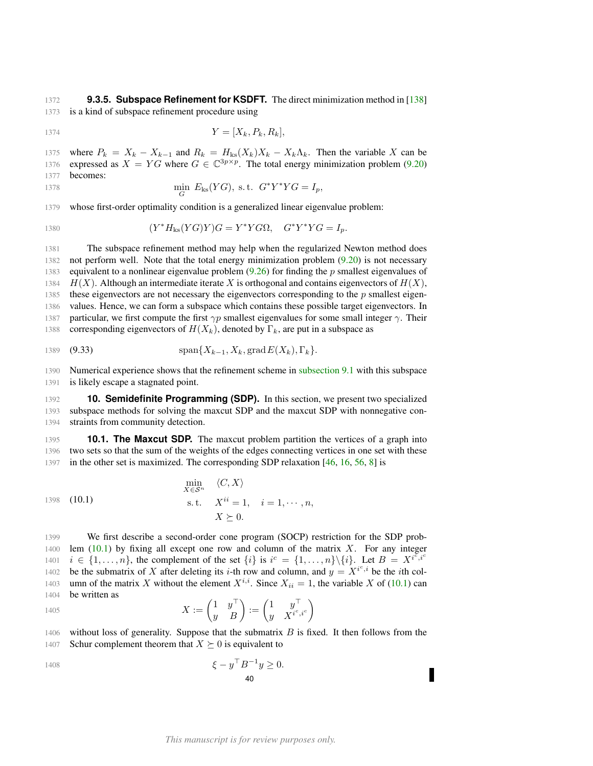### 9.3.5. Subspace Refinement for KSDFT.

The direct minimization method in [138] is a kind of subspace refinement procedure using

$$Y = [X_k, P_k, R_k],$$

where $P_k = X_k - X_{k-1}$ and $R_k = H_{\text{ks}}(X_k)X_k - X_k\Lambda_k$. Then the variable $X$ can be expressed as $X = YG$ where $G \in \mathbb{C}^{3p\times p}$. The total energy minimization problem (9.20) becomes:

$$\min_{G} \ E_{\text{ks}}(YG), \ \text{s.t.} \ G^*Y^*YG = I_p,$$

whose first-order optimality condition is a generalized linear eigenvalue problem:

$$(Y^*H_{\text{ks}}(YG)Y)G = Y^*YG\Omega, \quad G^*Y^*YG = I_p.$$

The subspace refinement method may help when the regularized Newton method does not perform well. Note that the total energy minimization problem (9.20) is not necessary equivalent to a nonlinear eigenvalue problem (9.26) for finding the $p$ smallest eigenvalues of $H(X)$. Although an intermediate iterate $X$ is orthogonal and contains eigenvectors of $H(X)$, these eigenvectors are not necessary the eigenvectors corresponding to the $p$ smallest eigenvalues. Hence, we can form a subspace which contains these possible target eigenvectors. In particular, we first compute the first $\gamma p$ smallest eigenvalues for some small integer $\gamma$. Their corresponding eigenvectors of $H(X_k)$, denoted by $\Gamma_k$, are put in a subspace as

$$\text{span}\{X_{k-1}, X_k, \operatorname{grad} E(X_k), \Gamma_k\}. \tag{9.33}$$

Numerical experience shows that the refinement scheme in subsection 9.1 with this subspace is likely escape a stagnated point.

## 10. Semidefinite Programming (SDP).

In this section, we present two specialized subspace methods for solving the maxcut SDP and the maxcut SDP with nonnegative constraints from community detection.

### 10.1. The Maxcut SDP.

The maxcut problem partition the vertices of a graph into two sets so that the sum of the weights of the edges connecting vertices in one set with these in the other set is maximized. The corresponding SDP relaxation [46, 16, 56, 8] is

$$\begin{aligned} \min_{X\in\mathcal{S}^n} \quad & \langle C, X\rangle \\ \text{s.t.} \quad & X^{ii} = 1, \quad i = 1,\cdots,n, \\ & X \succeq 0. \end{aligned} \tag{10.1}$$

We first describe a second-order cone program (SOCP) restriction for the SDP problem (10.1) by fixing all except one row and column of the matrix $X$. For any integer $i \in \{1,\ldots,n\}$, the complement of the set $\{i\}$ is $i^c = \{1,\ldots,n\}\backslash\{i\}$. Let $B = X^{i^c,i^c}$ be the submatrix of $X$ after deleting its $i$-th row and column, and $y = X^{i^c,i}$ be the $i$th column of the matrix $X$ without the element $X^{i,i}$. Since $X_{ii} = 1$, the variable $X$ of (10.1) can be written as

$$X := \begin{pmatrix} 1 & y^\top \\ y & B \end{pmatrix} := \begin{pmatrix} 1 & y^\top \\ y & X^{i^c,i^c} \end{pmatrix}$$

without loss of generality. Suppose that the submatrix $B$ is fixed. It then follows from the Schur complement theorem that $X \succeq 0$ is equivalent to

$$\xi - y^\top B^{-1} y \geq 0.$$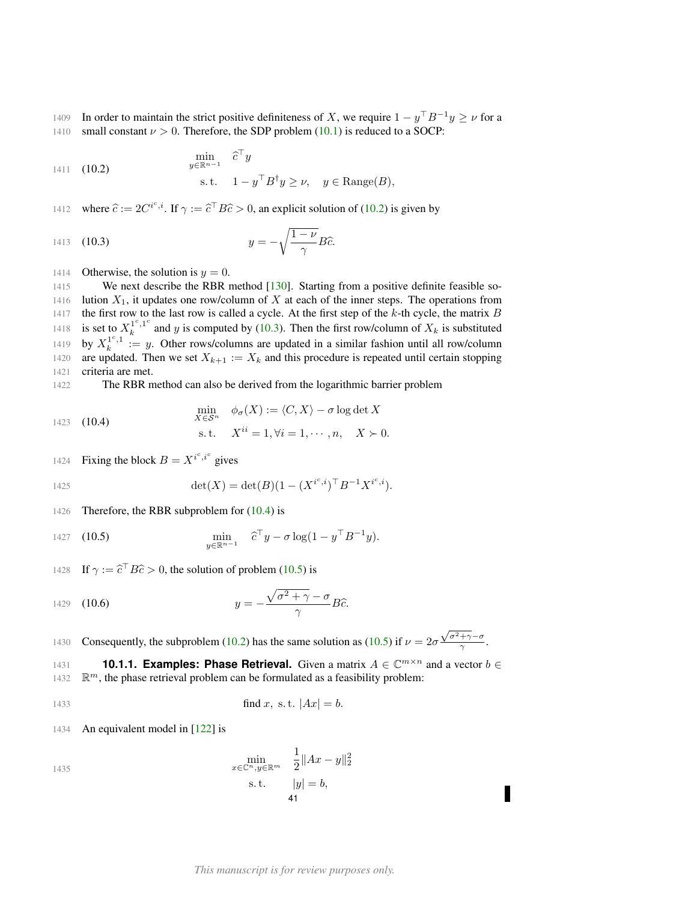In order to maintain the strict positive definiteness of $X$, we require $1 - y^\top B^{-1} y \geq \nu$ for a small constant $\nu > 0$. Therefore, the SDP problem (10.1) is reduced to a SOCP:

$$
\begin{aligned}
\min_{y \in \mathbb{R}^{n-1}} \quad & \widehat{c}^\top y \\
\text{s.t.} \quad & 1 - y^\top B^\dagger y \geq \nu, \quad y \in \text{Range}(B),
\end{aligned} \tag{10.2}
$$

where $\widehat{c} := 2C^{i^c,i}$. If $\gamma := \widehat{c}^\top B \widehat{c} > 0$, an explicit solution of (10.2) is given by

$$
y = -\sqrt{\frac{1-\nu}{\gamma}} B\widehat{c}. \tag{10.3}
$$

Otherwise, the solution is $y = 0$.

We next describe the RBR method [130]. Starting from a positive definite feasible solution $X_1$, it updates one row/column of $X$ at each of the inner steps. The operations from the first row to the last row is called a cycle. At the first step of the $k$-th cycle, the matrix $B$ is set to $X_k^{1^c,1^c}$ and $y$ is computed by (10.3). Then the first row/column of $X_k$ is substituted by $X_k^{1^c,1} := y$. Other rows/columns are updated in a similar fashion until all row/column are updated. Then we set $X_{k+1} := X_k$ and this procedure is repeated until certain stopping criteria are met.

The RBR method can also be derived from the logarithmic barrier problem

$$
\begin{aligned}
\min_{X \in \mathcal{S}^n} \quad & \phi_\sigma(X) := \langle C, X \rangle - \sigma \log \det X \\
\text{s.t.} \quad & X^{ii} = 1, \forall i = 1, \cdots, n, \quad X \succ 0.
\end{aligned} \tag{10.4}
$$

Fixing the block $B = X^{i^c,i^c}$ gives

$$
\det(X) = \det(B)(1 - (X^{i^c,i})^\top B^{-1} X^{i^c,i}).
$$

Therefore, the RBR subproblem for (10.4) is

$$
\min_{y \in \mathbb{R}^{n-1}} \quad \widehat{c}^\top y - \sigma \log(1 - y^\top B^{-1} y). \tag{10.5}
$$

If $\gamma := \widehat{c}^\top B \widehat{c} > 0$, the solution of problem (10.5) is

$$
y = -\frac{\sqrt{\sigma^2 + \gamma} - \sigma}{\gamma} B\widehat{c}. \tag{10.6}
$$

Consequently, the subproblem (10.2) has the same solution as (10.5) if $\nu = 2\sigma \frac{\sqrt{\sigma^2+\gamma}-\sigma}{\gamma}$.

**10.1.1. Examples: Phase Retrieval.** Given a matrix $A \in \mathbb{C}^{m \times n}$ and a vector $b \in \mathbb{R}^m$, the phase retrieval problem can be formulated as a feasibility problem:

$$
\text{find } x, \ \text{s.t. } |Ax| = b.
$$

An equivalent model in [122] is

$$
\begin{aligned}
\min_{x \in \mathbb{C}^n, y \in \mathbb{R}^m} \quad & \frac{1}{2}\|Ax - y\|_2^2 \\
\text{s.t.} \quad & |y| = b,
\end{aligned}
$$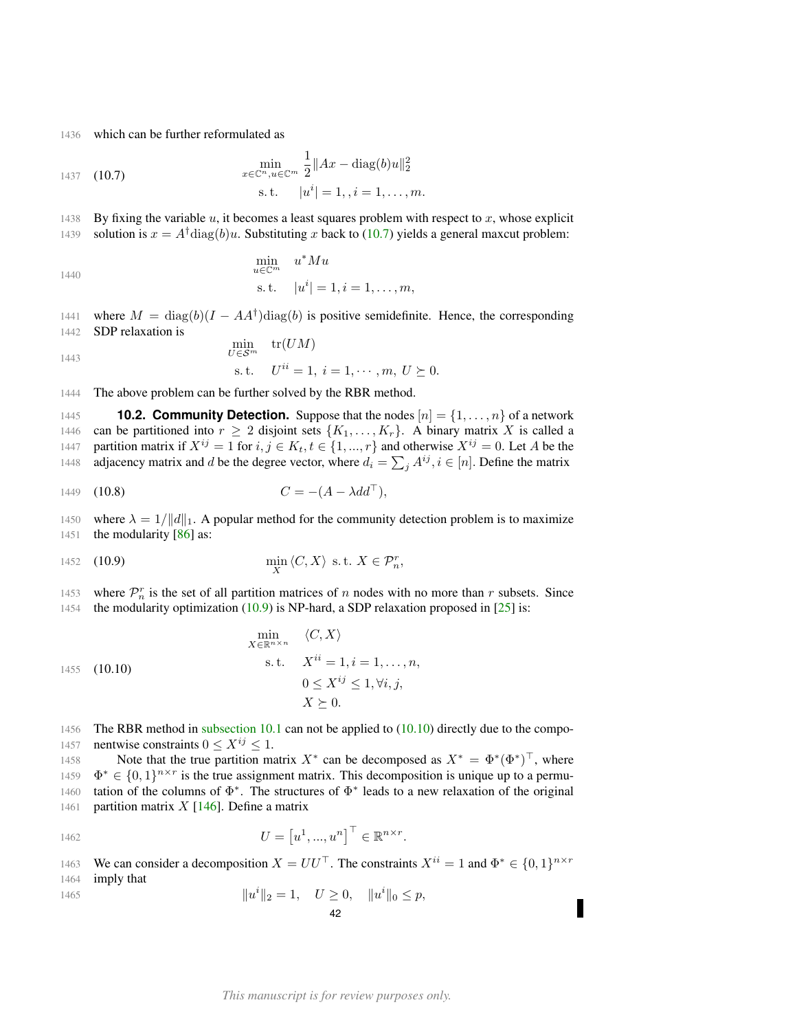which can be further reformulated as

$$
\begin{aligned}
\min_{x\in\mathbb{C}^n, u\in\mathbb{C}^m} \quad & \frac{1}{2}\|Ax - \mathrm{diag}(b)u\|_2^2 \\
\mathrm{s.\,t.} \quad & |u^i| = 1, , i = 1, \ldots, m.
\end{aligned} \tag{10.7}
$$

By fixing the variable $u$, it becomes a least squares problem with respect to $x$, whose explicit solution is $x = A^\dagger \mathrm{diag}(b)u$. Substituting $x$ back to (10.7) yields a general maxcut problem:

$$
\begin{aligned}
\min_{u\in\mathbb{C}^m} \quad & u^* M u \\
\mathrm{s.\,t.} \quad & |u^i| = 1, i = 1, \ldots, m,
\end{aligned}
$$

where $M = \mathrm{diag}(b)(I - AA^\dagger)\mathrm{diag}(b)$ is positive semidefinite. Hence, the corresponding SDP relaxation is

$$
\begin{aligned}
\min_{U\in\mathcal{S}^m} \quad & \mathrm{tr}(UM) \\
\mathrm{s.\,t.} \quad & U^{ii} = 1, \ i = 1, \cdots, m, \ U \succeq 0.
\end{aligned}
$$

The above problem can be further solved by the RBR method.

**10.2. Community Detection.** Suppose that the nodes $[n] = \{1, \ldots, n\}$ of a network can be partitioned into $r \geq 2$ disjoint sets $\{K_1, \ldots, K_r\}$. A binary matrix $X$ is called a partition matrix if $X^{ij} = 1$ for $i, j \in K_t, t \in \{1, ..., r\}$ and otherwise $X^{ij} = 0$. Let $A$ be the adjacency matrix and $d$ be the degree vector, where $d_i = \sum_j A^{ij}, i \in [n]$. Define the matrix

$$
C = -(A - \lambda d d^\top), \tag{10.8}
$$

where $\lambda = 1/\|d\|_1$. A popular method for the community detection problem is to maximize the modularity [86] as:

$$
\min_X \langle C, X \rangle \ \mathrm{s.\,t.} \ X \in \mathcal{P}_n^r, \tag{10.9}
$$

where $\mathcal{P}_n^r$ is the set of all partition matrices of $n$ nodes with no more than $r$ subsets. Since the modularity optimization (10.9) is NP-hard, a SDP relaxation proposed in [25] is:

$$
\begin{aligned}
\min_{X\in\mathbb{R}^{n\times n}} \quad & \langle C, X \rangle \\
\mathrm{s.\,t.} \quad & X^{ii} = 1, i = 1, \ldots, n, \\
& 0 \leq X^{ij} \leq 1, \forall i, j, \\
& X \succeq 0.
\end{aligned} \tag{10.10}
$$

The RBR method in subsection 10.1 can not be applied to (10.10) directly due to the componentwise constraints $0 \leq X^{ij} \leq 1$.

Note that the true partition matrix $X^*$ can be decomposed as $X^* = \Phi^*(\Phi^*)^\top$, where $\Phi^* \in \{0, 1\}^{n\times r}$ is the true assignment matrix. This decomposition is unique up to a permutation of the columns of $\Phi^*$. The structures of $\Phi^*$ leads to a new relaxation of the original partition matrix $X$ [146]. Define a matrix

$$
U = \left[u^1, ..., u^n\right]^\top \in \mathbb{R}^{n\times r}.
$$

We can consider a decomposition $X = UU^\top$. The constraints $X^{ii} = 1$ and $\Phi^* \in \{0, 1\}^{n\times r}$ imply that

$$
\|u^i\|_2 = 1, \quad U \geq 0, \quad \|u^i\|_0 \leq p,
$$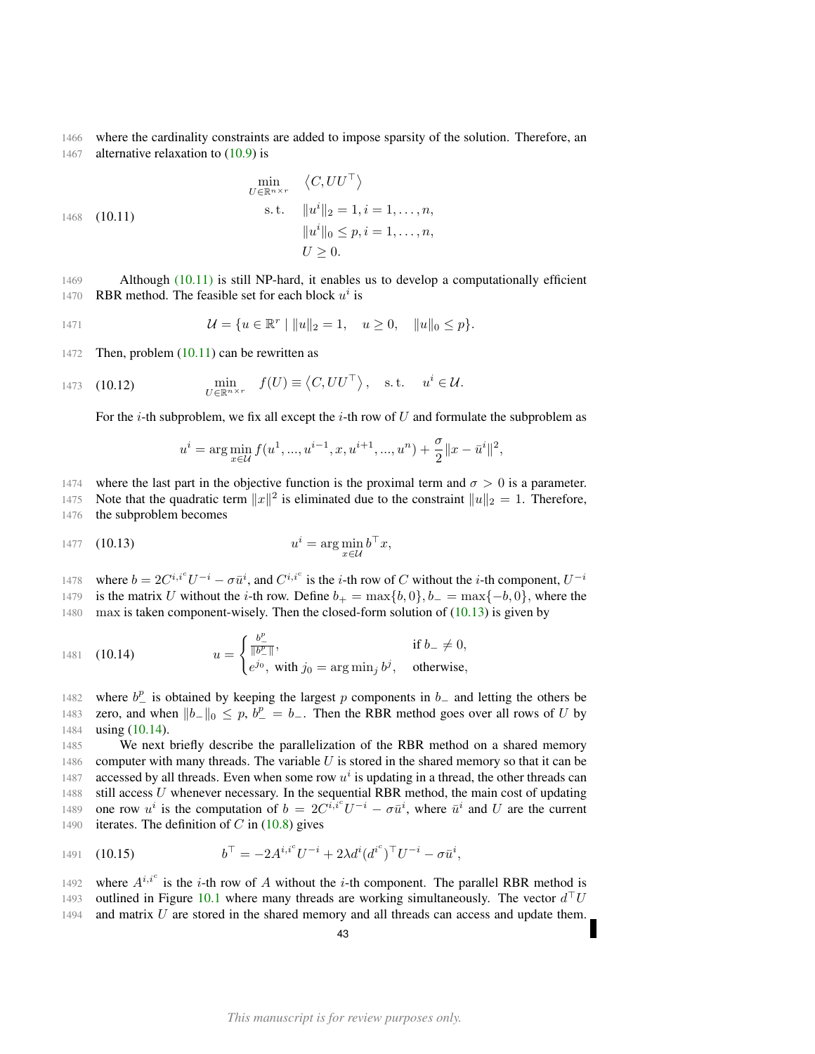where the cardinality constraints are added to impose sparsity of the solution. Therefore, an alternative relaxation to (10.9) is

$$
\begin{aligned}
\min_{U\in\mathbb{R}^{n\times r}} \quad & \langle C, UU^\top \rangle \\
\text{s.t.} \quad & \|u^i\|_2 = 1, i = 1,\dots,n, \\
& \|u^i\|_0 \le p, i = 1,\dots,n, \\
& U \ge 0.
\end{aligned}
\tag{10.11}
$$

Although (10.11) is still NP-hard, it enables us to develop a computationally efficient RBR method. The feasible set for each block $u^i$ is

$$
\mathcal{U} = \{u \in \mathbb{R}^r \mid \|u\|_2 = 1, \quad u \ge 0, \quad \|u\|_0 \le p\}.
$$

Then, problem (10.11) can be rewritten as

$$
\min_{U\in\mathbb{R}^{n\times r}} \quad f(U) \equiv \langle C, UU^\top \rangle, \quad \text{s.t.} \quad u^i \in \mathcal{U}. \tag{10.12}
$$

For the $i$-th subproblem, we fix all except the $i$-th row of $U$ and formulate the subproblem as

$$
u^i = \arg\min_{x\in\mathcal{U}} f(u^1,...,u^{i-1},x,u^{i+1},...,u^n) + \frac{\sigma}{2}\|x - \bar{u}^i\|^2,
$$

where the last part in the objective function is the proximal term and $\sigma > 0$ is a parameter. Note that the quadratic term $\|x\|^2$ is eliminated due to the constraint $\|u\|_2 = 1$. Therefore, the subproblem becomes

$$
u^i = \arg\min_{x\in\mathcal{U}} b^\top x, \tag{10.13}
$$

where $b = 2C^{i,i^c}U^{-i} - \sigma\bar{u}^i$, and $C^{i,i^c}$ is the $i$-th row of $C$ without the $i$-th component, $U^{-i}$ is the matrix $U$ without the $i$-th row. Define $b_+ = \max\{b, 0\}, b_- = \max\{-b, 0\}$, where the max is taken component-wisely. Then the closed-form solution of (10.13) is given by

$$
u = \begin{cases} \frac{b_-^p}{\|b_-^p\|}, & \text{if } b_- \ne 0, \\ e^{j_0}, \text{ with } j_0 = \arg\min_j b^j, & \text{otherwise,} \end{cases} \tag{10.14}
$$

where $b_-^p$ is obtained by keeping the largest $p$ components in $b_-$ and letting the others be zero, and when $\|b_-\|_0 \le p$, $b_-^p = b_-$. Then the RBR method goes over all rows of $U$ by using (10.14).

We next briefly describe the parallelization of the RBR method on a shared memory computer with many threads. The variable $U$ is stored in the shared memory so that it can be accessed by all threads. Even when some row $u^i$ is updating in a thread, the other threads can still access $U$ whenever necessary. In the sequential RBR method, the main cost of updating one row $u^i$ is the computation of $b = 2C^{i,i^c}U^{-i} - \sigma\bar{u}^i$, where $\bar{u}^i$ and $U$ are the current iterates. The definition of $C$ in (10.8) gives

$$
b^\top = -2A^{i,i^c}U^{-i} + 2\lambda d^i(d^{i^c})^\top U^{-i} - \sigma\bar{u}^i, \tag{10.15}
$$

where $A^{i,i^c}$ is the $i$-th row of $A$ without the $i$-th component. The parallel RBR method is outlined in Figure 10.1 where many threads are working simultaneously. The vector $d^\top U$ and matrix $U$ are stored in the shared memory and all threads can access and update them.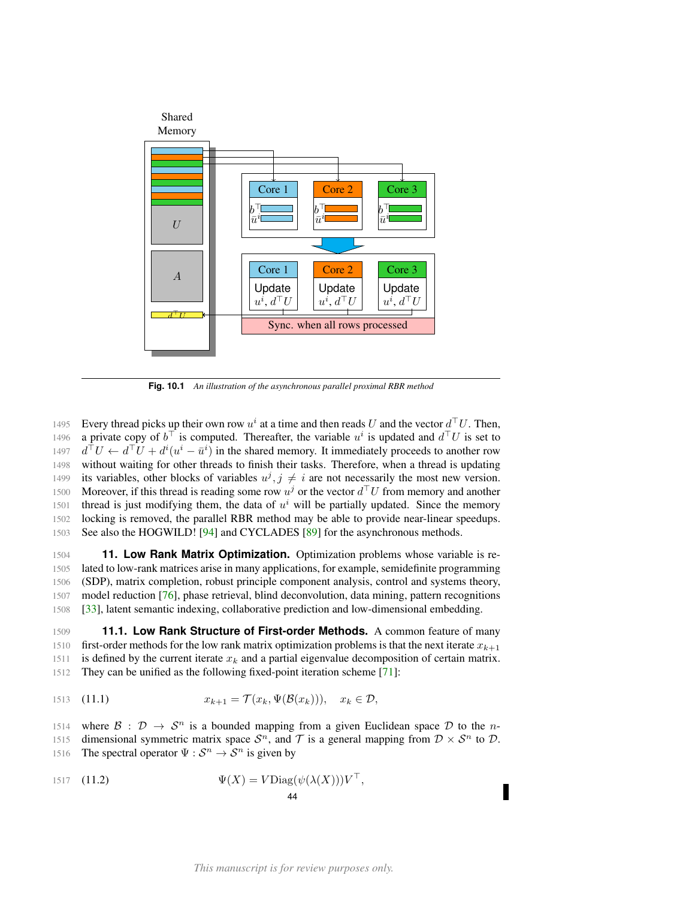**Fig. 10.1** *An illustration of the asynchronous parallel proximal RBR method*

Every thread picks up their own row $u^i$ at a time and then reads $U$ and the vector $d^\top U$. Then, a private copy of $b^\top$ is computed. Thereafter, the variable $u^i$ is updated and $d^\top U$ is set to $d^\top U \leftarrow d^\top U + d^i(u^i - \bar{u}^i)$ in the shared memory. It immediately proceeds to another row without waiting for other threads to finish their tasks. Therefore, when a thread is updating its variables, other blocks of variables $u^j, j \neq i$ are not necessarily the most new version. Moreover, if this thread is reading some row $u^j$ or the vector $d^\top U$ from memory and another thread is just modifying them, the data of $u^i$ will be partially updated. Since the memory locking is removed, the parallel RBR method may be able to provide near-linear speedups. See also the HOGWILD! [94] and CYCLADES [89] for the asynchronous methods.

## 11. Low Rank Matrix Optimization.

Optimization problems whose variable is related to low-rank matrices arise in many applications, for example, semidefinite programming (SDP), matrix completion, robust principle component analysis, control and systems theory, model reduction [76], phase retrieval, blind deconvolution, data mining, pattern recognitions [33], latent semantic indexing, collaborative prediction and low-dimensional embedding.

### 11.1. Low Rank Structure of First-order Methods.

A common feature of many first-order methods for the low rank matrix optimization problems is that the next iterate $x_{k+1}$ is defined by the current iterate $x_k$ and a partial eigenvalue decomposition of certain matrix. They can be unified as the following fixed-point iteration scheme [71]:

$$x_{k+1} = \mathcal{T}(x_k, \Psi(\mathcal{B}(x_k))), \quad x_k \in \mathcal{D}, \tag{11.1}$$

where $\mathcal{B} : \mathcal{D} \to \mathcal{S}^n$ is a bounded mapping from a given Euclidean space $\mathcal{D}$ to the $n$-dimensional symmetric matrix space $\mathcal{S}^n$, and $\mathcal{T}$ is a general mapping from $\mathcal{D} \times \mathcal{S}^n$ to $\mathcal{D}$. The spectral operator $\Psi : \mathcal{S}^n \to \mathcal{S}^n$ is given by

$$\Psi(X) = V \mathrm{Diag}(\psi(\lambda(X)))V^\top, \tag{11.2}$$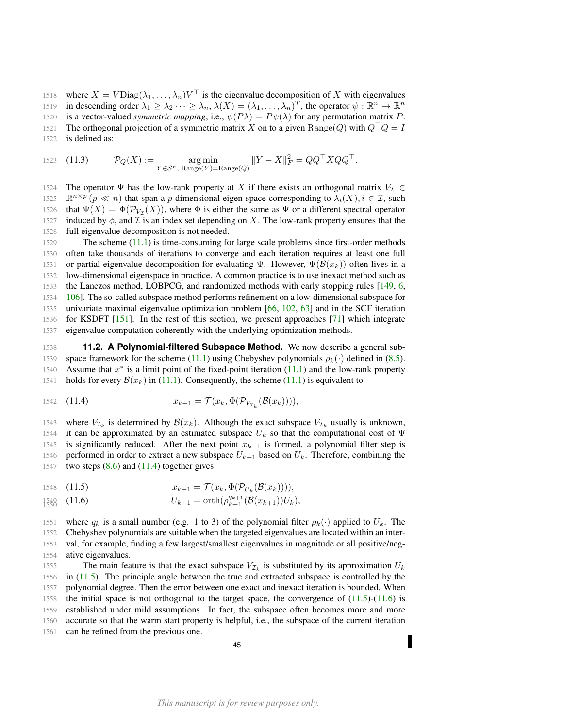where $X = V\mathrm{Diag}(\lambda_1, \ldots, \lambda_n)V^\top$ is the eigenvalue decomposition of $X$ with eigenvalues in descending order $\lambda_1 \geq \lambda_2 \cdots \geq \lambda_n$, $\lambda(X) = (\lambda_1, \ldots, \lambda_n)^T$, the operator $\psi : \mathbb{R}^n \to \mathbb{R}^n$ is a vector-valued *symmetric mapping*, i.e., $\psi(P\lambda) = P\psi(\lambda)$ for any permutation matrix $P$. The orthogonal projection of a symmetric matrix $X$ on to a given $\mathrm{Range}(Q)$ with $Q^\top Q = I$ is defined as:

$$\mathcal{P}_Q(X) := \mathop{\arg\min}_{Y \in \mathcal{S}^n,\ \mathrm{Range}(Y) = \mathrm{Range}(Q)} \|Y - X\|_F^2 = QQ^\top X QQ^\top. \tag{11.3}$$

The operator $\Psi$ has the low-rank property at $X$ if there exists an orthogonal matrix $V_\mathcal{I} \in \mathbb{R}^{n\times p}$ $(p \ll n)$ that span a $p$-dimensional eigen-space corresponding to $\lambda_i(X), i \in \mathcal{I}$, such that $\Psi(X) = \Phi(\mathcal{P}_{V_\mathcal{I}}(X))$, where $\Phi$ is either the same as $\Psi$ or a different spectral operator induced by $\phi$, and $\mathcal{I}$ is an index set depending on $X$. The low-rank property ensures that the full eigenvalue decomposition is not needed.

The scheme (11.1) is time-consuming for large scale problems since first-order methods often take thousands of iterations to converge and each iteration requires at least one full or partial eigenvalue decomposition for evaluating $\Psi$. However, $\Psi(\mathcal{B}(x_k))$ often lives in a low-dimensional eigenspace in practice. A common practice is to use inexact method such as the Lanczos method, LOBPCG, and randomized methods with early stopping rules [149, 6, 106]. The so-called subspace method performs refinement on a low-dimensional subspace for univariate maximal eigenvalue optimization problem [66, 102, 63] and in the SCF iteration for KSDFT [151]. In the rest of this section, we present approaches [71] which integrate eigenvalue computation coherently with the underlying optimization methods.

### 11.2. A Polynomial-filtered Subspace Method.

We now describe a general subspace framework for the scheme (11.1) using Chebyshev polynomials $\rho_k(\cdot)$ defined in (8.5). Assume that $x^*$ is a limit point of the fixed-point iteration (11.1) and the low-rank property holds for every $\mathcal{B}(x_k)$ in (11.1). Consequently, the scheme (11.1) is equivalent to

$$x_{k+1} = \mathcal{T}(x_k, \Phi(\mathcal{P}_{V_{\mathcal{I}_k}}(\mathcal{B}(x_k)))), \tag{11.4}$$

where $V_{\mathcal{I}_k}$ is determined by $\mathcal{B}(x_k)$. Although the exact subspace $V_{\mathcal{I}_k}$ usually is unknown, it can be approximated by an estimated subspace $U_k$ so that the computational cost of $\Psi$ is significantly reduced. After the next point $x_{k+1}$ is formed, a polynomial filter step is performed in order to extract a new subspace $U_{k+1}$ based on $U_k$. Therefore, combining the two steps (8.6) and (11.4) together gives

$$x_{k+1} = \mathcal{T}(x_k, \Phi(\mathcal{P}_{U_k}(\mathcal{B}(x_k)))), \tag{11.5}$$

$$U_{k+1} = \mathrm{orth}(\rho_{k+1}^{q_{k+1}}(\mathcal{B}(x_{k+1}))U_k), \tag{11.6}$$

where $q_k$ is a small number (e.g. 1 to 3) of the polynomial filter $\rho_k(\cdot)$ applied to $U_k$. The Chebyshev polynomials are suitable when the targeted eigenvalues are located within an interval, for example, finding a few largest/smallest eigenvalues in magnitude or all positive/negative eigenvalues.

The main feature is that the exact subspace $V_{\mathcal{I}_k}$ is substituted by its approximation $U_k$ in (11.5). The principle angle between the true and extracted subspace is controlled by the polynomial degree. Then the error between one exact and inexact iteration is bounded. When the initial space is not orthogonal to the target space, the convergence of (11.5)-(11.6) is established under mild assumptions. In fact, the subspace often becomes more and more accurate so that the warm start property is helpful, i.e., the subspace of the current iteration can be refined from the previous one.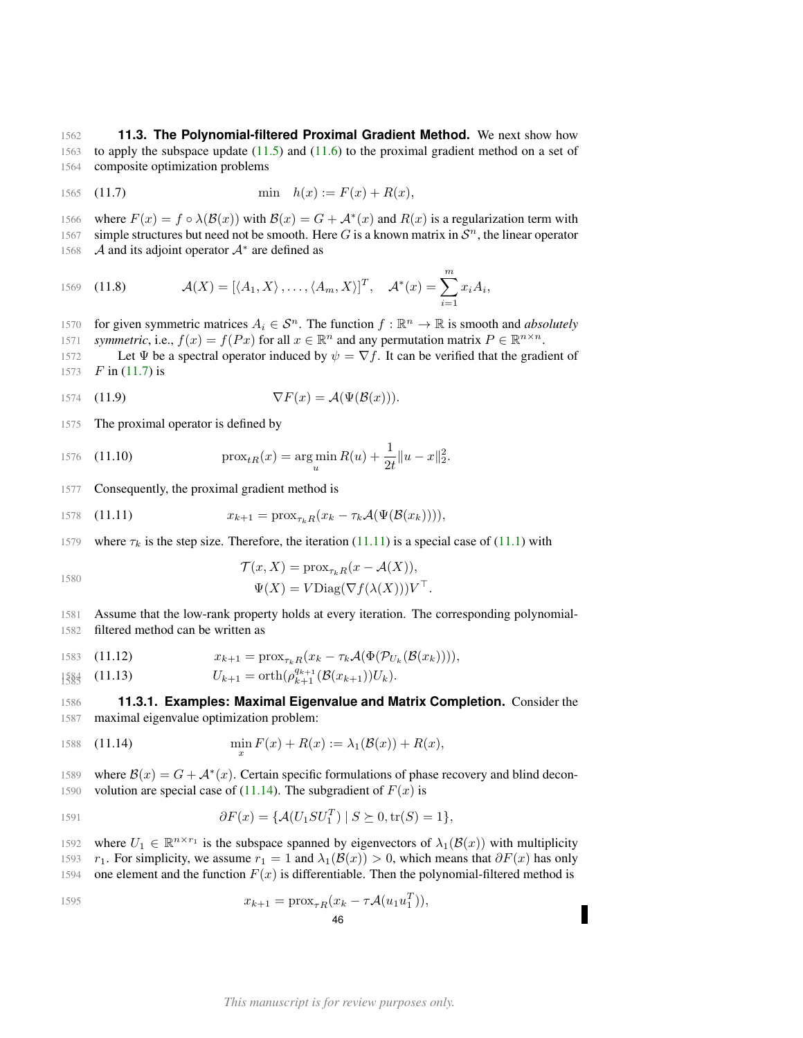### 11.3. The Polynomial-filtered Proximal Gradient Method.

We next show how to apply the subspace update (11.5) and (11.6) to the proximal gradient method on a set of composite optimization problems

$$\min \quad h(x) := F(x) + R(x), \tag{11.7}$$

where $F(x) = f \circ \lambda(\mathcal{B}(x))$ with $\mathcal{B}(x) = G + \mathcal{A}^*(x)$ and $R(x)$ is a regularization term with simple structures but need not be smooth. Here $G$ is a known matrix in $\mathcal{S}^n$, the linear operator $\mathcal{A}$ and its adjoint operator $\mathcal{A}^*$ are defined as

$$\mathcal{A}(X) = [\langle A_1, X\rangle, \ldots, \langle A_m, X\rangle]^T, \quad \mathcal{A}^*(x) = \sum_{i=1}^{m} x_i A_i, \tag{11.8}$$

for given symmetric matrices $A_i \in \mathcal{S}^n$. The function $f : \mathbb{R}^n \to \mathbb{R}$ is smooth and *absolutely symmetric*, i.e., $f(x) = f(Px)$ for all $x \in \mathbb{R}^n$ and any permutation matrix $P \in \mathbb{R}^{n\times n}$.

Let $\Psi$ be a spectral operator induced by $\psi = \nabla f$. It can be verified that the gradient of $F$ in (11.7) is

$$\nabla F(x) = \mathcal{A}(\Psi(\mathcal{B}(x))). \tag{11.9}$$

The proximal operator is defined by

$$\operatorname{prox}_{tR}(x) = \arg\min_u R(u) + \frac{1}{2t}\|u - x\|_2^2. \tag{11.10}$$

Consequently, the proximal gradient method is

$$x_{k+1} = \operatorname{prox}_{\tau_k R}(x_k - \tau_k \mathcal{A}(\Psi(\mathcal{B}(x_k)))), \tag{11.11}$$

where $\tau_k$ is the step size. Therefore, the iteration (11.11) is a special case of (11.1) with

$$\begin{aligned}\mathcal{T}(x, X) &= \operatorname{prox}_{\tau_k R}(x - \mathcal{A}(X)),\\ \Psi(X) &= V \operatorname{Diag}(\nabla f(\lambda(X))) V^\top.\end{aligned}$$

Assume that the low-rank property holds at every iteration. The corresponding polynomial-filtered method can be written as

$$x_{k+1} = \operatorname{prox}_{\tau_k R}(x_k - \tau_k \mathcal{A}(\Phi(\mathcal{P}_{U_k}(\mathcal{B}(x_k))))), \tag{11.12}$$

$$U_{k+1} = \operatorname{orth}(\rho_{k+1}^{q_{k+1}}(\mathcal{B}(x_{k+1}))U_k). \tag{11.13}$$

#### 11.3.1. Examples: Maximal Eigenvalue and Matrix Completion.

Consider the maximal eigenvalue optimization problem:

$$\min_x F(x) + R(x) := \lambda_1(\mathcal{B}(x)) + R(x), \tag{11.14}$$

where $\mathcal{B}(x) = G + \mathcal{A}^*(x)$. Certain specific formulations of phase recovery and blind deconvolution are special case of (11.14). The subgradient of $F(x)$ is

$$\partial F(x) = \{\mathcal{A}(U_1 S U_1^T) \mid S \succeq 0, \operatorname{tr}(S) = 1\},$$

where $U_1 \in \mathbb{R}^{n\times r_1}$ is the subspace spanned by eigenvectors of $\lambda_1(\mathcal{B}(x))$ with multiplicity $r_1$. For simplicity, we assume $r_1 = 1$ and $\lambda_1(\mathcal{B}(x)) > 0$, which means that $\partial F(x)$ has only one element and the function $F(x)$ is differentiable. Then the polynomial-filtered method is

$$x_{k+1} = \operatorname{prox}_{\tau R}(x_k - \tau \mathcal{A}(u_1 u_1^T)),$$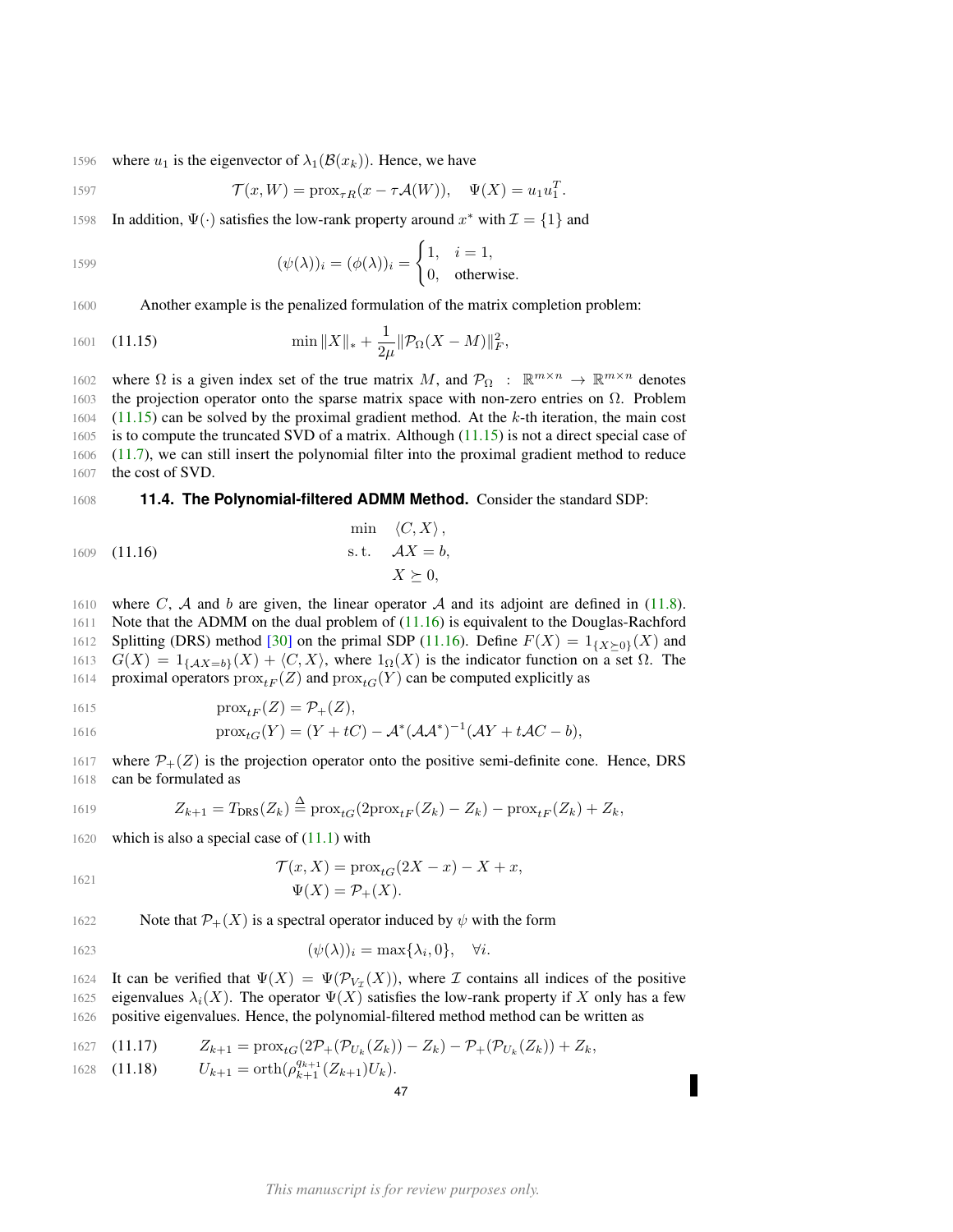where $u_1$ is the eigenvector of $\lambda_1(\mathcal{B}(x_k))$. Hence, we have

$$\mathcal{T}(x, W) = \text{prox}_{\tau R}(x - \tau \mathcal{A}(W)), \quad \Psi(X) = u_1 u_1^T.$$

In addition, $\Psi(\cdot)$ satisfies the low-rank property around $x^*$ with $\mathcal{I} = \{1\}$ and

$$(\psi(\lambda))_i = (\phi(\lambda))_i = \begin{cases} 1, & i = 1, \\ 0, & \text{otherwise.} \end{cases}$$

Another example is the penalized formulation of the matrix completion problem:

$$\min \|X\|_* + \frac{1}{2\mu}\|\mathcal{P}_\Omega(X - M)\|_F^2, \tag{11.15}$$

where $\Omega$ is a given index set of the true matrix $M$, and $\mathcal{P}_\Omega : \mathbb{R}^{m\times n} \to \mathbb{R}^{m\times n}$ denotes the projection operator onto the sparse matrix space with non-zero entries on $\Omega$. Problem (11.15) can be solved by the proximal gradient method. At the $k$-th iteration, the main cost is to compute the truncated SVD of a matrix. Although (11.15) is not a direct special case of (11.7), we can still insert the polynomial filter into the proximal gradient method to reduce the cost of SVD.

**11.4. The Polynomial-filtered ADMM Method.** Consider the standard SDP:

$$\begin{aligned} \min \quad & \langle C, X \rangle, \\ \text{s.t.} \quad & \mathcal{A}X = b, \\ & X \succeq 0, \end{aligned} \tag{11.16}$$

where $C$, $\mathcal{A}$ and $b$ are given, the linear operator $\mathcal{A}$ and its adjoint are defined in (11.8). Note that the ADMM on the dual problem of (11.16) is equivalent to the Douglas-Rachford Splitting (DRS) method [30] on the primal SDP (11.16). Define $F(X) = 1_{\{X\succeq 0\}}(X)$ and $G(X) = 1_{\{\mathcal{A}X=b\}}(X) + \langle C, X\rangle$, where $1_\Omega(X)$ is the indicator function on a set $\Omega$. The proximal operators $\text{prox}_{tF}(Z)$ and $\text{prox}_{tG}(Y)$ can be computed explicitly as

$$\begin{aligned} \text{prox}_{tF}(Z) &= \mathcal{P}_+(Z), \\ \text{prox}_{tG}(Y) &= (Y + tC) - \mathcal{A}^*(\mathcal{A}\mathcal{A}^*)^{-1}(\mathcal{A}Y + t\mathcal{A}C - b), \end{aligned}$$

where $\mathcal{P}_+(Z)$ is the projection operator onto the positive semi-definite cone. Hence, DRS can be formulated as

$$Z_{k+1} = T_{\text{DRS}}(Z_k) \triangleq \text{prox}_{tG}(2\text{prox}_{tF}(Z_k) - Z_k) - \text{prox}_{tF}(Z_k) + Z_k,$$

which is also a special case of (11.1) with

$$\begin{aligned} \mathcal{T}(x, X) &= \text{prox}_{tG}(2X - x) - X + x, \\ \Psi(X) &= \mathcal{P}_+(X). \end{aligned}$$

Note that $\mathcal{P}_+(X)$ is a spectral operator induced by $\psi$ with the form

$$(\psi(\lambda))_i = \max\{\lambda_i, 0\}, \quad \forall i.$$

It can be verified that $\Psi(X) = \Psi(\mathcal{P}_{V_\mathcal{I}}(X))$, where $\mathcal{I}$ contains all indices of the positive eigenvalues $\lambda_i(X)$. The operator $\Psi(X)$ satisfies the low-rank property if $X$ only has a few positive eigenvalues. Hence, the polynomial-filtered method method can be written as

$$Z_{k+1} = \text{prox}_{tG}(2\mathcal{P}_+(\mathcal{P}_{U_k}(Z_k)) - Z_k) - \mathcal{P}_+(\mathcal{P}_{U_k}(Z_k)) + Z_k, \tag{11.17}$$

$$U_{k+1} = \text{orth}(\rho_{k+1}^{q_{k+1}}(Z_{k+1})U_k). \tag{11.18}$$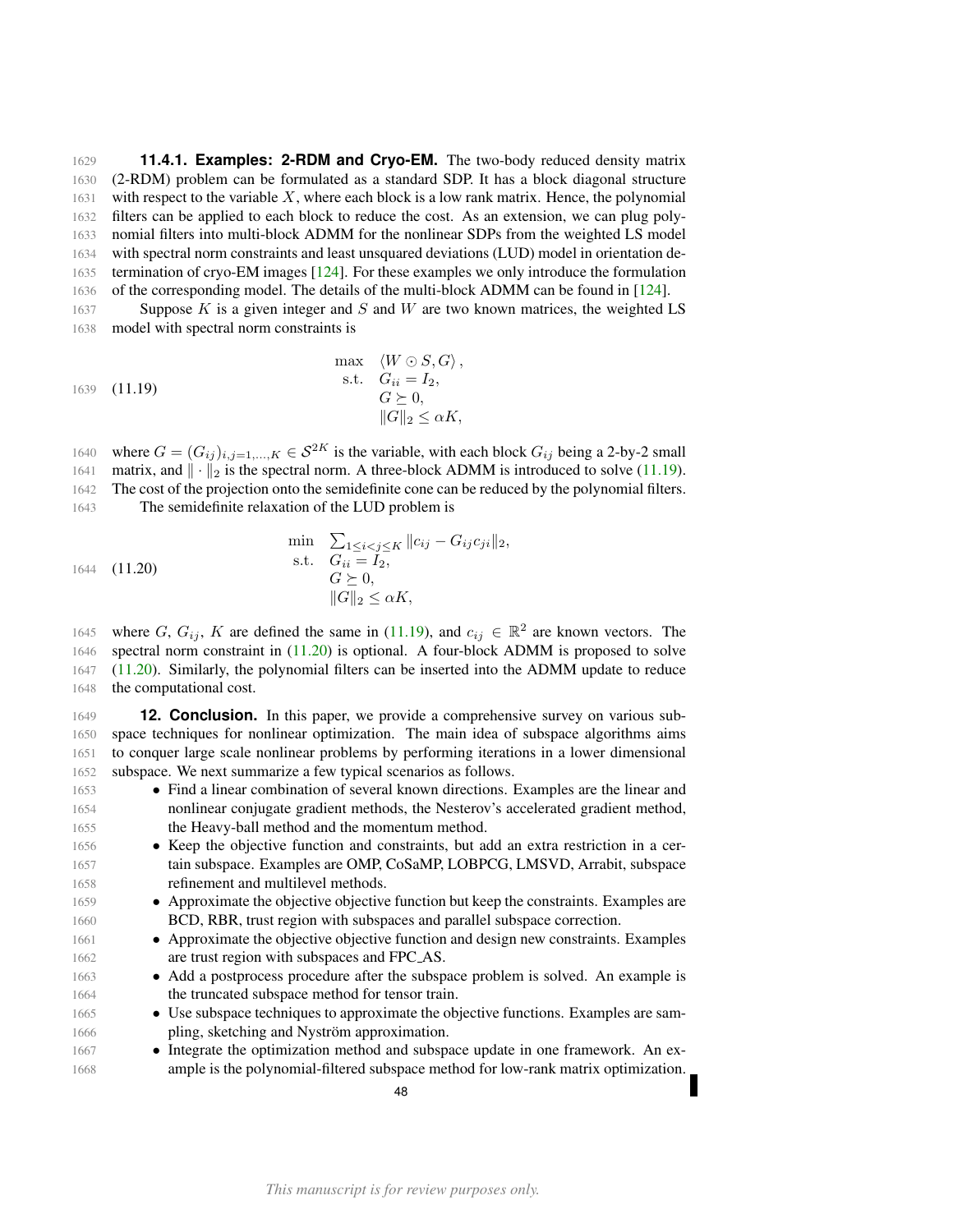### 11.4.1. Examples: 2-RDM and Cryo-EM.

The two-body reduced density matrix (2-RDM) problem can be formulated as a standard SDP. It has a block diagonal structure with respect to the variable $X$, where each block is a low rank matrix. Hence, the polynomial filters can be applied to each block to reduce the cost. As an extension, we can plug polynomial filters into multi-block ADMM for the nonlinear SDPs from the weighted LS model with spectral norm constraints and least unsquared deviations (LUD) model in orientation determination of cryo-EM images [124]. For these examples we only introduce the formulation of the corresponding model. The details of the multi-block ADMM can be found in [124].

Suppose $K$ is a given integer and $S$ and $W$ are two known matrices, the weighted LS model with spectral norm constraints is

$$
\begin{array}{ll}
\max & \langle W \odot S, G \rangle, \\
\text{s.t.} & G_{ii} = I_2, \\
& G \succeq 0, \\
& \|G\|_2 \le \alpha K,
\end{array}
\tag{11.19}
$$

where $G = (G_{ij})_{i,j=1,\ldots,K} \in \mathcal{S}^{2K}$ is the variable, with each block $G_{ij}$ being a 2-by-2 small matrix, and $\|\cdot\|_2$ is the spectral norm. A three-block ADMM is introduced to solve (11.19). The cost of the projection onto the semidefinite cone can be reduced by the polynomial filters.

The semidefinite relaxation of the LUD problem is

$$
\begin{array}{ll}
\min & \sum_{1 \le i < j \le K} \|c_{ij} - G_{ij} c_{ji}\|_2, \\
\text{s.t.} & G_{ii} = I_2, \\
& G \succeq 0, \\
& \|G\|_2 \le \alpha K,
\end{array}
\tag{11.20}
$$

where $G$, $G_{ij}$, $K$ are defined the same in (11.19), and $c_{ij} \in \mathbb{R}^2$ are known vectors. The spectral norm constraint in (11.20) is optional. A four-block ADMM is proposed to solve (11.20). Similarly, the polynomial filters can be inserted into the ADMM update to reduce the computational cost.

## 12. Conclusion.

In this paper, we provide a comprehensive survey on various subspace techniques for nonlinear optimization. The main idea of subspace algorithms aims to conquer large scale nonlinear problems by performing iterations in a lower dimensional subspace. We next summarize a few typical scenarios as follows.

- Find a linear combination of several known directions. Examples are the linear and nonlinear conjugate gradient methods, the Nesterov's accelerated gradient method, the Heavy-ball method and the momentum method.
- Keep the objective function and constraints, but add an extra restriction in a certain subspace. Examples are OMP, CoSaMP, LOBPCG, LMSVD, Arrabit, subspace refinement and multilevel methods.
- Approximate the objective objective function but keep the constraints. Examples are BCD, RBR, trust region with subspaces and parallel subspace correction.
- Approximate the objective objective function and design new constraints. Examples are trust region with subspaces and FPC_AS.
- Add a postprocess procedure after the subspace problem is solved. An example is the truncated subspace method for tensor train.
- Use subspace techniques to approximate the objective functions. Examples are sampling, sketching and Nyström approximation.
- Integrate the optimization method and subspace update in one framework. An example is the polynomial-filtered subspace method for low-rank matrix optimization.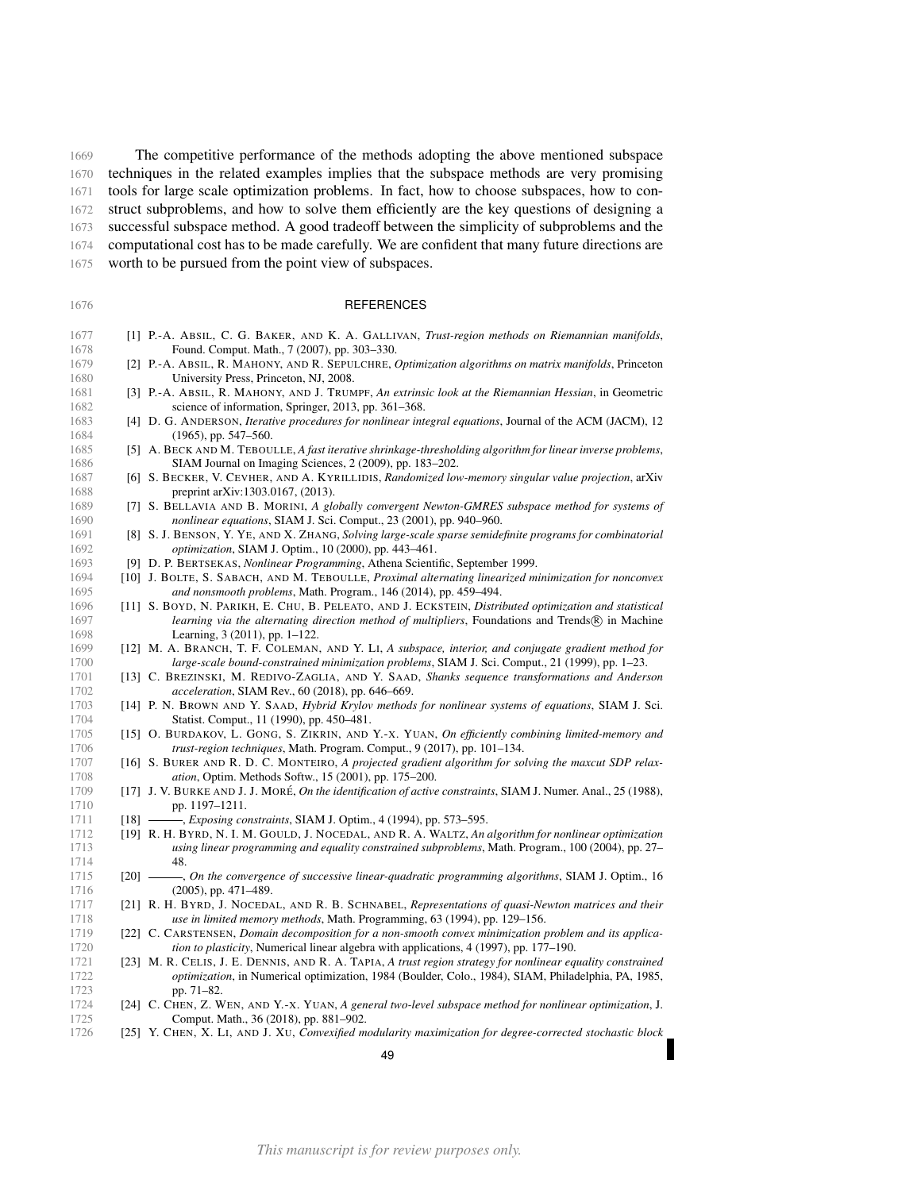The competitive performance of the methods adopting the above mentioned subspace techniques in the related examples implies that the subspace methods are very promising tools for large scale optimization problems. In fact, how to choose subspaces, how to construct subproblems, and how to solve them efficiently are the key questions of designing a successful subspace method. A good tradeoff between the simplicity of subproblems and the computational cost has to be made carefully. We are confident that many future directions are worth to be pursued from the point view of subspaces.

## REFERENCES

[1] P.-A. Absil, C. G. Baker, and K. A. Gallivan, *Trust-region methods on Riemannian manifolds*, Found. Comput. Math., 7 (2007), pp. 303–330.

[2] P.-A. Absil, R. Mahony, and R. Sepulchre, *Optimization algorithms on matrix manifolds*, Princeton University Press, Princeton, NJ, 2008.

[3] P.-A. Absil, R. Mahony, and J. Trumpf, *An extrinsic look at the Riemannian Hessian*, in Geometric science of information, Springer, 2013, pp. 361–368.

[4] D. G. Anderson, *Iterative procedures for nonlinear integral equations*, Journal of the ACM (JACM), 12 (1965), pp. 547–560.

[5] A. Beck and M. Teboulle, *A fast iterative shrinkage-thresholding algorithm for linear inverse problems*, SIAM Journal on Imaging Sciences, 2 (2009), pp. 183–202.

[6] S. Becker, V. Cevher, and A. Kyrillidis, *Randomized low-memory singular value projection*, arXiv preprint arXiv:1303.0167, (2013).

[7] S. Bellavia and B. Morini, *A globally convergent Newton-GMRES subspace method for systems of nonlinear equations*, SIAM J. Sci. Comput., 23 (2001), pp. 940–960.

[8] S. J. Benson, Y. Ye, and X. Zhang, *Solving large-scale sparse semidefinite programs for combinatorial optimization*, SIAM J. Optim., 10 (2000), pp. 443–461.

[9] D. P. Bertsekas, *Nonlinear Programming*, Athena Scientific, September 1999.

[10] J. Bolte, S. Sabach, and M. Teboulle, *Proximal alternating linearized minimization for nonconvex and nonsmooth problems*, Math. Program., 146 (2014), pp. 459–494.

[11] S. Boyd, N. Parikh, E. Chu, B. Peleato, and J. Eckstein, *Distributed optimization and statistical learning via the alternating direction method of multipliers*, Foundations and Trends® in Machine Learning, 3 (2011), pp. 1–122.

[12] M. A. Branch, T. F. Coleman, and Y. Li, *A subspace, interior, and conjugate gradient method for large-scale bound-constrained minimization problems*, SIAM J. Sci. Comput., 21 (1999), pp. 1–23.

[13] C. Brezinski, M. Redivo-Zaglia, and Y. Saad, *Shanks sequence transformations and Anderson acceleration*, SIAM Rev., 60 (2018), pp. 646–669.

[14] P. N. Brown and Y. Saad, *Hybrid Krylov methods for nonlinear systems of equations*, SIAM J. Sci. Statist. Comput., 11 (1990), pp. 450–481.

[15] O. Burdakov, L. Gong, S. Zikrin, and Y.-x. Yuan, *On efficiently combining limited-memory and trust-region techniques*, Math. Program. Comput., 9 (2017), pp. 101–134.

[16] S. Burer and R. D. C. Monteiro, *A projected gradient algorithm for solving the maxcut SDP relaxation*, Optim. Methods Softw., 15 (2001), pp. 175–200.

[17] J. V. Burke and J. J. Moré, *On the identification of active constraints*, SIAM J. Numer. Anal., 25 (1988), pp. 1197–1211.

[18] ———, *Exposing constraints*, SIAM J. Optim., 4 (1994), pp. 573–595.

[19] R. H. Byrd, N. I. M. Gould, J. Nocedal, and R. A. Waltz, *An algorithm for nonlinear optimization using linear programming and equality constrained subproblems*, Math. Program., 100 (2004), pp. 27–48.

[20] ———, *On the convergence of successive linear-quadratic programming algorithms*, SIAM J. Optim., 16 (2005), pp. 471–489.

[21] R. H. Byrd, J. Nocedal, and R. B. Schnabel, *Representations of quasi-Newton matrices and their use in limited memory methods*, Math. Programming, 63 (1994), pp. 129–156.

[22] C. Carstensen, *Domain decomposition for a non-smooth convex minimization problem and its application to plasticity*, Numerical linear algebra with applications, 4 (1997), pp. 177–190.

[23] M. R. Celis, J. E. Dennis, and R. A. Tapia, *A trust region strategy for nonlinear equality constrained optimization*, in Numerical optimization, 1984 (Boulder, Colo., 1984), SIAM, Philadelphia, PA, 1985, pp. 71–82.

[24] C. Chen, Z. Wen, and Y.-x. Yuan, *A general two-level subspace method for nonlinear optimization*, J. Comput. Math., 36 (2018), pp. 881–902.

[25] Y. Chen, X. Li, and J. Xu, *Convexified modularity maximization for degree-corrected stochastic block*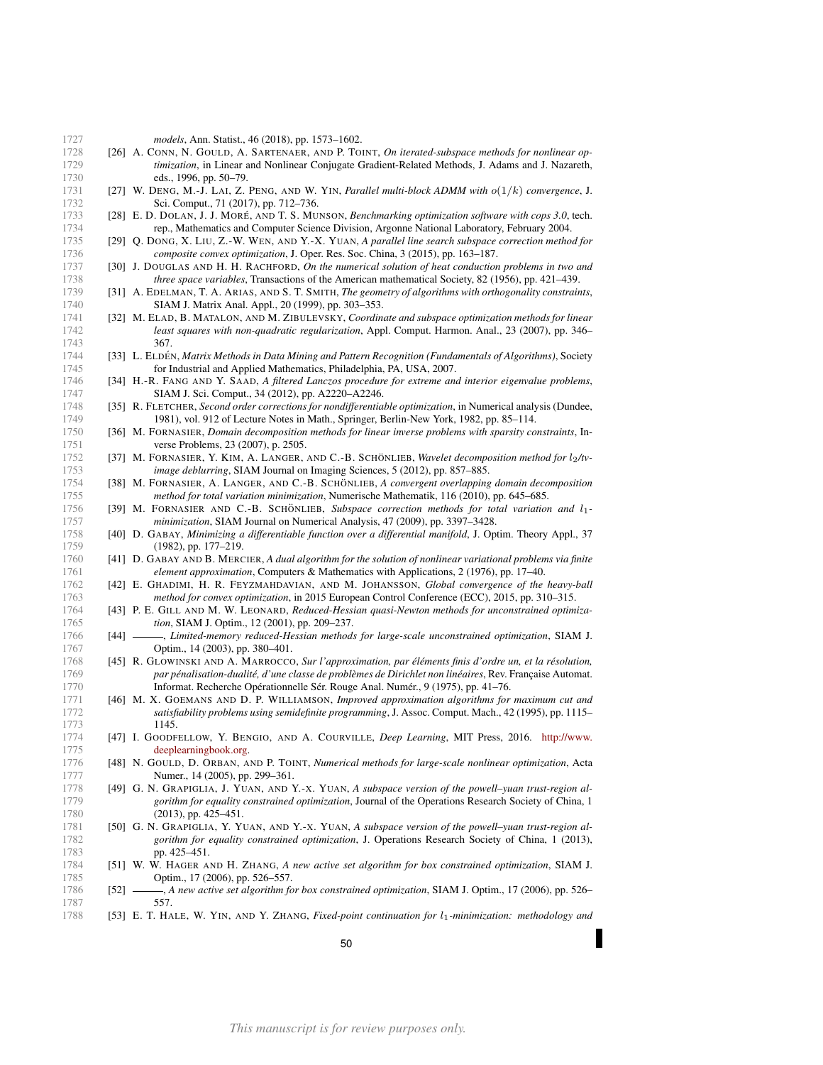*models*, Ann. Statist., 46 (2018), pp. 1573–1602.

[26] A. Conn, N. Gould, A. Sartenaer, and P. Toint, *On iterated-subspace methods for nonlinear optimization*, in Linear and Nonlinear Conjugate Gradient-Related Methods, J. Adams and J. Nazareth, eds., 1996, pp. 50–79.

[27] W. Deng, M.-J. Lai, Z. Peng, and W. Yin, *Parallel multi-block ADMM with $o(1/k)$ convergence*, J. Sci. Comput., 71 (2017), pp. 712–736.

[28] E. D. Dolan, J. J. Moré, and T. S. Munson, *Benchmarking optimization software with cops 3.0*, tech. rep., Mathematics and Computer Science Division, Argonne National Laboratory, February 2004.

[29] Q. Dong, X. Liu, Z.-W. Wen, and Y.-X. Yuan, *A parallel line search subspace correction method for composite convex optimization*, J. Oper. Res. Soc. China, 3 (2015), pp. 163–187.

[30] J. Douglas and H. H. Rachford, *On the numerical solution of heat conduction problems in two and three space variables*, Transactions of the American mathematical Society, 82 (1956), pp. 421–439.

[31] A. Edelman, T. A. Arias, and S. T. Smith, *The geometry of algorithms with orthogonality constraints*, SIAM J. Matrix Anal. Appl., 20 (1999), pp. 303–353.

[32] M. Elad, B. Matalon, and M. Zibulevsky, *Coordinate and subspace optimization methods for linear least squares with non-quadratic regularization*, Appl. Comput. Harmon. Anal., 23 (2007), pp. 346–367.

[33] L. Eldén, *Matrix Methods in Data Mining and Pattern Recognition (Fundamentals of Algorithms)*, Society for Industrial and Applied Mathematics, Philadelphia, PA, USA, 2007.

[34] H.-R. Fang and Y. Saad, *A filtered Lanczos procedure for extreme and interior eigenvalue problems*, SIAM J. Sci. Comput., 34 (2012), pp. A2220–A2246.

[35] R. Fletcher, *Second order corrections for nondifferentiable optimization*, in Numerical analysis (Dundee, 1981), vol. 912 of Lecture Notes in Math., Springer, Berlin-New York, 1982, pp. 85–114.

[36] M. Fornasier, *Domain decomposition methods for linear inverse problems with sparsity constraints*, Inverse Problems, 23 (2007), p. 2505.

[37] M. Fornasier, Y. Kim, A. Langer, and C.-B. Schönlieb, *Wavelet decomposition method for $l_2$/tv-image deblurring*, SIAM Journal on Imaging Sciences, 5 (2012), pp. 857–885.

[38] M. Fornasier, A. Langer, and C.-B. Schönlieb, *A convergent overlapping domain decomposition method for total variation minimization*, Numerische Mathematik, 116 (2010), pp. 645–685.

[39] M. Fornasier and C.-B. Schönlieb, *Subspace correction methods for total variation and $l_1$-minimization*, SIAM Journal on Numerical Analysis, 47 (2009), pp. 3397–3428.

[40] D. Gabay, *Minimizing a differentiable function over a differential manifold*, J. Optim. Theory Appl., 37 (1982), pp. 177–219.

[41] D. Gabay and B. Mercier, *A dual algorithm for the solution of nonlinear variational problems via finite element approximation*, Computers & Mathematics with Applications, 2 (1976), pp. 17–40.

[42] E. Ghadimi, H. R. Feyzmahdavian, and M. Johansson, *Global convergence of the heavy-ball method for convex optimization*, in 2015 European Control Conference (ECC), 2015, pp. 310–315.

[43] P. E. Gill and M. W. Leonard, *Reduced-Hessian quasi-Newton methods for unconstrained optimization*, SIAM J. Optim., 12 (2001), pp. 209–237.

[44] ———, *Limited-memory reduced-Hessian methods for large-scale unconstrained optimization*, SIAM J. Optim., 14 (2003), pp. 380–401.

[45] R. Glowinski and A. Marrocco, *Sur l'approximation, par éléments finis d'ordre un, et la résolution, par pénalisation-dualité, d'une classe de problèmes de Dirichlet non linéaires*, Rev. Française Automat. Informat. Recherche Opérationnelle Sér. Rouge Anal. Numér., 9 (1975), pp. 41–76.

[46] M. X. Goemans and D. P. Williamson, *Improved approximation algorithms for maximum cut and satisfiability problems using semidefinite programming*, J. Assoc. Comput. Mach., 42 (1995), pp. 1115–1145.

[47] I. Goodfellow, Y. Bengio, and A. Courville, *Deep Learning*, MIT Press, 2016. http://www.deeplearningbook.org.

[48] N. Gould, D. Orban, and P. Toint, *Numerical methods for large-scale nonlinear optimization*, Acta Numer., 14 (2005), pp. 299–361.

[49] G. N. Grapiglia, J. Yuan, and Y.-x. Yuan, *A subspace version of the powell–yuan trust-region algorithm for equality constrained optimization*, Journal of the Operations Research Society of China, 1 (2013), pp. 425–451.

[50] G. N. Grapiglia, Y. Yuan, and Y.-x. Yuan, *A subspace version of the powell–yuan trust-region algorithm for equality constrained optimization*, J. Operations Research Society of China, 1 (2013), pp. 425–451.

[51] W. W. Hager and H. Zhang, *A new active set algorithm for box constrained optimization*, SIAM J. Optim., 17 (2006), pp. 526–557.

[52] ———, *A new active set algorithm for box constrained optimization*, SIAM J. Optim., 17 (2006), pp. 526–557.

[53] E. T. Hale, W. Yin, and Y. Zhang, *Fixed-point continuation for $l_1$-minimization: methodology and*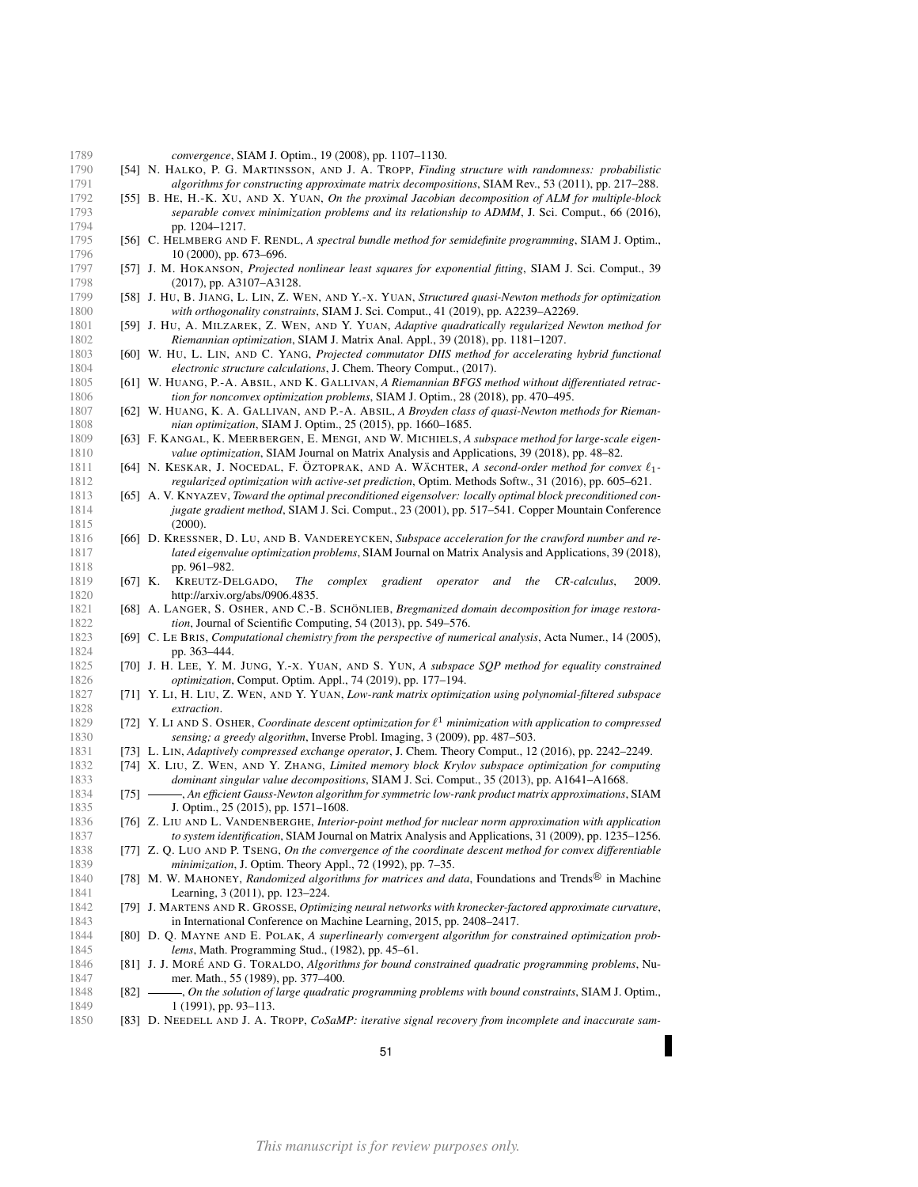*convergence*, SIAM J. Optim., 19 (2008), pp. 1107–1130.

[54] N. Halko, P. G. Martinsson, and J. A. Tropp, *Finding structure with randomness: probabilistic algorithms for constructing approximate matrix decompositions*, SIAM Rev., 53 (2011), pp. 217–288.

[55] B. He, H.-K. Xu, and X. Yuan, *On the proximal Jacobian decomposition of ALM for multiple-block separable convex minimization problems and its relationship to ADMM*, J. Sci. Comput., 66 (2016), pp. 1204–1217.

[56] C. Helmberg and F. Rendl, *A spectral bundle method for semidefinite programming*, SIAM J. Optim., 10 (2000), pp. 673–696.

[57] J. M. Hokanson, *Projected nonlinear least squares for exponential fitting*, SIAM J. Sci. Comput., 39 (2017), pp. A3107–A3128.

[58] J. Hu, B. Jiang, L. Lin, Z. Wen, and Y.-x. Yuan, *Structured quasi-Newton methods for optimization with orthogonality constraints*, SIAM J. Sci. Comput., 41 (2019), pp. A2239–A2269.

[59] J. Hu, A. Milzarek, Z. Wen, and Y. Yuan, *Adaptive quadratically regularized Newton method for Riemannian optimization*, SIAM J. Matrix Anal. Appl., 39 (2018), pp. 1181–1207.

[60] W. Hu, L. Lin, and C. Yang, *Projected commutator DIIS method for accelerating hybrid functional electronic structure calculations*, J. Chem. Theory Comput., (2017).

[61] W. Huang, P.-A. Absil, and K. Gallivan, *A Riemannian BFGS method without differentiated retraction for nonconvex optimization problems*, SIAM J. Optim., 28 (2018), pp. 470–495.

[62] W. Huang, K. A. Gallivan, and P.-A. Absil, *A Broyden class of quasi-Newton methods for Riemannian optimization*, SIAM J. Optim., 25 (2015), pp. 1660–1685.

[63] F. Kangal, K. Meerbergen, E. Mengi, and W. Michiels, *A subspace method for large-scale eigenvalue optimization*, SIAM Journal on Matrix Analysis and Applications, 39 (2018), pp. 48–82.

[64] N. Keskar, J. Nocedal, F. Öztoprak, and A. Wächter, *A second-order method for convex $\ell_1$-regularized optimization with active-set prediction*, Optim. Methods Softw., 31 (2016), pp. 605–621.

[65] A. V. Knyazev, *Toward the optimal preconditioned eigensolver: locally optimal block preconditioned conjugate gradient method*, SIAM J. Sci. Comput., 23 (2001), pp. 517–541. Copper Mountain Conference (2000).

[66] D. Kressner, D. Lu, and B. Vandereycken, *Subspace acceleration for the crawford number and related eigenvalue optimization problems*, SIAM Journal on Matrix Analysis and Applications, 39 (2018), pp. 961–982.

[67] K. Kreutz-Delgado, *The complex gradient operator and the CR-calculus*, 2009. http://arxiv.org/abs/0906.4835.

[68] A. Langer, S. Osher, and C.-B. Schönlieb, *Bregmanized domain decomposition for image restoration*, Journal of Scientific Computing, 54 (2013), pp. 549–576.

[69] C. Le Bris, *Computational chemistry from the perspective of numerical analysis*, Acta Numer., 14 (2005), pp. 363–444.

[70] J. H. Lee, Y. M. Jung, Y.-x. Yuan, and S. Yun, *A subspace SQP method for equality constrained optimization*, Comput. Optim. Appl., 74 (2019), pp. 177–194.

[71] Y. Li, H. Liu, Z. Wen, and Y. Yuan, *Low-rank matrix optimization using polynomial-filtered subspace extraction*.

[72] Y. Li and S. Osher, *Coordinate descent optimization for $\ell^1$ minimization with application to compressed sensing; a greedy algorithm*, Inverse Probl. Imaging, 3 (2009), pp. 487–503.

[73] L. Lin, *Adaptively compressed exchange operator*, J. Chem. Theory Comput., 12 (2016), pp. 2242–2249.

[74] X. Liu, Z. Wen, and Y. Zhang, *Limited memory block Krylov subspace optimization for computing dominant singular value decompositions*, SIAM J. Sci. Comput., 35 (2013), pp. A1641–A1668.

[75] ———, *An efficient Gauss-Newton algorithm for symmetric low-rank product matrix approximations*, SIAM J. Optim., 25 (2015), pp. 1571–1608.

[76] Z. Liu and L. Vandenberghe, *Interior-point method for nuclear norm approximation with application to system identification*, SIAM Journal on Matrix Analysis and Applications, 31 (2009), pp. 1235–1256.

[77] Z. Q. Luo and P. Tseng, *On the convergence of the coordinate descent method for convex differentiable minimization*, J. Optim. Theory Appl., 72 (1992), pp. 7–35.

[78] M. W. Mahoney, *Randomized algorithms for matrices and data*, Foundations and Trends® in Machine Learning, 3 (2011), pp. 123–224.

[79] J. Martens and R. Grosse, *Optimizing neural networks with kronecker-factored approximate curvature*, in International Conference on Machine Learning, 2015, pp. 2408–2417.

[80] D. Q. Mayne and E. Polak, *A superlinearly convergent algorithm for constrained optimization problems*, Math. Programming Stud., (1982), pp. 45–61.

[81] J. J. Moré and G. Toraldo, *Algorithms for bound constrained quadratic programming problems*, Numer. Math., 55 (1989), pp. 377–400.

[82] ———, *On the solution of large quadratic programming problems with bound constraints*, SIAM J. Optim., 1 (1991), pp. 93–113.

[83] D. Needell and J. A. Tropp, *CoSaMP: iterative signal recovery from incomplete and inaccurate sam-*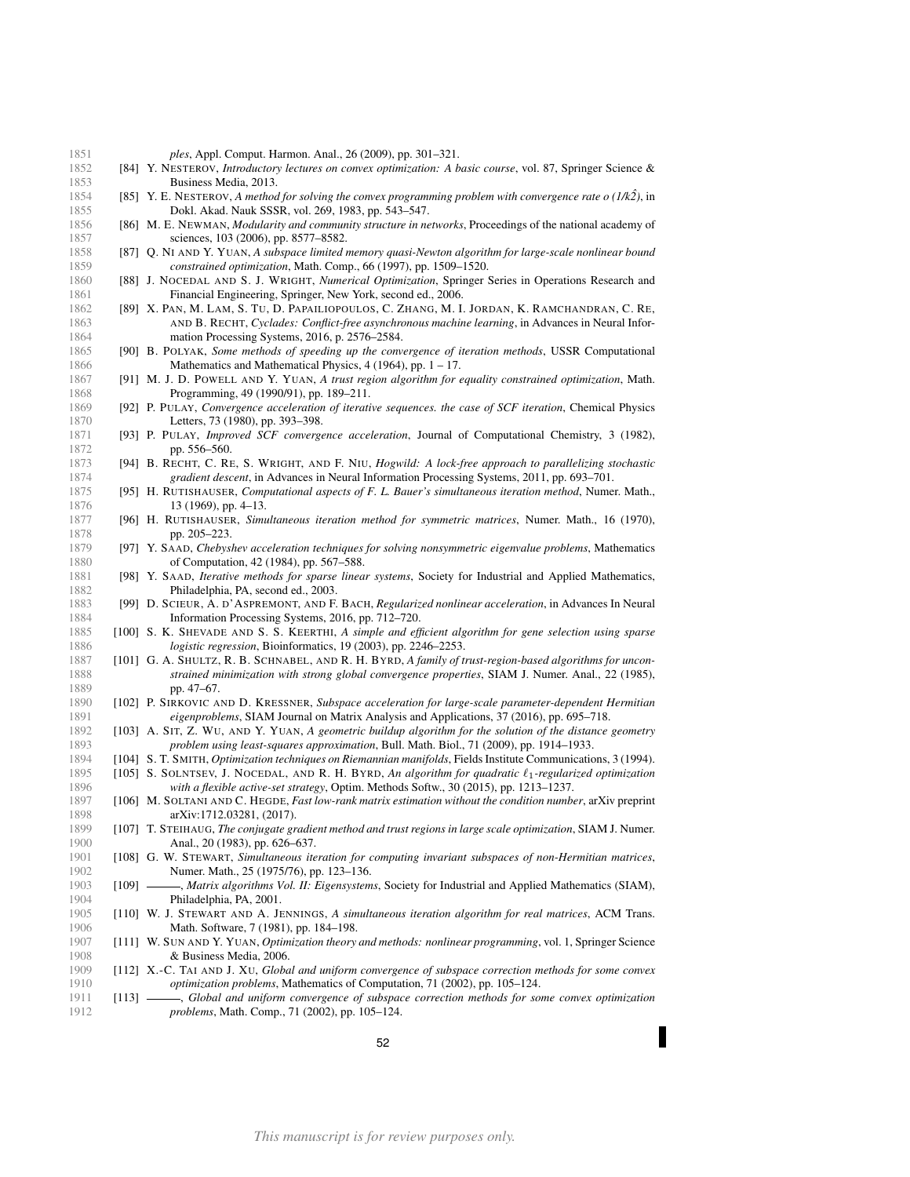*ples*, Appl. Comput. Harmon. Anal., 26 (2009), pp. 301–321.

[84] Y. Nesterov, *Introductory lectures on convex optimization: A basic course*, vol. 87, Springer Science & Business Media, 2013.

[85] Y. E. Nesterov, *A method for solving the convex programming problem with convergence rate o (1/k$\hat{2}$)*, in Dokl. Akad. Nauk SSSR, vol. 269, 1983, pp. 543–547.

[86] M. E. Newman, *Modularity and community structure in networks*, Proceedings of the national academy of sciences, 103 (2006), pp. 8577–8582.

[87] Q. Ni and Y. Yuan, *A subspace limited memory quasi-Newton algorithm for large-scale nonlinear bound constrained optimization*, Math. Comp., 66 (1997), pp. 1509–1520.

[88] J. Nocedal and S. J. Wright, *Numerical Optimization*, Springer Series in Operations Research and Financial Engineering, Springer, New York, second ed., 2006.

[89] X. Pan, M. Lam, S. Tu, D. Papailiopoulos, C. Zhang, M. I. Jordan, K. Ramchandran, C. Re, and B. Recht, *Cyclades: Conflict-free asynchronous machine learning*, in Advances in Neural Information Processing Systems, 2016, p. 2576–2584.

[90] B. Polyak, *Some methods of speeding up the convergence of iteration methods*, USSR Computational Mathematics and Mathematical Physics, 4 (1964), pp. 1 – 17.

[91] M. J. D. Powell and Y. Yuan, *A trust region algorithm for equality constrained optimization*, Math. Programming, 49 (1990/91), pp. 189–211.

[92] P. Pulay, *Convergence acceleration of iterative sequences. the case of SCF iteration*, Chemical Physics Letters, 73 (1980), pp. 393–398.

[93] P. Pulay, *Improved SCF convergence acceleration*, Journal of Computational Chemistry, 3 (1982), pp. 556–560.

[94] B. Recht, C. Re, S. Wright, and F. Niu, *Hogwild: A lock-free approach to parallelizing stochastic gradient descent*, in Advances in Neural Information Processing Systems, 2011, pp. 693–701.

[95] H. Rutishauser, *Computational aspects of F. L. Bauer's simultaneous iteration method*, Numer. Math., 13 (1969), pp. 4–13.

[96] H. Rutishauser, *Simultaneous iteration method for symmetric matrices*, Numer. Math., 16 (1970), pp. 205–223.

[97] Y. Saad, *Chebyshev acceleration techniques for solving nonsymmetric eigenvalue problems*, Mathematics of Computation, 42 (1984), pp. 567–588.

[98] Y. Saad, *Iterative methods for sparse linear systems*, Society for Industrial and Applied Mathematics, Philadelphia, PA, second ed., 2003.

[99] D. Scieur, A. d'Aspremont, and F. Bach, *Regularized nonlinear acceleration*, in Advances In Neural Information Processing Systems, 2016, pp. 712–720.

[100] S. K. Shevade and S. S. Keerthi, *A simple and efficient algorithm for gene selection using sparse logistic regression*, Bioinformatics, 19 (2003), pp. 2246–2253.

[101] G. A. Shultz, R. B. Schnabel, and R. H. Byrd, *A family of trust-region-based algorithms for unconstrained minimization with strong global convergence properties*, SIAM J. Numer. Anal., 22 (1985), pp. 47–67.

[102] P. Sirkovic and D. Kressner, *Subspace acceleration for large-scale parameter-dependent Hermitian eigenproblems*, SIAM Journal on Matrix Analysis and Applications, 37 (2016), pp. 695–718.

[103] A. Sit, Z. Wu, and Y. Yuan, *A geometric buildup algorithm for the solution of the distance geometry problem using least-squares approximation*, Bull. Math. Biol., 71 (2009), pp. 1914–1933.

[104] S. T. Smith, *Optimization techniques on Riemannian manifolds*, Fields Institute Communications, 3 (1994).

[105] S. Solntsev, J. Nocedal, and R. H. Byrd, *An algorithm for quadratic $\ell_1$-regularized optimization with a flexible active-set strategy*, Optim. Methods Softw., 30 (2015), pp. 1213–1237.

[106] M. Soltani and C. Hegde, *Fast low-rank matrix estimation without the condition number*, arXiv preprint arXiv:1712.03281, (2017).

[107] T. Steihaug, *The conjugate gradient method and trust regions in large scale optimization*, SIAM J. Numer. Anal., 20 (1983), pp. 626–637.

[108] G. W. Stewart, *Simultaneous iteration for computing invariant subspaces of non-Hermitian matrices*, Numer. Math., 25 (1975/76), pp. 123–136.

[109] ———, *Matrix algorithms Vol. II: Eigensystems*, Society for Industrial and Applied Mathematics (SIAM), Philadelphia, PA, 2001.

[110] W. J. Stewart and A. Jennings, *A simultaneous iteration algorithm for real matrices*, ACM Trans. Math. Software, 7 (1981), pp. 184–198.

[111] W. Sun and Y. Yuan, *Optimization theory and methods: nonlinear programming*, vol. 1, Springer Science & Business Media, 2006.

[112] X.-C. Tai and J. Xu, *Global and uniform convergence of subspace correction methods for some convex optimization problems*, Mathematics of Computation, 71 (2002), pp. 105–124.

[113] ———, *Global and uniform convergence of subspace correction methods for some convex optimization problems*, Math. Comp., 71 (2002), pp. 105–124.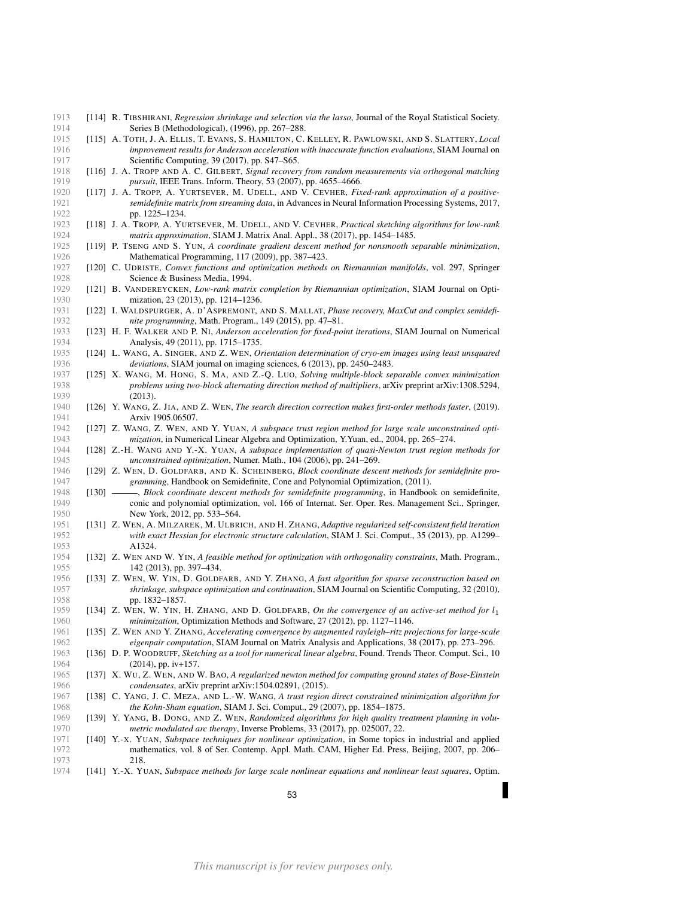[114] R. Tibshirani, *Regression shrinkage and selection via the lasso*, Journal of the Royal Statistical Society. Series B (Methodological), (1996), pp. 267–288.

[115] A. Toth, J. A. Ellis, T. Evans, S. Hamilton, C. Kelley, R. Pawlowski, and S. Slattery, *Local improvement results for Anderson acceleration with inaccurate function evaluations*, SIAM Journal on Scientific Computing, 39 (2017), pp. S47–S65.

[116] J. A. Tropp and A. C. Gilbert, *Signal recovery from random measurements via orthogonal matching pursuit*, IEEE Trans. Inform. Theory, 53 (2007), pp. 4655–4666.

[117] J. A. Tropp, A. Yurtsever, M. Udell, and V. Cevher, *Fixed-rank approximation of a positive-semidefinite matrix from streaming data*, in Advances in Neural Information Processing Systems, 2017, pp. 1225–1234.

[118] J. A. Tropp, A. Yurtsever, M. Udell, and V. Cevher, *Practical sketching algorithms for low-rank matrix approximation*, SIAM J. Matrix Anal. Appl., 38 (2017), pp. 1454–1485.

[119] P. Tseng and S. Yun, *A coordinate gradient descent method for nonsmooth separable minimization*, Mathematical Programming, 117 (2009), pp. 387–423.

[120] C. Udriste, *Convex functions and optimization methods on Riemannian manifolds*, vol. 297, Springer Science & Business Media, 1994.

[121] B. Vandereycken, *Low-rank matrix completion by Riemannian optimization*, SIAM Journal on Optimization, 23 (2013), pp. 1214–1236.

[122] I. Waldspurger, A. d'Aspremont, and S. Mallat, *Phase recovery, MaxCut and complex semidefinite programming*, Math. Program., 149 (2015), pp. 47–81.

[123] H. F. Walker and P. Ni, *Anderson acceleration for fixed-point iterations*, SIAM Journal on Numerical Analysis, 49 (2011), pp. 1715–1735.

[124] L. Wang, A. Singer, and Z. Wen, *Orientation determination of cryo-em images using least unsquared deviations*, SIAM journal on imaging sciences, 6 (2013), pp. 2450–2483.

[125] X. Wang, M. Hong, S. Ma, and Z.-Q. Luo, *Solving multiple-block separable convex minimization problems using two-block alternating direction method of multipliers*, arXiv preprint arXiv:1308.5294, (2013).

[126] Y. Wang, Z. Jia, and Z. Wen, *The search direction correction makes first-order methods faster*, (2019). Arxiv 1905.06507.

[127] Z. Wang, Z. Wen, and Y. Yuan, *A subspace trust region method for large scale unconstrained optimization*, in Numerical Linear Algebra and Optimization, Y.Yuan, ed., 2004, pp. 265–274.

[128] Z.-H. Wang and Y.-X. Yuan, *A subspace implementation of quasi-Newton trust region methods for unconstrained optimization*, Numer. Math., 104 (2006), pp. 241–269.

[129] Z. Wen, D. Goldfarb, and K. Scheinberg, *Block coordinate descent methods for semidefinite programming*, Handbook on Semidefinite, Cone and Polynomial Optimization, (2011).

[130] ———, *Block coordinate descent methods for semidefinite programming*, in Handbook on semidefinite, conic and polynomial optimization, vol. 166 of Internat. Ser. Oper. Res. Management Sci., Springer, New York, 2012, pp. 533–564.

[131] Z. Wen, A. Milzarek, M. Ulbrich, and H. Zhang, *Adaptive regularized self-consistent field iteration with exact Hessian for electronic structure calculation*, SIAM J. Sci. Comput., 35 (2013), pp. A1299–A1324.

[132] Z. Wen and W. Yin, *A feasible method for optimization with orthogonality constraints*, Math. Program., 142 (2013), pp. 397–434.

[133] Z. Wen, W. Yin, D. Goldfarb, and Y. Zhang, *A fast algorithm for sparse reconstruction based on shrinkage, subspace optimization and continuation*, SIAM Journal on Scientific Computing, 32 (2010), pp. 1832–1857.

[134] Z. Wen, W. Yin, H. Zhang, and D. Goldfarb, *On the convergence of an active-set method for $l_1$ minimization*, Optimization Methods and Software, 27 (2012), pp. 1127–1146.

[135] Z. Wen and Y. Zhang, *Accelerating convergence by augmented rayleigh–ritz projections for large-scale eigenpair computation*, SIAM Journal on Matrix Analysis and Applications, 38 (2017), pp. 273–296.

[136] D. P. Woodruff, *Sketching as a tool for numerical linear algebra*, Found. Trends Theor. Comput. Sci., 10 (2014), pp. iv+157.

[137] X. Wu, Z. Wen, and W. Bao, *A regularized newton method for computing ground states of Bose-Einstein condensates*, arXiv preprint arXiv:1504.02891, (2015).

[138] C. Yang, J. C. Meza, and L.-W. Wang, *A trust region direct constrained minimization algorithm for the Kohn-Sham equation*, SIAM J. Sci. Comput., 29 (2007), pp. 1854–1875.

[139] Y. Yang, B. Dong, and Z. Wen, *Randomized algorithms for high quality treatment planning in volumetric modulated arc therapy*, Inverse Problems, 33 (2017), pp. 025007, 22.

[140] Y.-x. Yuan, *Subspace techniques for nonlinear optimization*, in Some topics in industrial and applied mathematics, vol. 8 of Ser. Contemp. Appl. Math. CAM, Higher Ed. Press, Beijing, 2007, pp. 206–218.

[141] Y.-X. Yuan, *Subspace methods for large scale nonlinear equations and nonlinear least squares*, Optim.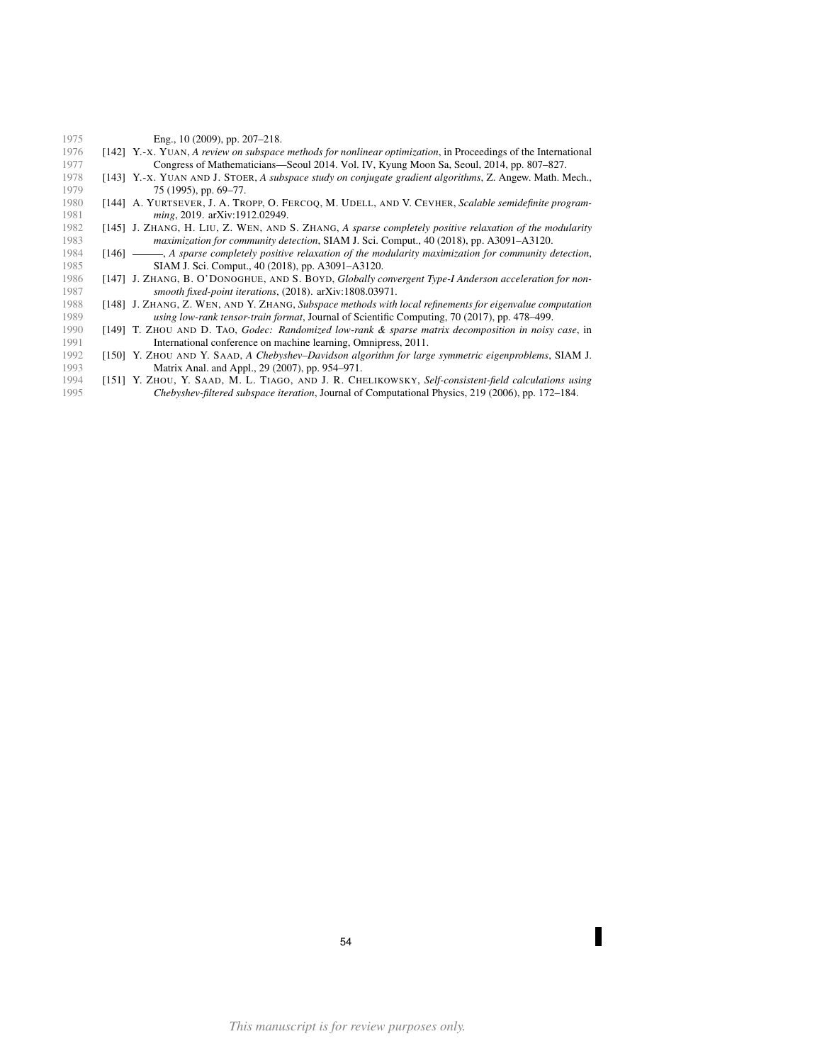Eng., 10 (2009), pp. 207–218.

[142] Y.-X. Yuan, *A review on subspace methods for nonlinear optimization*, in Proceedings of the International Congress of Mathematicians—Seoul 2014. Vol. IV, Kyung Moon Sa, Seoul, 2014, pp. 807–827.

[143] Y.-X. Yuan and J. Stoer, *A subspace study on conjugate gradient algorithms*, Z. Angew. Math. Mech., 75 (1995), pp. 69–77.

[144] A. Yurtsever, J. A. Tropp, O. Fercoq, M. Udell, and V. Cevher, *Scalable semidefinite programming*, 2019. arXiv:1912.02949.

[145] J. Zhang, H. Liu, Z. Wen, and S. Zhang, *A sparse completely positive relaxation of the modularity maximization for community detection*, SIAM J. Sci. Comput., 40 (2018), pp. A3091–A3120.

[146] ———, *A sparse completely positive relaxation of the modularity maximization for community detection*, SIAM J. Sci. Comput., 40 (2018), pp. A3091–A3120.

[147] J. Zhang, B. O'Donoghue, and S. Boyd, *Globally convergent Type-I Anderson acceleration for nonsmooth fixed-point iterations*, (2018). arXiv:1808.03971.

[148] J. Zhang, Z. Wen, and Y. Zhang, *Subspace methods with local refinements for eigenvalue computation using low-rank tensor-train format*, Journal of Scientific Computing, 70 (2017), pp. 478–499.

[149] T. Zhou and D. Tao, *Godec: Randomized low-rank & sparse matrix decomposition in noisy case*, in International conference on machine learning, Omnipress, 2011.

[150] Y. Zhou and Y. Saad, *A Chebyshev–Davidson algorithm for large symmetric eigenproblems*, SIAM J. Matrix Anal. and Appl., 29 (2007), pp. 954–971.

[151] Y. Zhou, Y. Saad, M. L. Tiago, and J. R. Chelikowsky, *Self-consistent-field calculations using Chebyshev-filtered subspace iteration*, Journal of Computational Physics, 219 (2006), pp. 172–184.